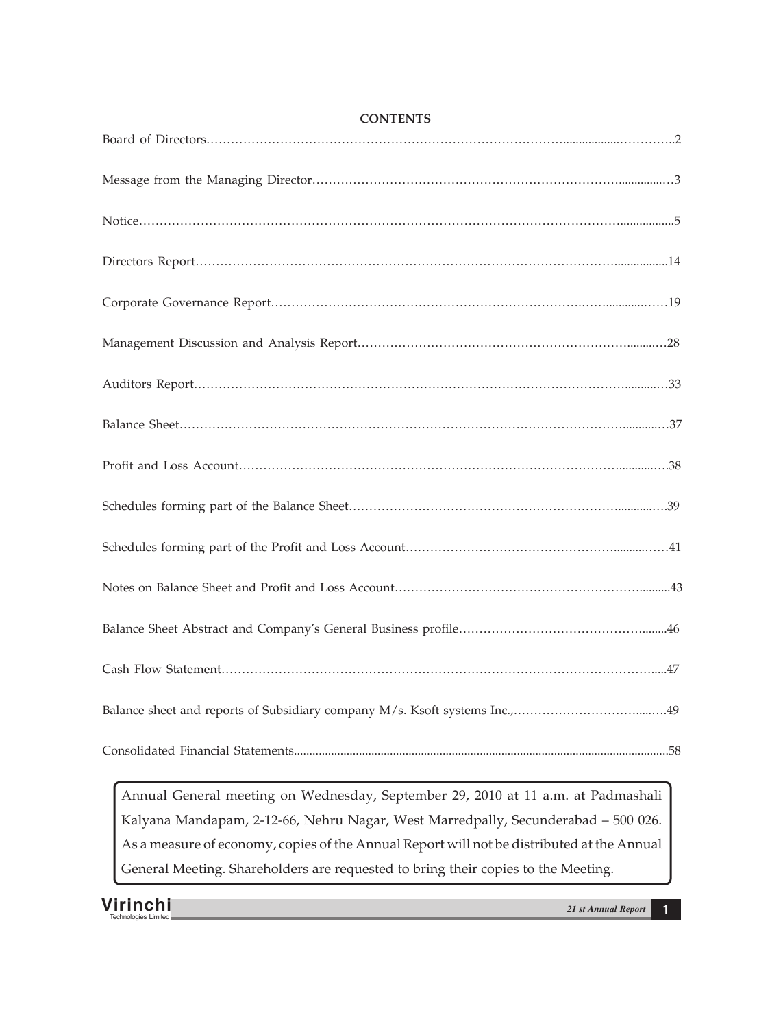## CONTENTS

| | |
|---|---|
| Board of Directors | 2 |
| Message from the Managing Director | 3 |
| Notice | 5 |
| Directors Report | 14 |
| Corporate Governance Report | 19 |
| Management Discussion and Analysis Report | 28 |
| Auditors Report | 33 |
| Balance Sheet | 37 |
| Profit and Loss Account | 38 |
| Schedules forming part of the Balance Sheet | 39 |
| Schedules forming part of the Profit and Loss Account | 41 |
| Notes on Balance Sheet and Profit and Loss Account | 43 |
| Balance Sheet Abstract and Company's General Business profile | 46 |
| Cash Flow Statement | 47 |
| Balance sheet and reports of Subsidiary company M/s. Ksoft systems Inc., | 49 |
| Consolidated Financial Statements | 58 |

Annual General meeting on Wednesday, September 29, 2010 at 11 a.m. at Padmashali Kalyana Mandapam, 2-12-66, Nehru Nagar, West Marredpally, Secunderabad – 500 026. As a measure of economy, copies of the Annual Report will not be distributed at the Annual General Meeting. Shareholders are requested to bring their copies to the Meeting.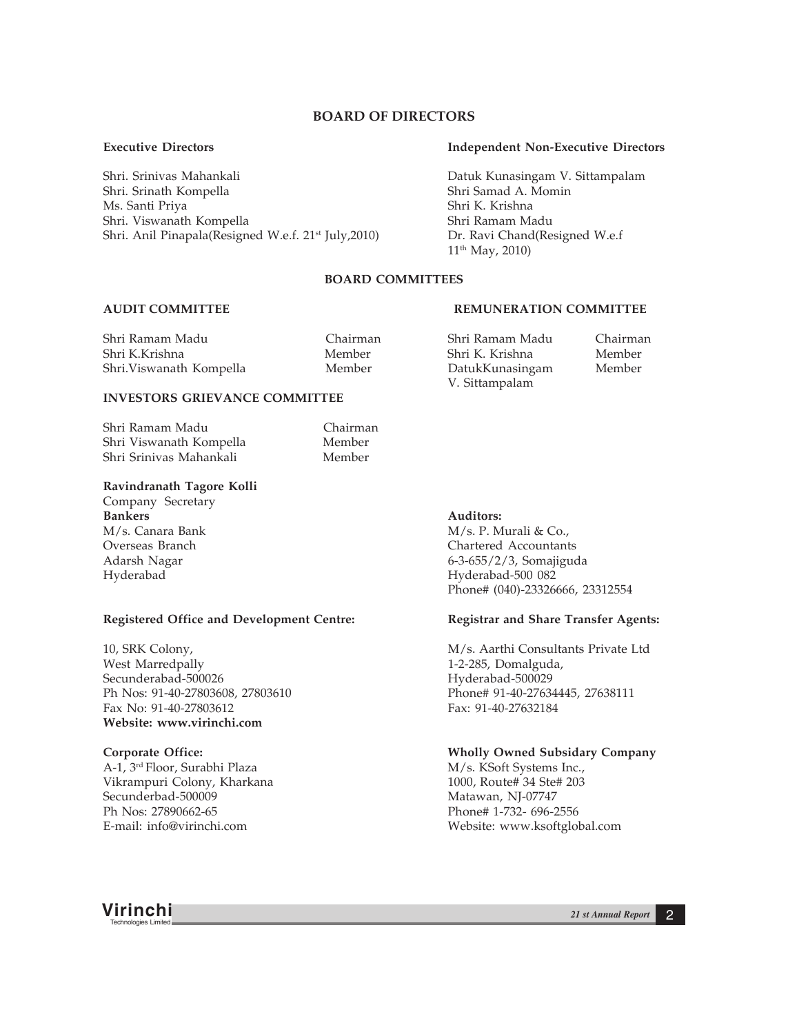# BOARD OF DIRECTORS

**Executive Directors**

Shri. Srinivas Mahankali
Shri. Srinath Kompella
Ms. Santi Priya
Shri. Viswanath Kompella
Shri. Anil Pinapala(Resigned W.e.f. 21st July,2010)

**Independent Non-Executive Directors**

Datuk Kunasingam V. Sittampalam
Shri Samad A. Momin
Shri K. Krishna
Shri Ramam Madu
Dr. Ravi Chand(Resigned W.e.f 11th May, 2010)

## BOARD COMMITTEES

**AUDIT COMMITTEE**

| | |
|---|---|
| Shri Ramam Madu | Chairman |
| Shri K.Krishna | Member |
| Shri.Viswanath Kompella | Member |

**REMUNERATION COMMITTEE**

| | |
|---|---|
| Shri Ramam Madu | Chairman |
| Shri K. Krishna | Member |
| DatukKunasingam V. Sittampalam | Member |

**INVESTORS GRIEVANCE COMMITTEE**

| | |
|---|---|
| Shri Ramam Madu | Chairman |
| Shri Viswanath Kompella | Member |
| Shri Srinivas Mahankali | Member |

**Ravindranath Tagore Kolli**
Company Secretary

**Bankers**
M/s. Canara Bank
Overseas Branch
Adarsh Nagar
Hyderabad

**Auditors:**
M/s. P. Murali & Co.,
Chartered Accountants
6-3-655/2/3, Somajiguda
Hyderabad-500 082
Phone# (040)-23326666, 23312554

**Registered Office and Development Centre:**

10, SRK Colony,
West Marredpally
Secunderabad-500026
Ph Nos: 91-40-27803608, 27803610
Fax No: 91-40-27803612
**Website: www.virinchi.com**

**Registrar and Share Transfer Agents:**

M/s. Aarthi Consultants Private Ltd
1-2-285, Domalguda,
Hyderabad-500029
Phone# 91-40-27634445, 27638111
Fax: 91-40-27632184

**Corporate Office:**
A-1, 3rd Floor, Surabhi Plaza
Vikrampuri Colony, Kharkana
Secunderbad-500009
Ph Nos: 27890662-65
E-mail: info@virinchi.com

**Wholly Owned Subsidary Company**
M/s. KSoft Systems Inc.,
1000, Route# 34 Ste# 203
Matawan, NJ-07747
Phone# 1-732- 696-2556
Website: www.ksoftglobal.com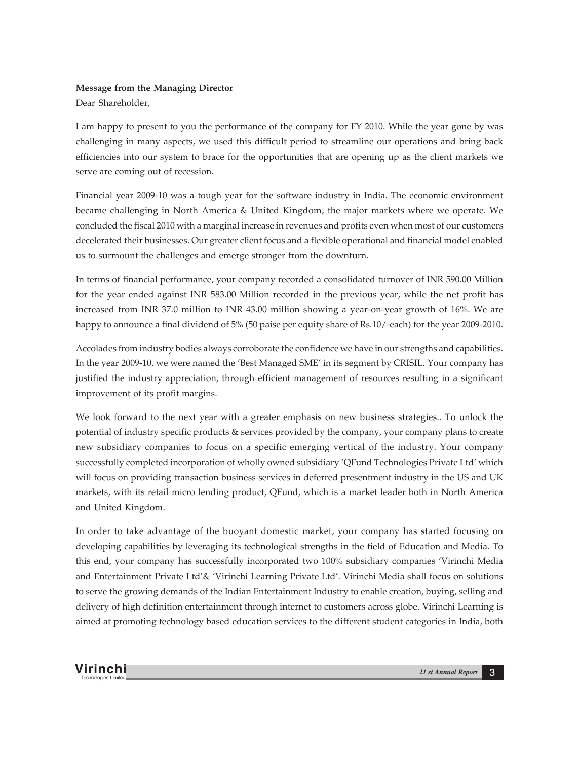**Message from the Managing Director**

Dear Shareholder,

I am happy to present to you the performance of the company for FY 2010. While the year gone by was challenging in many aspects, we used this difficult period to streamline our operations and bring back efficiencies into our system to brace for the opportunities that are opening up as the client markets we serve are coming out of recession.

Financial year 2009-10 was a tough year for the software industry in India. The economic environment became challenging in North America & United Kingdom, the major markets where we operate. We concluded the fiscal 2010 with a marginal increase in revenues and profits even when most of our customers decelerated their businesses. Our greater client focus and a flexible operational and financial model enabled us to surmount the challenges and emerge stronger from the downturn.

In terms of financial performance, your company recorded a consolidated turnover of INR 590.00 Million for the year ended against INR 583.00 Million recorded in the previous year, while the net profit has increased from INR 37.0 million to INR 43.00 million showing a year-on-year growth of 16%. We are happy to announce a final dividend of 5% (50 paise per equity share of Rs.10/-each) for the year 2009-2010.

Accolades from industry bodies always corroborate the confidence we have in our strengths and capabilities. In the year 2009-10, we were named the 'Best Managed SME' in its segment by CRISIL. Your company has justified the industry appreciation, through efficient management of resources resulting in a significant improvement of its profit margins.

We look forward to the next year with a greater emphasis on new business strategies.. To unlock the potential of industry specific products & services provided by the company, your company plans to create new subsidiary companies to focus on a specific emerging vertical of the industry. Your company successfully completed incorporation of wholly owned subsidiary 'QFund Technologies Private Ltd' which will focus on providing transaction business services in deferred presentment industry in the US and UK markets, with its retail micro lending product, QFund, which is a market leader both in North America and United Kingdom.

In order to take advantage of the buoyant domestic market, your company has started focusing on developing capabilities by leveraging its technological strengths in the field of Education and Media. To this end, your company has successfully incorporated two 100% subsidiary companies 'Virinchi Media and Entertainment Private Ltd'& 'Virinchi Learning Private Ltd'. Virinchi Media shall focus on solutions to serve the growing demands of the Indian Entertainment Industry to enable creation, buying, selling and delivery of high definition entertainment through internet to customers across globe. Virinchi Learning is aimed at promoting technology based education services to the different student categories in India, both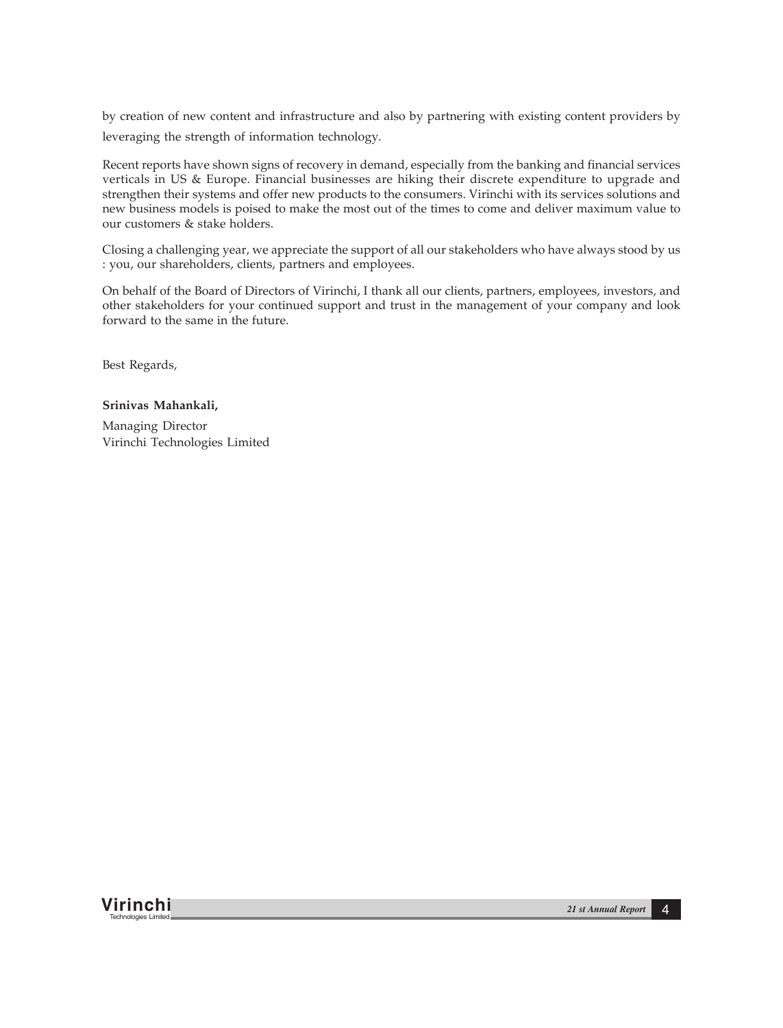by creation of new content and infrastructure and also by partnering with existing content providers by leveraging the strength of information technology.

Recent reports have shown signs of recovery in demand, especially from the banking and financial services verticals in US & Europe. Financial businesses are hiking their discrete expenditure to upgrade and strengthen their systems and offer new products to the consumers. Virinchi with its services solutions and new business models is poised to make the most out of the times to come and deliver maximum value to our customers & stake holders.

Closing a challenging year, we appreciate the support of all our stakeholders who have always stood by us : you, our shareholders, clients, partners and employees.

On behalf of the Board of Directors of Virinchi, I thank all our clients, partners, employees, investors, and other stakeholders for your continued support and trust in the management of your company and look forward to the same in the future.

Best Regards,

**Srinivas Mahankali,**

Managing Director
Virinchi Technologies Limited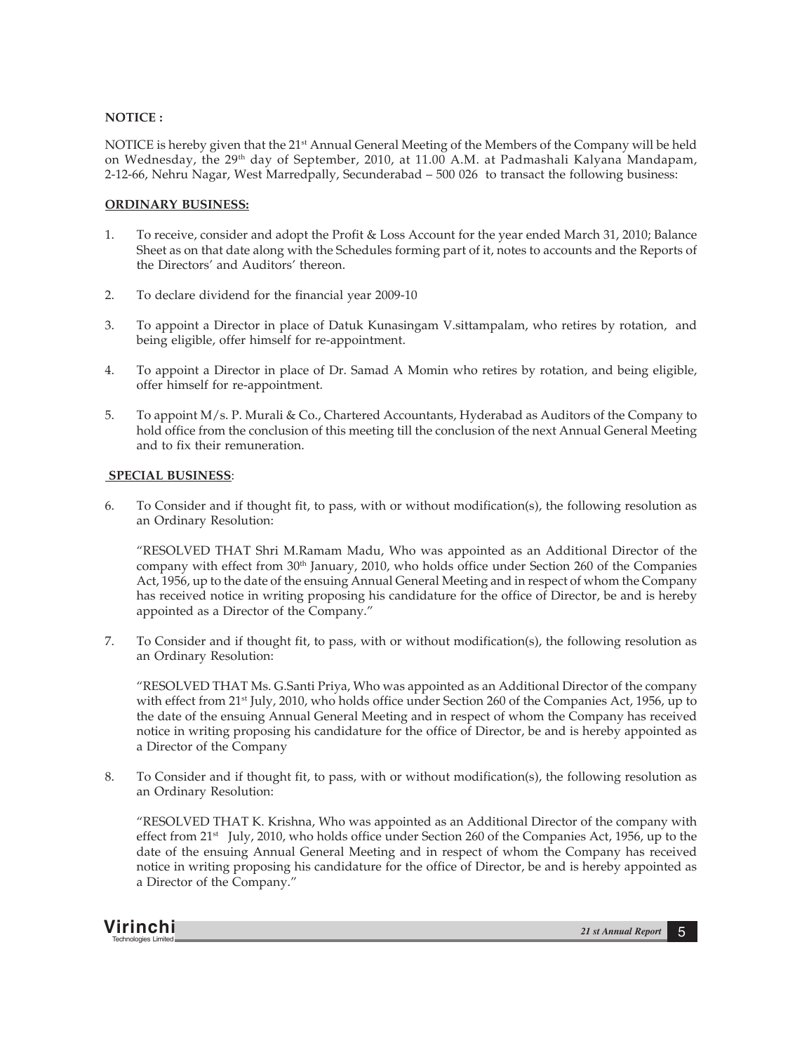**NOTICE :**

NOTICE is hereby given that the 21st Annual General Meeting of the Members of the Company will be held on Wednesday, the 29th day of September, 2010, at 11.00 A.M. at Padmashali Kalyana Mandapam, 2-12-66, Nehru Nagar, West Marredpally, Secunderabad – 500 026 to transact the following business:

**ORDINARY BUSINESS:**

1. To receive, consider and adopt the Profit & Loss Account for the year ended March 31, 2010; Balance Sheet as on that date along with the Schedules forming part of it, notes to accounts and the Reports of the Directors' and Auditors' thereon.

2. To declare dividend for the financial year 2009-10

3. To appoint a Director in place of Datuk Kunasingam V.sittampalam, who retires by rotation, and being eligible, offer himself for re-appointment.

4. To appoint a Director in place of Dr. Samad A Momin who retires by rotation, and being eligible, offer himself for re-appointment.

5. To appoint M/s. P. Murali & Co., Chartered Accountants, Hyderabad as Auditors of the Company to hold office from the conclusion of this meeting till the conclusion of the next Annual General Meeting and to fix their remuneration.

**SPECIAL BUSINESS**:

6. To Consider and if thought fit, to pass, with or without modification(s), the following resolution as an Ordinary Resolution:

   "RESOLVED THAT Shri M.Ramam Madu, Who was appointed as an Additional Director of the company with effect from 30th January, 2010, who holds office under Section 260 of the Companies Act, 1956, up to the date of the ensuing Annual General Meeting and in respect of whom the Company has received notice in writing proposing his candidature for the office of Director, be and is hereby appointed as a Director of the Company."

7. To Consider and if thought fit, to pass, with or without modification(s), the following resolution as an Ordinary Resolution:

   "RESOLVED THAT Ms. G.Santi Priya, Who was appointed as an Additional Director of the company with effect from 21st July, 2010, who holds office under Section 260 of the Companies Act, 1956, up to the date of the ensuing Annual General Meeting and in respect of whom the Company has received notice in writing proposing his candidature for the office of Director, be and is hereby appointed as a Director of the Company

8. To Consider and if thought fit, to pass, with or without modification(s), the following resolution as an Ordinary Resolution:

   "RESOLVED THAT K. Krishna, Who was appointed as an Additional Director of the company with effect from 21st July, 2010, who holds office under Section 260 of the Companies Act, 1956, up to the date of the ensuing Annual General Meeting and in respect of whom the Company has received notice in writing proposing his candidature for the office of Director, be and is hereby appointed as a Director of the Company."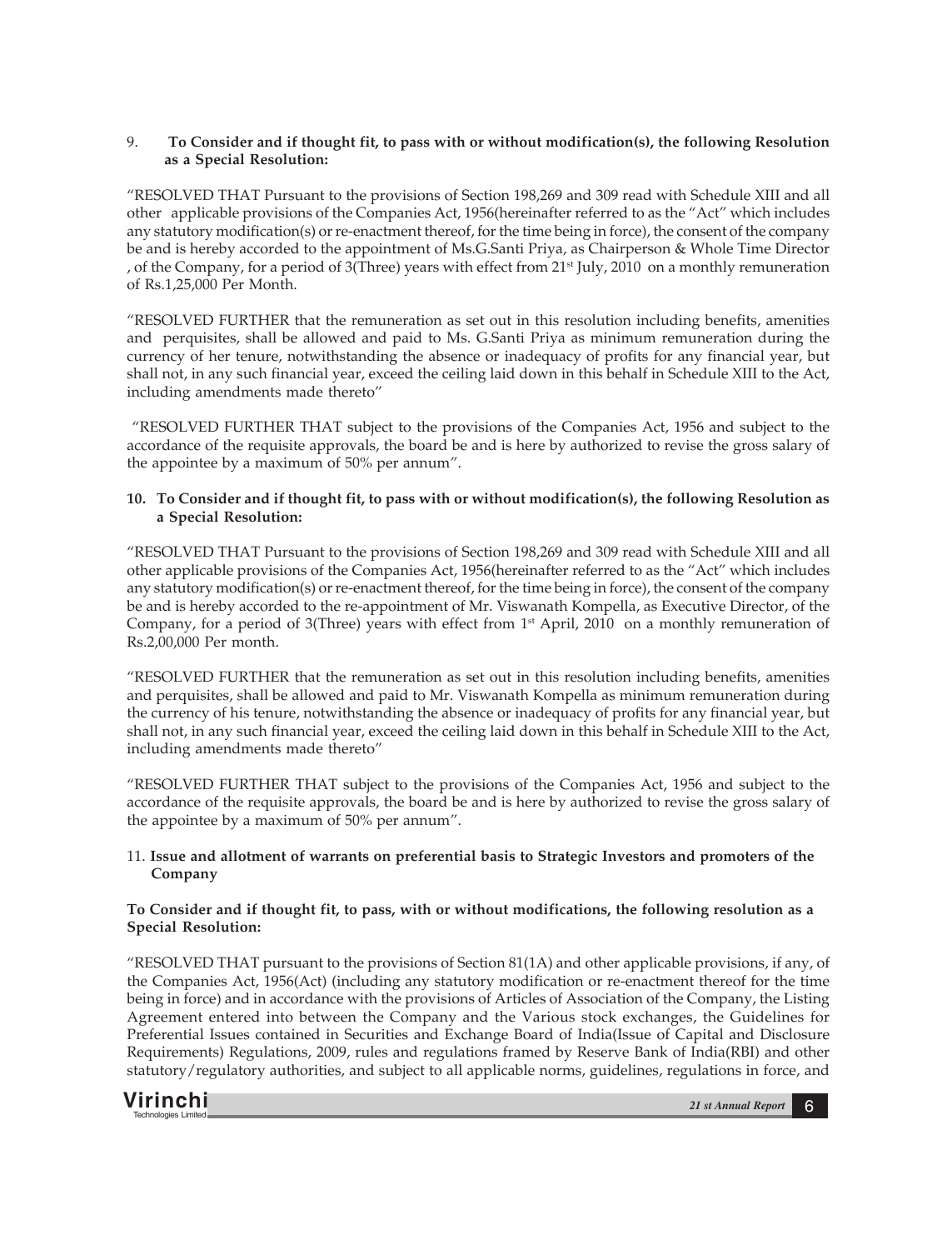9. **To Consider and if thought fit, to pass with or without modification(s), the following Resolution as a Special Resolution:**

"RESOLVED THAT Pursuant to the provisions of Section 198,269 and 309 read with Schedule XIII and all other applicable provisions of the Companies Act, 1956(hereinafter referred to as the "Act" which includes any statutory modification(s) or re-enactment thereof, for the time being in force), the consent of the company be and is hereby accorded to the appointment of Ms.G.Santi Priya, as Chairperson & Whole Time Director , of the Company, for a period of 3(Three) years with effect from 21st July, 2010 on a monthly remuneration of Rs.1,25,000 Per Month.

"RESOLVED FURTHER that the remuneration as set out in this resolution including benefits, amenities and perquisites, shall be allowed and paid to Ms. G.Santi Priya as minimum remuneration during the currency of her tenure, notwithstanding the absence or inadequacy of profits for any financial year, but shall not, in any such financial year, exceed the ceiling laid down in this behalf in Schedule XIII to the Act, including amendments made thereto"

"RESOLVED FURTHER THAT subject to the provisions of the Companies Act, 1956 and subject to the accordance of the requisite approvals, the board be and is here by authorized to revise the gross salary of the appointee by a maximum of 50% per annum".

10. **To Consider and if thought fit, to pass with or without modification(s), the following Resolution as a Special Resolution:**

"RESOLVED THAT Pursuant to the provisions of Section 198,269 and 309 read with Schedule XIII and all other applicable provisions of the Companies Act, 1956(hereinafter referred to as the "Act" which includes any statutory modification(s) or re-enactment thereof, for the time being in force), the consent of the company be and is hereby accorded to the re-appointment of Mr. Viswanath Kompella, as Executive Director, of the Company, for a period of 3(Three) years with effect from 1st April, 2010 on a monthly remuneration of Rs.2,00,000 Per month.

"RESOLVED FURTHER that the remuneration as set out in this resolution including benefits, amenities and perquisites, shall be allowed and paid to Mr. Viswanath Kompella as minimum remuneration during the currency of his tenure, notwithstanding the absence or inadequacy of profits for any financial year, but shall not, in any such financial year, exceed the ceiling laid down in this behalf in Schedule XIII to the Act, including amendments made thereto"

"RESOLVED FURTHER THAT subject to the provisions of the Companies Act, 1956 and subject to the accordance of the requisite approvals, the board be and is here by authorized to revise the gross salary of the appointee by a maximum of 50% per annum".

11. **Issue and allotment of warrants on preferential basis to Strategic Investors and promoters of the Company**

**To Consider and if thought fit, to pass, with or without modifications, the following resolution as a Special Resolution:**

"RESOLVED THAT pursuant to the provisions of Section 81(1A) and other applicable provisions, if any, of the Companies Act, 1956(Act) (including any statutory modification or re-enactment thereof for the time being in force) and in accordance with the provisions of Articles of Association of the Company, the Listing Agreement entered into between the Company and the Various stock exchanges, the Guidelines for Preferential Issues contained in Securities and Exchange Board of India(Issue of Capital and Disclosure Requirements) Regulations, 2009, rules and regulations framed by Reserve Bank of India(RBI) and other statutory/regulatory authorities, and subject to all applicable norms, guidelines, regulations in force, and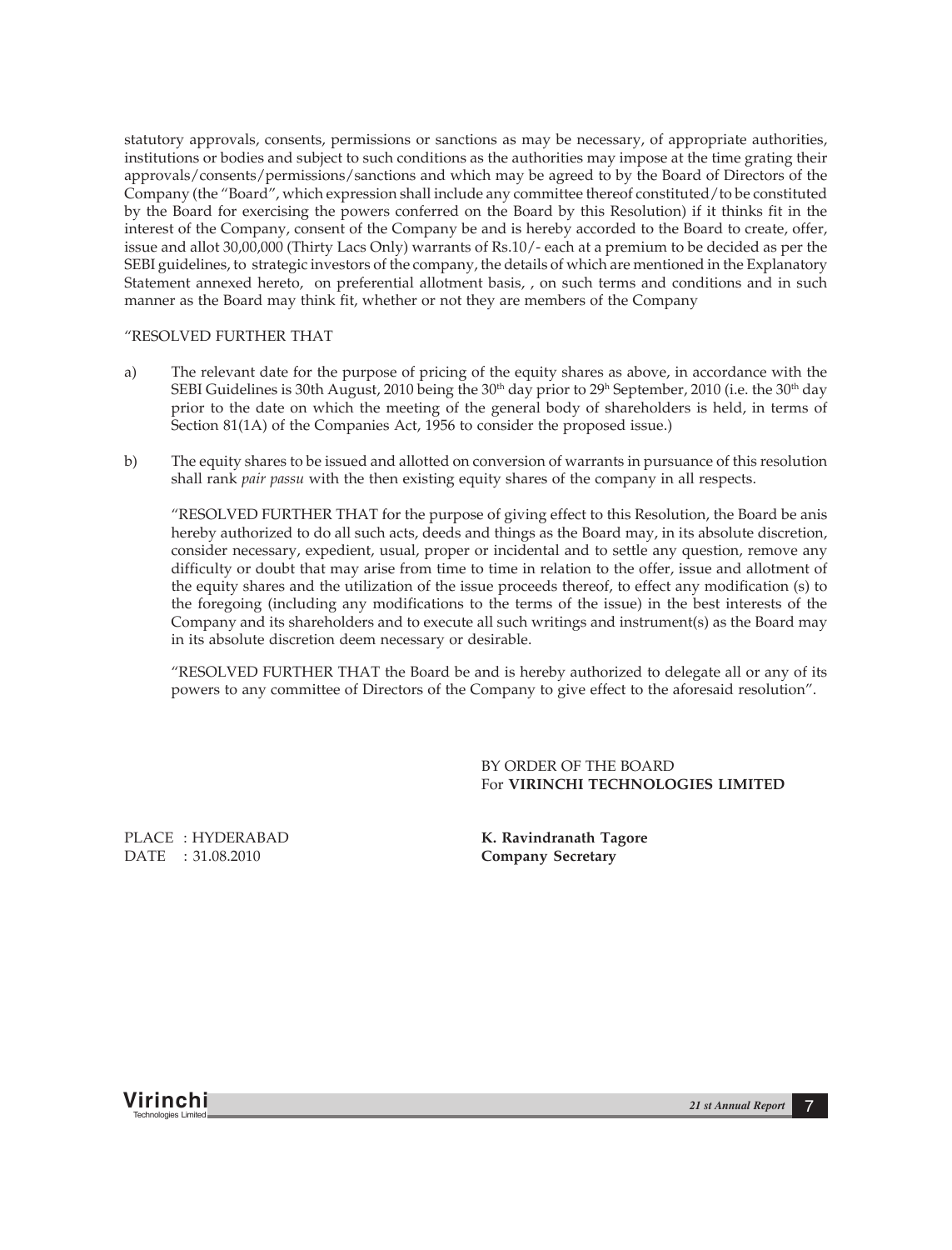statutory approvals, consents, permissions or sanctions as may be necessary, of appropriate authorities, institutions or bodies and subject to such conditions as the authorities may impose at the time grating their approvals/consents/permissions/sanctions and which may be agreed to by the Board of Directors of the Company (the "Board", which expression shall include any committee thereof constituted/to be constituted by the Board for exercising the powers conferred on the Board by this Resolution) if it thinks fit in the interest of the Company, consent of the Company be and is hereby accorded to the Board to create, offer, issue and allot 30,00,000 (Thirty Lacs Only) warrants of Rs.10/- each at a premium to be decided as per the SEBI guidelines, to strategic investors of the company, the details of which are mentioned in the Explanatory Statement annexed hereto, on preferential allotment basis, , on such terms and conditions and in such manner as the Board may think fit, whether or not they are members of the Company

"RESOLVED FURTHER THAT

a) The relevant date for the purpose of pricing of the equity shares as above, in accordance with the SEBI Guidelines is 30th August, 2010 being the 30th day prior to 29h September, 2010 (i.e. the 30th day prior to the date on which the meeting of the general body of shareholders is held, in terms of Section 81(1A) of the Companies Act, 1956 to consider the proposed issue.)

b) The equity shares to be issued and allotted on conversion of warrants in pursuance of this resolution shall rank *pair passu* with the then existing equity shares of the company in all respects.

"RESOLVED FURTHER THAT for the purpose of giving effect to this Resolution, the Board be anis hereby authorized to do all such acts, deeds and things as the Board may, in its absolute discretion, consider necessary, expedient, usual, proper or incidental and to settle any question, remove any difficulty or doubt that may arise from time to time in relation to the offer, issue and allotment of the equity shares and the utilization of the issue proceeds thereof, to effect any modification (s) to the foregoing (including any modifications to the terms of the issue) in the best interests of the Company and its shareholders and to execute all such writings and instrument(s) as the Board may in its absolute discretion deem necessary or desirable.

"RESOLVED FURTHER THAT the Board be and is hereby authorized to delegate all or any of its powers to any committee of Directors of the Company to give effect to the aforesaid resolution".

BY ORDER OF THE BOARD
For **VIRINCHI TECHNOLOGIES LIMITED**

PLACE : HYDERABAD
DATE : 31.08.2010

**K. Ravindranath Tagore**
**Company Secretary**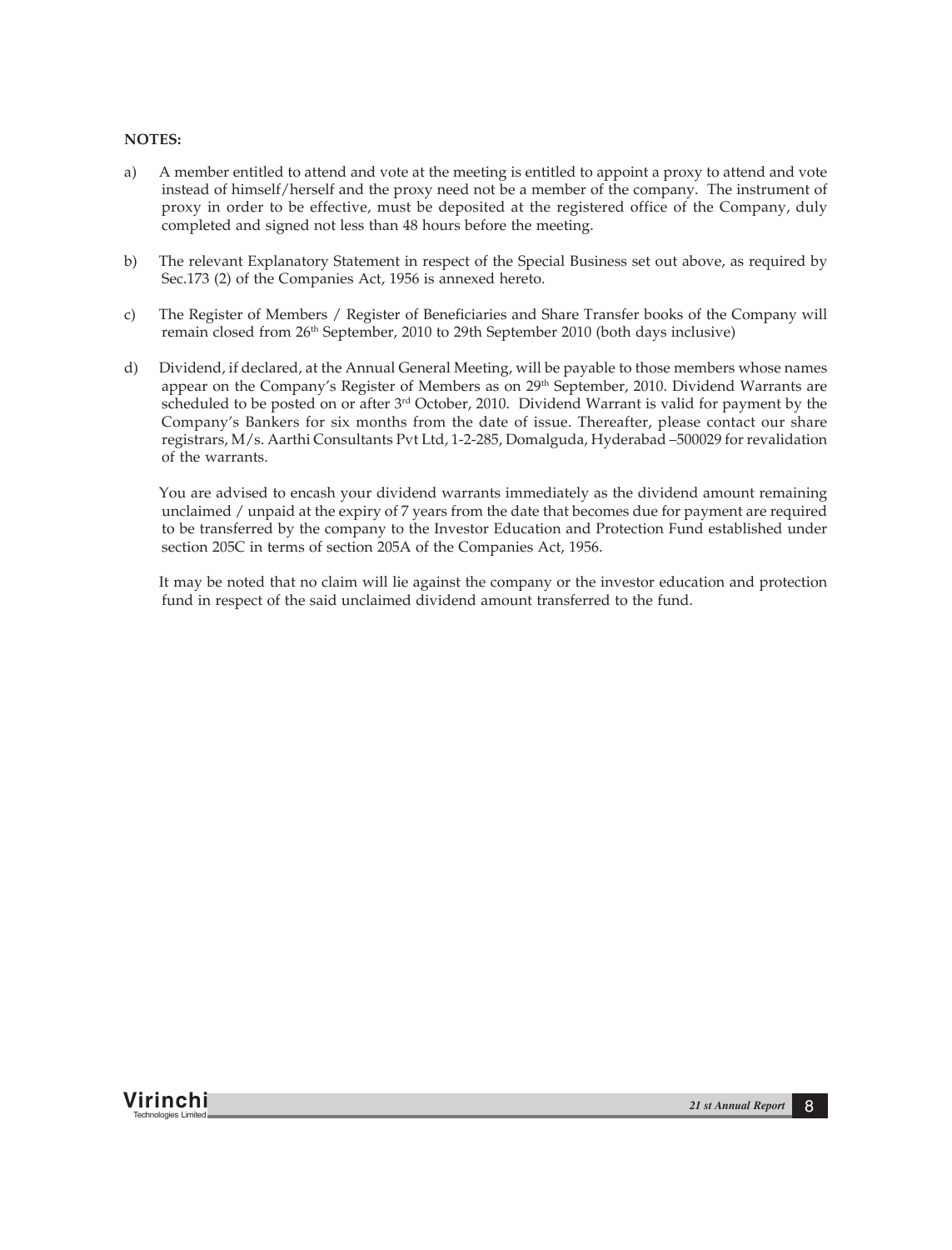**NOTES:**

a) A member entitled to attend and vote at the meeting is entitled to appoint a proxy to attend and vote instead of himself/herself and the proxy need not be a member of the company. The instrument of proxy in order to be effective, must be deposited at the registered office of the Company, duly completed and signed not less than 48 hours before the meeting.

b) The relevant Explanatory Statement in respect of the Special Business set out above, as required by Sec.173 (2) of the Companies Act, 1956 is annexed hereto.

c) The Register of Members / Register of Beneficiaries and Share Transfer books of the Company will remain closed from 26th September, 2010 to 29th September 2010 (both days inclusive)

d) Dividend, if declared, at the Annual General Meeting, will be payable to those members whose names appear on the Company's Register of Members as on 29th September, 2010. Dividend Warrants are scheduled to be posted on or after 3rd October, 2010. Dividend Warrant is valid for payment by the Company's Bankers for six months from the date of issue. Thereafter, please contact our share registrars, M/s. Aarthi Consultants Pvt Ltd, 1-2-285, Domalguda, Hyderabad –500029 for revalidation of the warrants.

   You are advised to encash your dividend warrants immediately as the dividend amount remaining unclaimed / unpaid at the expiry of 7 years from the date that becomes due for payment are required to be transferred by the company to the Investor Education and Protection Fund established under section 205C in terms of section 205A of the Companies Act, 1956.

   It may be noted that no claim will lie against the company or the investor education and protection fund in respect of the said unclaimed dividend amount transferred to the fund.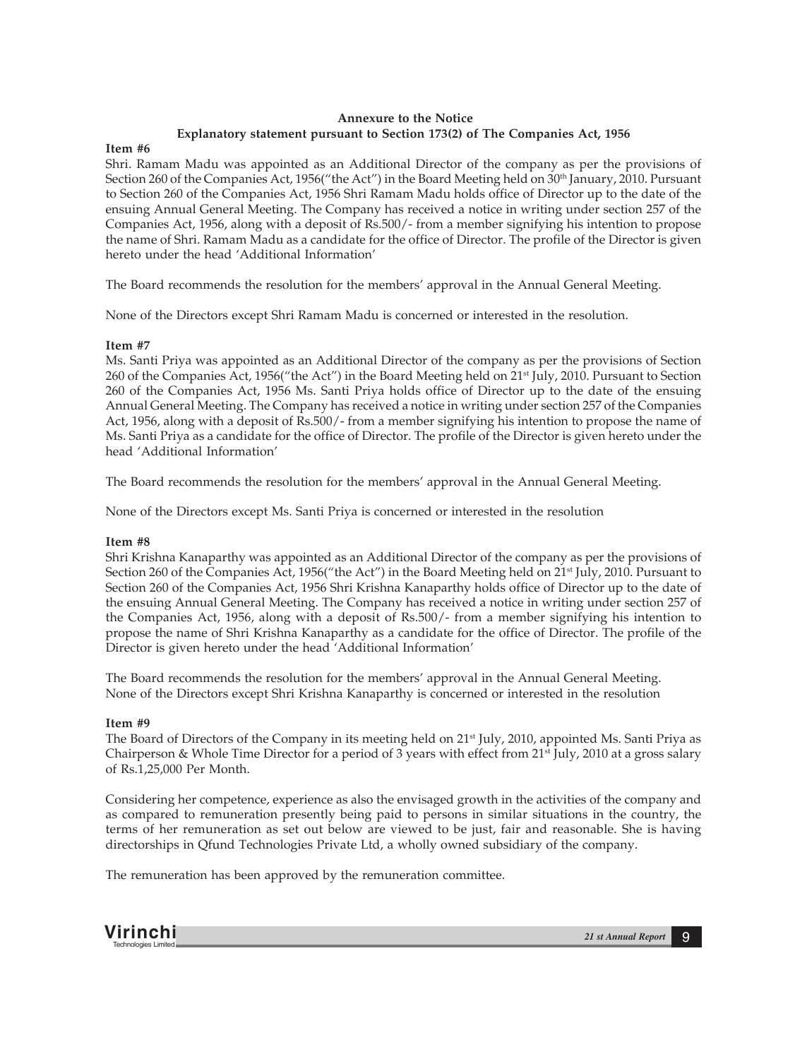**Annexure to the Notice**

**Explanatory statement pursuant to Section 173(2) of The Companies Act, 1956**

**Item #6**

Shri. Ramam Madu was appointed as an Additional Director of the company as per the provisions of Section 260 of the Companies Act, 1956("the Act") in the Board Meeting held on 30th January, 2010. Pursuant to Section 260 of the Companies Act, 1956 Shri Ramam Madu holds office of Director up to the date of the ensuing Annual General Meeting. The Company has received a notice in writing under section 257 of the Companies Act, 1956, along with a deposit of Rs.500/- from a member signifying his intention to propose the name of Shri. Ramam Madu as a candidate for the office of Director. The profile of the Director is given hereto under the head 'Additional Information'

The Board recommends the resolution for the members' approval in the Annual General Meeting.

None of the Directors except Shri Ramam Madu is concerned or interested in the resolution.

**Item #7**

Ms. Santi Priya was appointed as an Additional Director of the company as per the provisions of Section 260 of the Companies Act, 1956("the Act") in the Board Meeting held on 21st July, 2010. Pursuant to Section 260 of the Companies Act, 1956 Ms. Santi Priya holds office of Director up to the date of the ensuing Annual General Meeting. The Company has received a notice in writing under section 257 of the Companies Act, 1956, along with a deposit of Rs.500/- from a member signifying his intention to propose the name of Ms. Santi Priya as a candidate for the office of Director. The profile of the Director is given hereto under the head 'Additional Information'

The Board recommends the resolution for the members' approval in the Annual General Meeting.

None of the Directors except Ms. Santi Priya is concerned or interested in the resolution

**Item #8**

Shri Krishna Kanaparthy was appointed as an Additional Director of the company as per the provisions of Section 260 of the Companies Act, 1956("the Act") in the Board Meeting held on 21st July, 2010. Pursuant to Section 260 of the Companies Act, 1956 Shri Krishna Kanaparthy holds office of Director up to the date of the ensuing Annual General Meeting. The Company has received a notice in writing under section 257 of the Companies Act, 1956, along with a deposit of Rs.500/- from a member signifying his intention to propose the name of Shri Krishna Kanaparthy as a candidate for the office of Director. The profile of the Director is given hereto under the head 'Additional Information'

The Board recommends the resolution for the members' approval in the Annual General Meeting.
None of the Directors except Shri Krishna Kanaparthy is concerned or interested in the resolution

**Item #9**

The Board of Directors of the Company in its meeting held on 21st July, 2010, appointed Ms. Santi Priya as Chairperson & Whole Time Director for a period of 3 years with effect from 21st July, 2010 at a gross salary of Rs.1,25,000 Per Month.

Considering her competence, experience as also the envisaged growth in the activities of the company and as compared to remuneration presently being paid to persons in similar situations in the country, the terms of her remuneration as set out below are viewed to be just, fair and reasonable. She is having directorships in Qfund Technologies Private Ltd, a wholly owned subsidiary of the company.

The remuneration has been approved by the remuneration committee.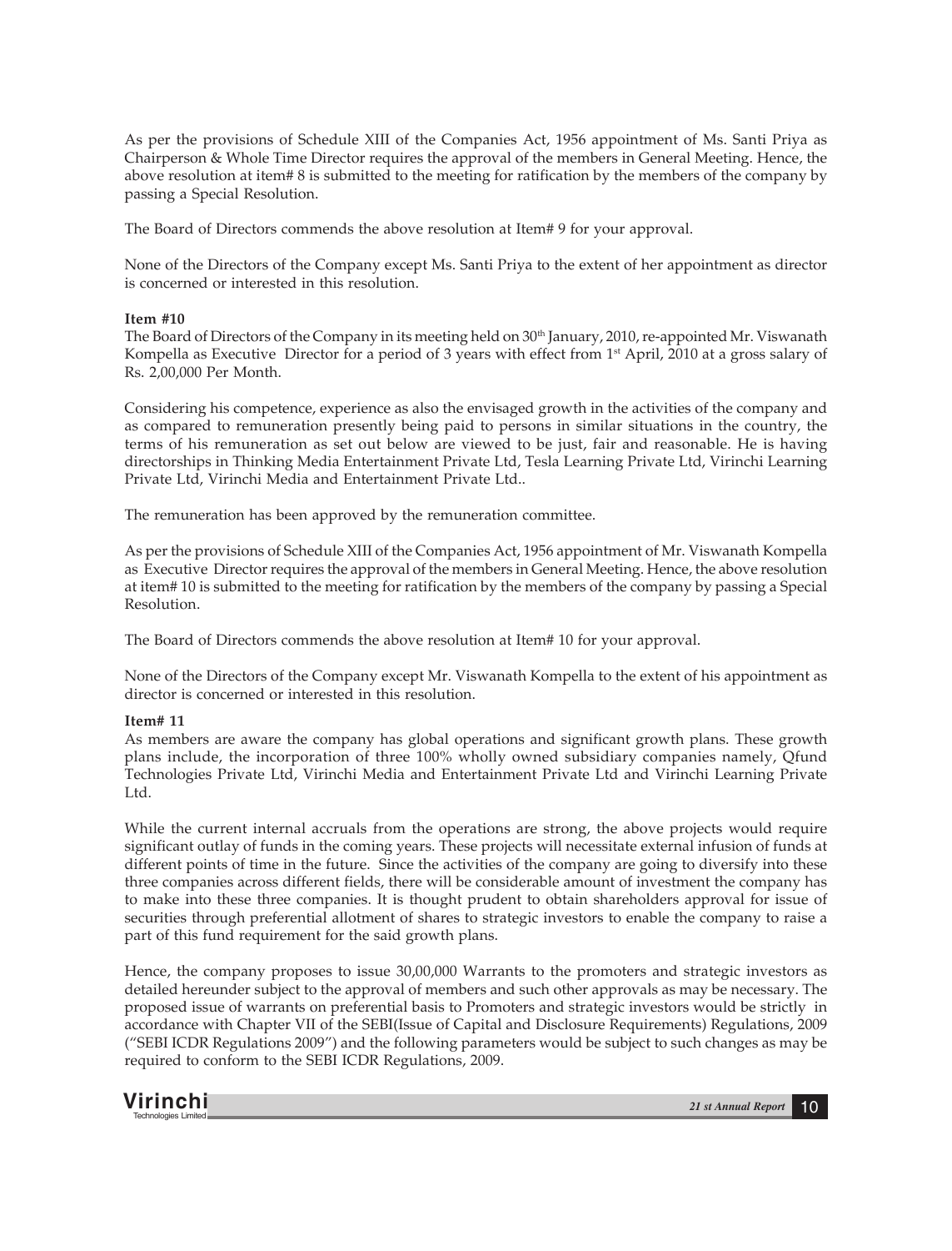As per the provisions of Schedule XIII of the Companies Act, 1956 appointment of Ms. Santi Priya as Chairperson & Whole Time Director requires the approval of the members in General Meeting. Hence, the above resolution at item# 8 is submitted to the meeting for ratification by the members of the company by passing a Special Resolution.

The Board of Directors commends the above resolution at Item# 9 for your approval.

None of the Directors of the Company except Ms. Santi Priya to the extent of her appointment as director is concerned or interested in this resolution.

**Item #10**

The Board of Directors of the Company in its meeting held on 30th January, 2010, re-appointed Mr. Viswanath Kompella as Executive Director for a period of 3 years with effect from 1st April, 2010 at a gross salary of Rs. 2,00,000 Per Month.

Considering his competence, experience as also the envisaged growth in the activities of the company and as compared to remuneration presently being paid to persons in similar situations in the country, the terms of his remuneration as set out below are viewed to be just, fair and reasonable. He is having directorships in Thinking Media Entertainment Private Ltd, Tesla Learning Private Ltd, Virinchi Learning Private Ltd, Virinchi Media and Entertainment Private Ltd..

The remuneration has been approved by the remuneration committee.

As per the provisions of Schedule XIII of the Companies Act, 1956 appointment of Mr. Viswanath Kompella as Executive Director requires the approval of the members in General Meeting. Hence, the above resolution at item# 10 is submitted to the meeting for ratification by the members of the company by passing a Special Resolution.

The Board of Directors commends the above resolution at Item# 10 for your approval.

None of the Directors of the Company except Mr. Viswanath Kompella to the extent of his appointment as director is concerned or interested in this resolution.

**Item# 11**

As members are aware the company has global operations and significant growth plans. These growth plans include, the incorporation of three 100% wholly owned subsidiary companies namely, Qfund Technologies Private Ltd, Virinchi Media and Entertainment Private Ltd and Virinchi Learning Private Ltd.

While the current internal accruals from the operations are strong, the above projects would require significant outlay of funds in the coming years. These projects will necessitate external infusion of funds at different points of time in the future. Since the activities of the company are going to diversify into these three companies across different fields, there will be considerable amount of investment the company has to make into these three companies. It is thought prudent to obtain shareholders approval for issue of securities through preferential allotment of shares to strategic investors to enable the company to raise a part of this fund requirement for the said growth plans.

Hence, the company proposes to issue 30,00,000 Warrants to the promoters and strategic investors as detailed hereunder subject to the approval of members and such other approvals as may be necessary. The proposed issue of warrants on preferential basis to Promoters and strategic investors would be strictly in accordance with Chapter VII of the SEBI(Issue of Capital and Disclosure Requirements) Regulations, 2009 ("SEBI ICDR Regulations 2009") and the following parameters would be subject to such changes as may be required to conform to the SEBI ICDR Regulations, 2009.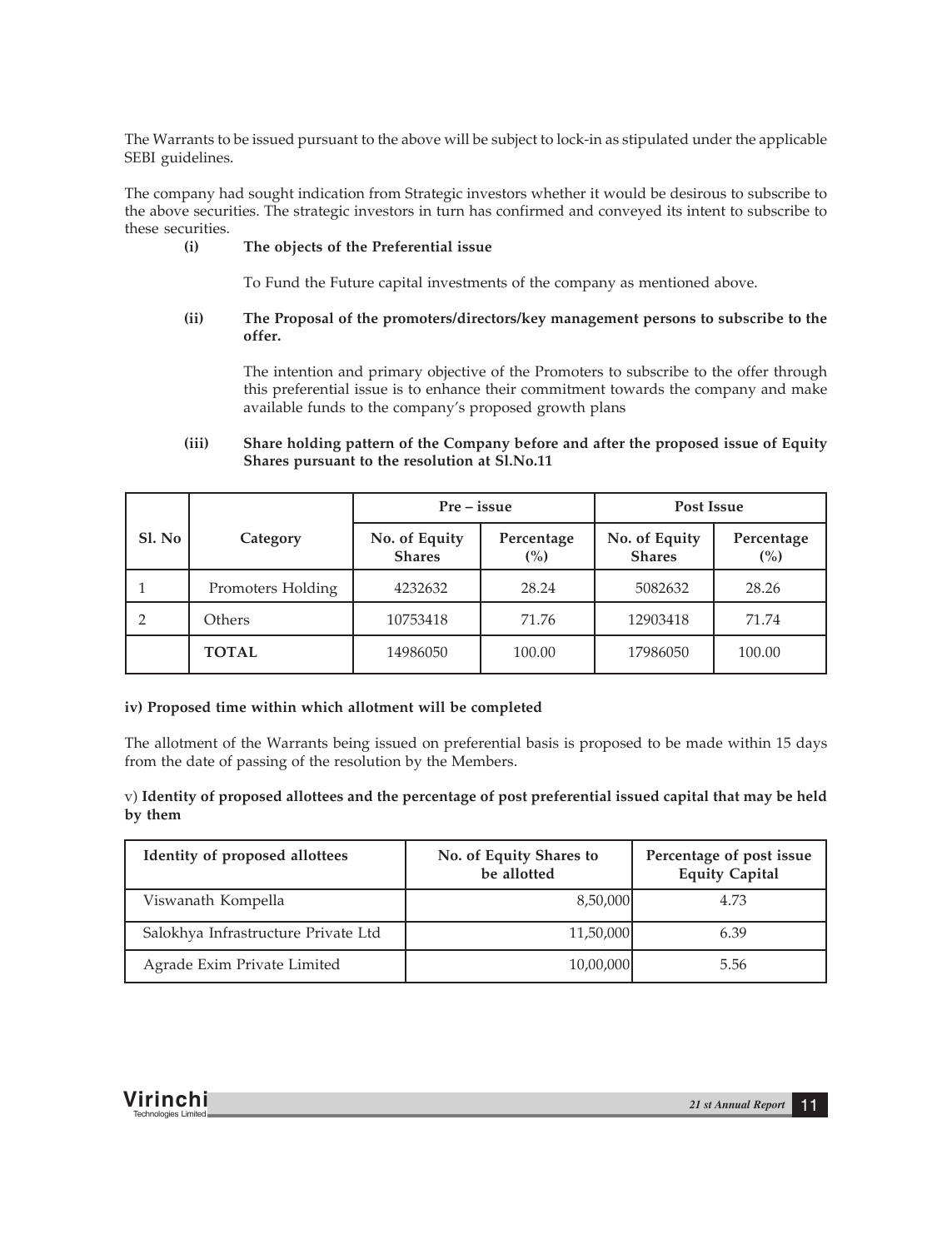The Warrants to be issued pursuant to the above will be subject to lock-in as stipulated under the applicable SEBI guidelines.

The company had sought indication from Strategic investors whether it would be desirous to subscribe to the above securities. The strategic investors in turn has confirmed and conveyed its intent to subscribe to these securities.

**(i) The objects of the Preferential issue**

To Fund the Future capital investments of the company as mentioned above.

**(ii) The Proposal of the promoters/directors/key management persons to subscribe to the offer.**

The intention and primary objective of the Promoters to subscribe to the offer through this preferential issue is to enhance their commitment towards the company and make available funds to the company's proposed growth plans

**(iii) Share holding pattern of the Company before and after the proposed issue of Equity Shares pursuant to the resolution at Sl.No.11**

| Sl. No | Category | Pre – issue | | Post Issue | |
|---|---|---|---|---|---|
| | | No. of Equity Shares | Percentage (%) | No. of Equity Shares | Percentage (%) |
| 1 | Promoters Holding | 4232632 | 28.24 | 5082632 | 28.26 |
| 2 | Others | 10753418 | 71.76 | 12903418 | 71.74 |
| | **TOTAL** | 14986050 | 100.00 | 17986050 | 100.00 |

**iv) Proposed time within which allotment will be completed**

The allotment of the Warrants being issued on preferential basis is proposed to be made within 15 days from the date of passing of the resolution by the Members.

v) **Identity of proposed allottees and the percentage of post preferential issued capital that may be held by them**

| Identity of proposed allottees | No. of Equity Shares to be allotted | Percentage of post issue Equity Capital |
|---|---|---|
| Viswanath Kompella | 8,50,000 | 4.73 |
| Salokhya Infrastructure Private Ltd | 11,50,000 | 6.39 |
| Agrade Exim Private Limited | 10,00,000 | 5.56 |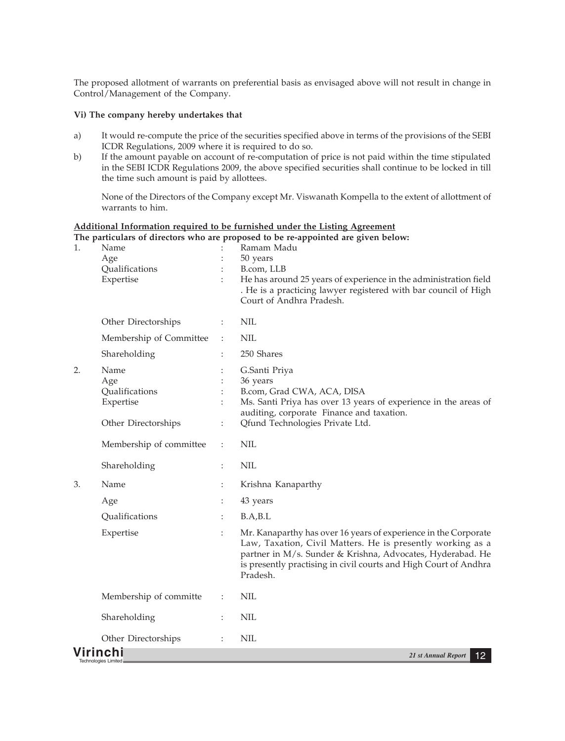The proposed allotment of warrants on preferential basis as envisaged above will not result in change in Control/Management of the Company.

**Vi) The company hereby undertakes that**

a) It would re-compute the price of the securities specified above in terms of the provisions of the SEBI ICDR Regulations, 2009 where it is required to do so.

b) If the amount payable on account of re-computation of price is not paid within the time stipulated in the SEBI ICDR Regulations 2009, the above specified securities shall continue to be locked in till the time such amount is paid by allottees.

None of the Directors of the Company except Mr. Viswanath Kompella to the extent of allottment of warrants to him.

**Additional Information required to be furnished under the Listing Agreement**

**The particulars of directors who are proposed to be re-appointed are given below:**

1. Name : Ramam Madu
   Age : 50 years
   Qualifications : B.com, LLB
   Expertise : He has around 25 years of experience in the administration field . He is a practicing lawyer registered with bar council of High Court of Andhra Pradesh.
   Other Directorships : NIL
   Membership of Committee : NIL
   Shareholding : 250 Shares

2. Name : G.Santi Priya
   Age : 36 years
   Qualifications : B.com, Grad CWA, ACA, DISA
   Expertise : Ms. Santi Priya has over 13 years of experience in the areas of auditing, corporate Finance and taxation.
   Other Directorships : Qfund Technologies Private Ltd.
   Membership of committee : NIL
   Shareholding : NIL

3. Name : Krishna Kanaparthy
   Age : 43 years
   Qualifications : B.A,B.L
   Expertise : Mr. Kanaparthy has over 16 years of experience in the Corporate Law, Taxation, Civil Matters. He is presently working as a partner in M/s. Sunder & Krishna, Advocates, Hyderabad. He is presently practising in civil courts and High Court of Andhra Pradesh.
   Membership of committe : NIL
   Shareholding : NIL
   Other Directorships : NIL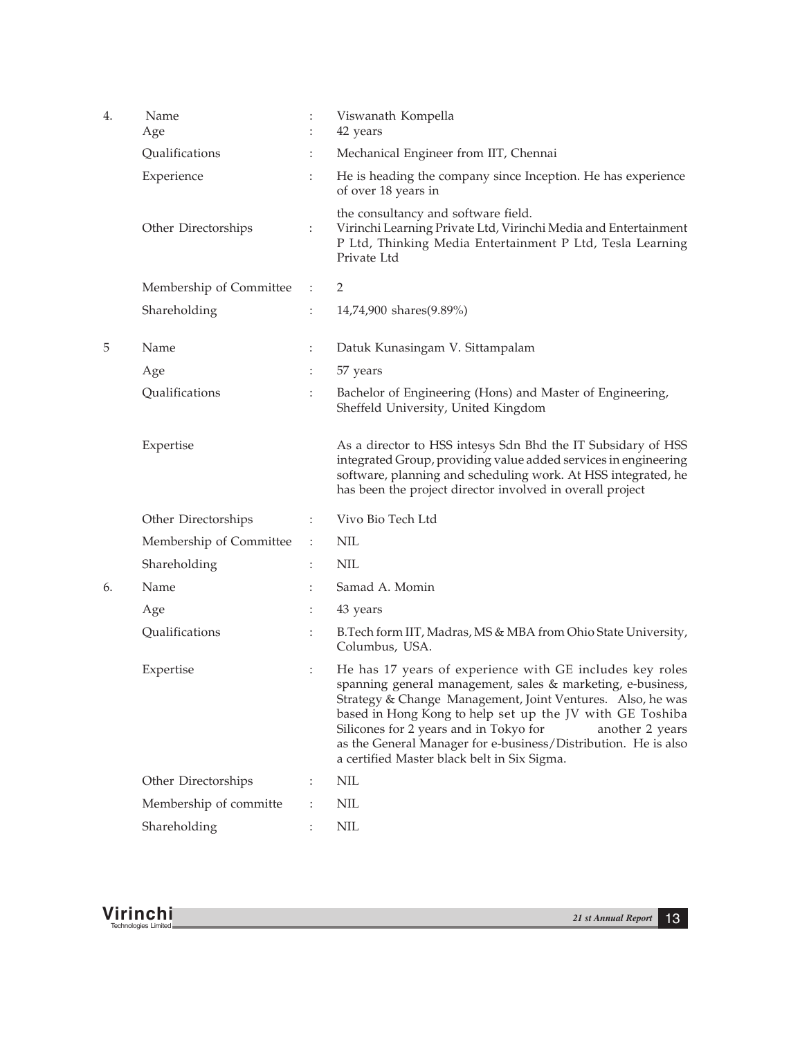| | | | |
|---|---|---|---|
| 4. | Name | : | Viswanath Kompella |
| | Age | : | 42 years |
| | Qualifications | : | Mechanical Engineer from IIT, Chennai |
| | Experience | : | He is heading the company since Inception. He has experience of over 18 years in the consultancy and software field. |
| | Other Directorships | : | Virinchi Learning Private Ltd, Virinchi Media and Entertainment P Ltd, Thinking Media Entertainment P Ltd, Tesla Learning Private Ltd |
| | Membership of Committee | : | 2 |
| | Shareholding | : | 14,74,900 shares(9.89%) |
| 5 | Name | : | Datuk Kunasingam V. Sittampalam |
| | Age | : | 57 years |
| | Qualifications | : | Bachelor of Engineering (Hons) and Master of Engineering, Sheffeld University, United Kingdom |
| | Expertise | | As a director to HSS intesys Sdn Bhd the IT Subsidary of HSS integrated Group, providing value added services in engineering software, planning and scheduling work. At HSS integrated, he has been the project director involved in overall project |
| | Other Directorships | : | Vivo Bio Tech Ltd |
| | Membership of Committee | : | NIL |
| | Shareholding | : | NIL |
| 6. | Name | : | Samad A. Momin |
| | Age | : | 43 years |
| | Qualifications | : | B.Tech form IIT, Madras, MS & MBA from Ohio State University, Columbus, USA. |
| | Expertise | : | He has 17 years of experience with GE includes key roles spanning general management, sales & marketing, e-business, Strategy & Change Management, Joint Ventures. Also, he was based in Hong Kong to help set up the JV with GE Toshiba Silicones for 2 years and in Tokyo for another 2 years as the General Manager for e-business/Distribution. He is also a certified Master black belt in Six Sigma. |
| | Other Directorships | : | NIL |
| | Membership of committe | : | NIL |
| | Shareholding | : | NIL |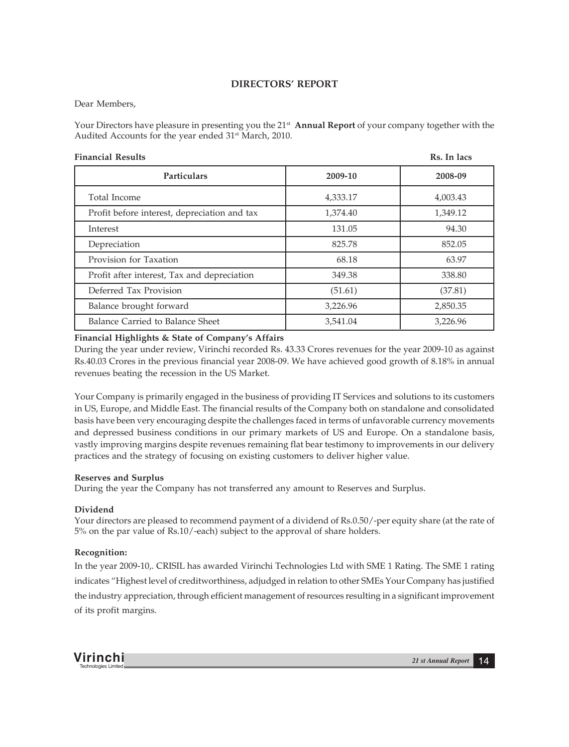# DIRECTORS' REPORT

Dear Members,

Your Directors have pleasure in presenting you the 21st **Annual Report** of your company together with the Audited Accounts for the year ended 31st March, 2010.

**Financial Results** **Rs. In lacs**

| Particulars | 2009-10 | 2008-09 |
|---|---|---|
| Total Income | 4,333.17 | 4,003.43 |
| Profit before interest, depreciation and tax | 1,374.40 | 1,349.12 |
| Interest | 131.05 | 94.30 |
| Depreciation | 825.78 | 852.05 |
| Provision for Taxation | 68.18 | 63.97 |
| Profit after interest, Tax and depreciation | 349.38 | 338.80 |
| Deferred Tax Provision | (51.61) | (37.81) |
| Balance brought forward | 3,226.96 | 2,850.35 |
| Balance Carried to Balance Sheet | 3,541.04 | 3,226.96 |

**Financial Highlights & State of Company's Affairs**

During the year under review, Virinchi recorded Rs. 43.33 Crores revenues for the year 2009-10 as against Rs.40.03 Crores in the previous financial year 2008-09. We have achieved good growth of 8.18% in annual revenues beating the recession in the US Market.

Your Company is primarily engaged in the business of providing IT Services and solutions to its customers in US, Europe, and Middle East. The financial results of the Company both on standalone and consolidated basis have been very encouraging despite the challenges faced in terms of unfavorable currency movements and depressed business conditions in our primary markets of US and Europe. On a standalone basis, vastly improving margins despite revenues remaining flat bear testimony to improvements in our delivery practices and the strategy of focusing on existing customers to deliver higher value.

**Reserves and Surplus**

During the year the Company has not transferred any amount to Reserves and Surplus.

**Dividend**

Your directors are pleased to recommend payment of a dividend of Rs.0.50/-per equity share (at the rate of 5% on the par value of Rs.10/-each) subject to the approval of share holders.

**Recognition:**

In the year 2009-10,. CRISIL has awarded Virinchi Technologies Ltd with SME 1 Rating. The SME 1 rating indicates "Highest level of creditworthiness, adjudged in relation to other SMEs Your Company has justified the industry appreciation, through efficient management of resources resulting in a significant improvement of its profit margins.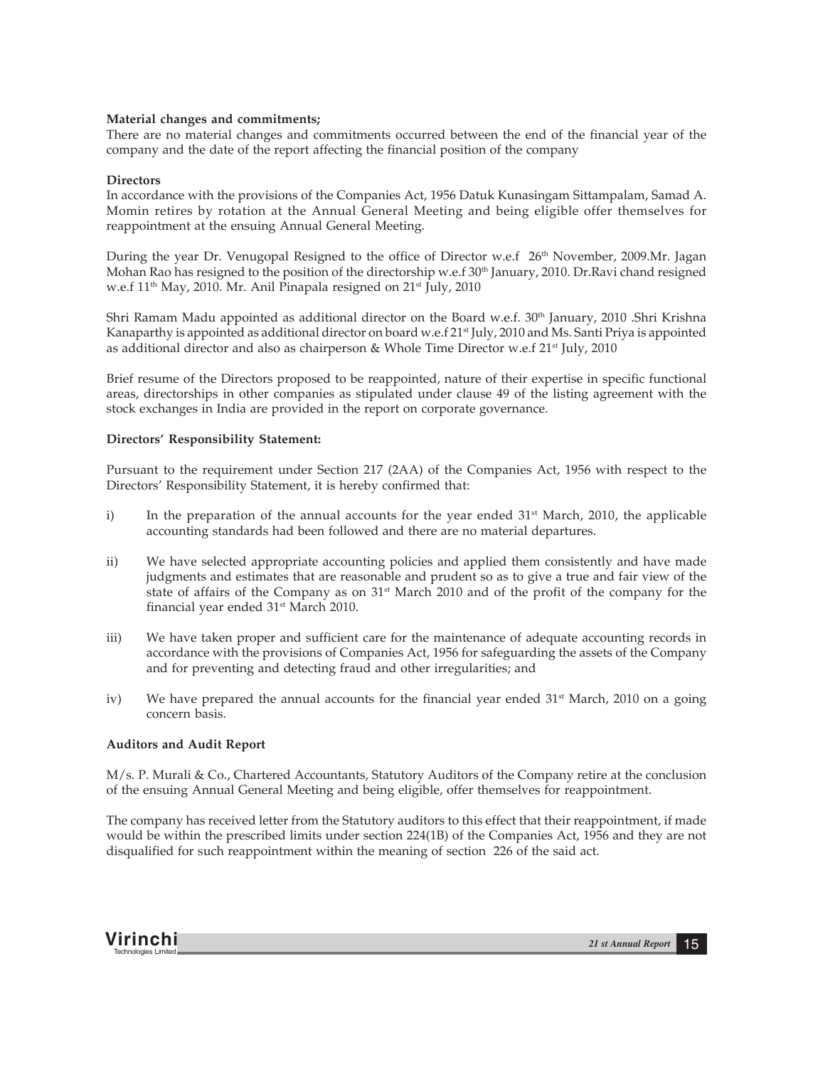**Material changes and commitments;**

There are no material changes and commitments occurred between the end of the financial year of the company and the date of the report affecting the financial position of the company

**Directors**

In accordance with the provisions of the Companies Act, 1956 Datuk Kunasingam Sittampalam, Samad A. Momin retires by rotation at the Annual General Meeting and being eligible offer themselves for reappointment at the ensuing Annual General Meeting.

During the year Dr. Venugopal Resigned to the office of Director w.e.f 26th November, 2009.Mr. Jagan Mohan Rao has resigned to the position of the directorship w.e.f 30th January, 2010. Dr.Ravi chand resigned w.e.f 11th May, 2010. Mr. Anil Pinapala resigned on 21st July, 2010

Shri Ramam Madu appointed as additional director on the Board w.e.f. 30th January, 2010 .Shri Krishna Kanaparthy is appointed as additional director on board w.e.f 21st July, 2010 and Ms. Santi Priya is appointed as additional director and also as chairperson & Whole Time Director w.e.f 21st July, 2010

Brief resume of the Directors proposed to be reappointed, nature of their expertise in specific functional areas, directorships in other companies as stipulated under clause 49 of the listing agreement with the stock exchanges in India are provided in the report on corporate governance.

**Directors' Responsibility Statement:**

Pursuant to the requirement under Section 217 (2AA) of the Companies Act, 1956 with respect to the Directors' Responsibility Statement, it is hereby confirmed that:

i) In the preparation of the annual accounts for the year ended 31st March, 2010, the applicable accounting standards had been followed and there are no material departures.

ii) We have selected appropriate accounting policies and applied them consistently and have made judgments and estimates that are reasonable and prudent so as to give a true and fair view of the state of affairs of the Company as on 31st March 2010 and of the profit of the company for the financial year ended 31st March 2010.

iii) We have taken proper and sufficient care for the maintenance of adequate accounting records in accordance with the provisions of Companies Act, 1956 for safeguarding the assets of the Company and for preventing and detecting fraud and other irregularities; and

iv) We have prepared the annual accounts for the financial year ended 31st March, 2010 on a going concern basis.

**Auditors and Audit Report**

M/s. P. Murali & Co., Chartered Accountants, Statutory Auditors of the Company retire at the conclusion of the ensuing Annual General Meeting and being eligible, offer themselves for reappointment.

The company has received letter from the Statutory auditors to this effect that their reappointment, if made would be within the prescribed limits under section 224(1B) of the Companies Act, 1956 and they are not disqualified for such reappointment within the meaning of section 226 of the said act.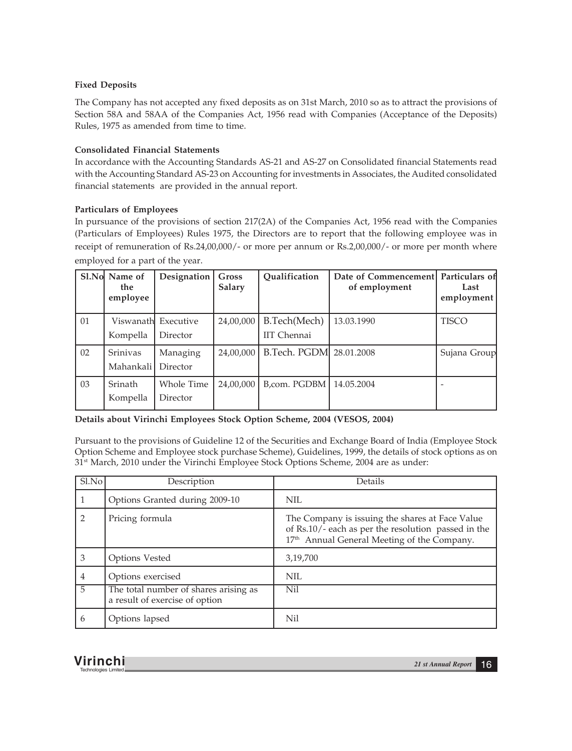### Fixed Deposits

The Company has not accepted any fixed deposits as on 31st March, 2010 so as to attract the provisions of Section 58A and 58AA of the Companies Act, 1956 read with Companies (Acceptance of the Deposits) Rules, 1975 as amended from time to time.

### Consolidated Financial Statements

In accordance with the Accounting Standards AS-21 and AS-27 on Consolidated financial Statements read with the Accounting Standard AS-23 on Accounting for investments in Associates, the Audited consolidated financial statements are provided in the annual report.

### Particulars of Employees

In pursuance of the provisions of section 217(2A) of the Companies Act, 1956 read with the Companies (Particulars of Employees) Rules 1975, the Directors are to report that the following employee was in receipt of remuneration of Rs.24,00,000/- or more per annum or Rs.2,00,000/- or more per month where employed for a part of the year.

| Sl.No | Name of the employee | Designation | Gross Salary | Qualification | Date of Commencement of employment | Particulars of Last employment |
|---|---|---|---|---|---|---|
| 01 | Viswanath Kompella | Executive Director | 24,00,000 | B.Tech(Mech) IIT Chennai | 13.03.1990 | TISCO |
| 02 | Srinivas Mahankali | Managing Director | 24,00,000 | B.Tech. PGDM | 28.01.2008 | Sujana Group |
| 03 | Srinath Kompella | Whole Time Director | 24,00,000 | B,com. PGDBM | 14.05.2004 | - |

**Details about Virinchi Employees Stock Option Scheme, 2004 (VESOS, 2004)**

Pursuant to the provisions of Guideline 12 of the Securities and Exchange Board of India (Employee Stock Option Scheme and Employee stock purchase Scheme), Guidelines, 1999, the details of stock options as on 31st March, 2010 under the Virinchi Employee Stock Options Scheme, 2004 are as under:

| Sl.No | Description | Details |
|---|---|---|
| 1 | Options Granted during 2009-10 | NIL |
| 2 | Pricing formula | The Company is issuing the shares at Face Value of Rs.10/- each as per the resolution passed in the 17th Annual General Meeting of the Company. |
| 3 | Options Vested | 3,19,700 |
| 4 | Options exercised | NIL |
| 5 | The total number of shares arising as a result of exercise of option | Nil |
| 6 | Options lapsed | Nil |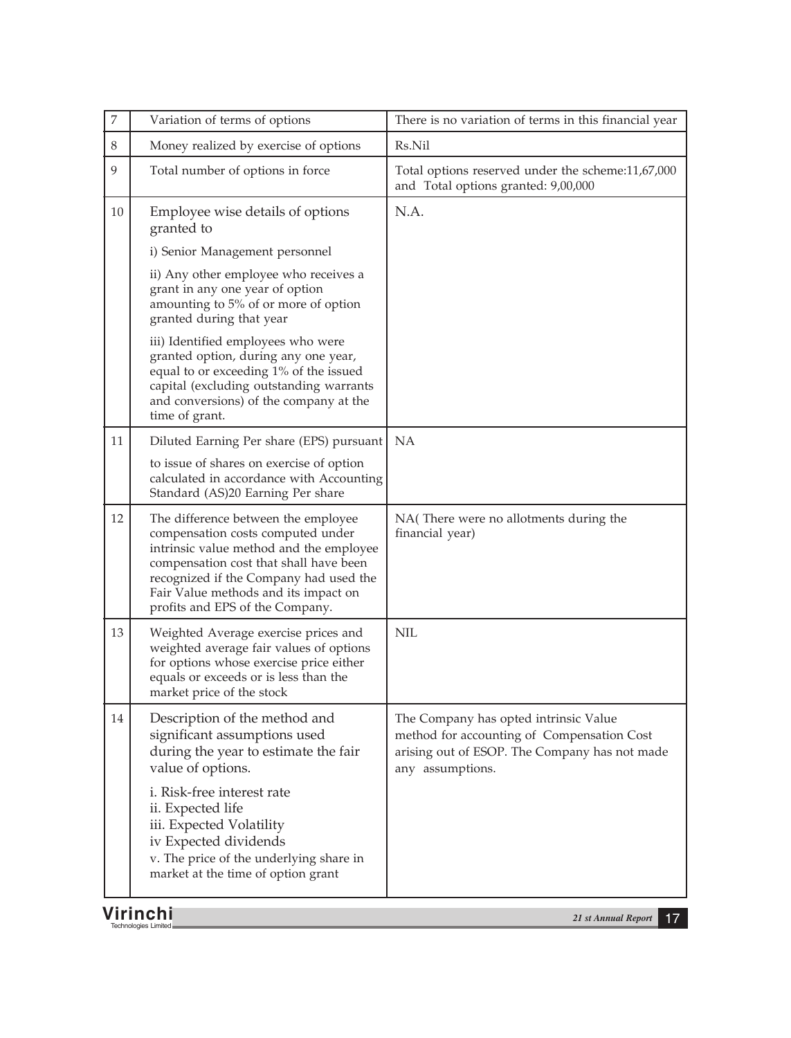| 7 | Variation of terms of options | There is no variation of terms in this financial year |
|---|---|---|
| 8 | Money realized by exercise of options | Rs.Nil |
| 9 | Total number of options in force | Total options reserved under the scheme:11,67,000 and Total options granted: 9,00,000 |
| 10 | Employee wise details of options granted to<br>i) Senior Management personnel<br>ii) Any other employee who receives a grant in any one year of option amounting to 5% of or more of option granted during that year<br>iii) Identified employees who were granted option, during any one year, equal to or exceeding 1% of the issued capital (excluding outstanding warrants and conversions) of the company at the time of grant. | N.A. |
| 11 | Diluted Earning Per share (EPS) pursuant to issue of shares on exercise of option calculated in accordance with Accounting Standard (AS)20 Earning Per share | NA |
| 12 | The difference between the employee compensation costs computed under intrinsic value method and the employee compensation cost that shall have been recognized if the Company had used the Fair Value methods and its impact on profits and EPS of the Company. | NA( There were no allotments during the financial year) |
| 13 | Weighted Average exercise prices and weighted average fair values of options for options whose exercise price either equals or exceeds or is less than the market price of the stock | NIL |
| 14 | Description of the method and significant assumptions used during the year to estimate the fair value of options.<br>i. Risk-free interest rate<br>ii. Expected life<br>iii. Expected Volatility<br>iv Expected dividends<br>v. The price of the underlying share in market at the time of option grant | The Company has opted intrinsic Value method for accounting of Compensation Cost arising out of ESOP. The Company has not made any assumptions. |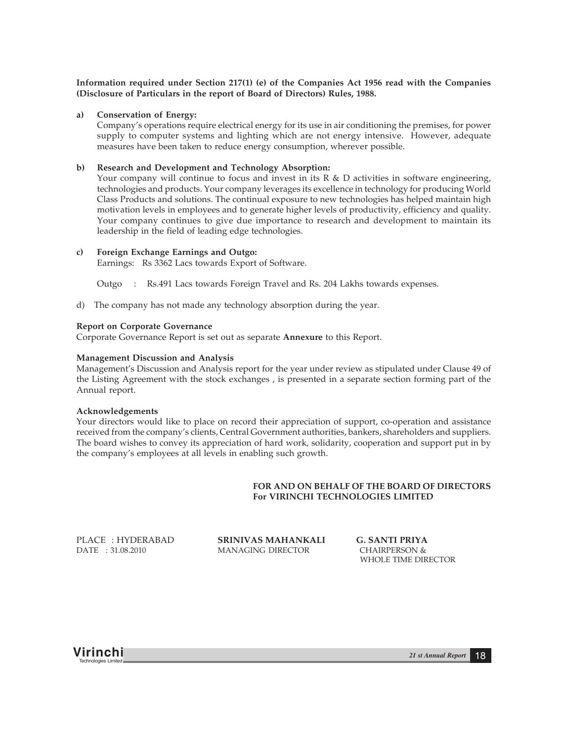**Information required under Section 217(1) (e) of the Companies Act 1956 read with the Companies (Disclosure of Particulars in the report of Board of Directors) Rules, 1988.**

**a) Conservation of Energy:**

Company's operations require electrical energy for its use in air conditioning the premises, for power supply to computer systems and lighting which are not energy intensive. However, adequate measures have been taken to reduce energy consumption, wherever possible.

**b) Research and Development and Technology Absorption:**

Your company will continue to focus and invest in its R & D activities in software engineering, technologies and products. Your company leverages its excellence in technology for producing World Class Products and solutions. The continual exposure to new technologies has helped maintain high motivation levels in employees and to generate higher levels of productivity, efficiency and quality. Your company continues to give due importance to research and development to maintain its leadership in the field of leading edge technologies.

**c) Foreign Exchange Earnings and Outgo:**

Earnings: Rs 3362 Lacs towards Export of Software.

Outgo : Rs.491 Lacs towards Foreign Travel and Rs. 204 Lakhs towards expenses.

d) The company has not made any technology absorption during the year.

**Report on Corporate Governance**

Corporate Governance Report is set out as separate **Annexure** to this Report.

**Management Discussion and Analysis**

Management's Discussion and Analysis report for the year under review as stipulated under Clause 49 of the Listing Agreement with the stock exchanges , is presented in a separate section forming part of the Annual report.

**Acknowledgements**

Your directors would like to place on record their appreciation of support, co-operation and assistance received from the company's clients, Central Government authorities, bankers, shareholders and suppliers. The board wishes to convey its appreciation of hard work, solidarity, cooperation and support put in by the company's employees at all levels in enabling such growth.

**FOR AND ON BEHALF OF THE BOARD OF DIRECTORS**
**For VIRINCHI TECHNOLOGIES LIMITED**

PLACE : HYDERABAD
DATE : 31.08.2010

**SRINIVAS MAHANKALI**
MANAGING DIRECTOR

**G. SANTI PRIYA**
CHAIRPERSON &
WHOLE TIME DIRECTOR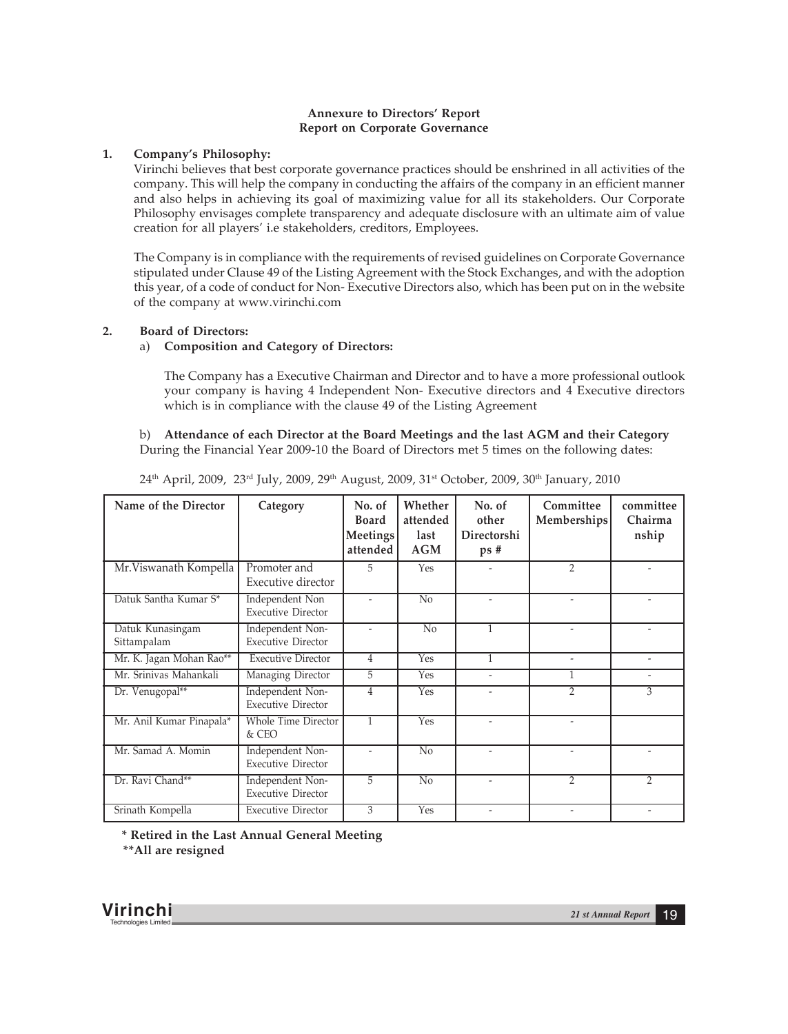**Annexure to Directors' Report**
**Report on Corporate Governance**

**1. Company's Philosophy:**

Virinchi believes that best corporate governance practices should be enshrined in all activities of the company. This will help the company in conducting the affairs of the company in an efficient manner and also helps in achieving its goal of maximizing value for all its stakeholders. Our Corporate Philosophy envisages complete transparency and adequate disclosure with an ultimate aim of value creation for all players' i.e stakeholders, creditors, Employees.

The Company is in compliance with the requirements of revised guidelines on Corporate Governance stipulated under Clause 49 of the Listing Agreement with the Stock Exchanges, and with the adoption this year, of a code of conduct for Non- Executive Directors also, which has been put on in the website of the company at www.virinchi.com

**2. Board of Directors:**

a) **Composition and Category of Directors:**

The Company has a Executive Chairman and Director and to have a more professional outlook your company is having 4 Independent Non- Executive directors and 4 Executive directors which is in compliance with the clause 49 of the Listing Agreement

b) **Attendance of each Director at the Board Meetings and the last AGM and their Category**
During the Financial Year 2009-10 the Board of Directors met 5 times on the following dates:

24th April, 2009, 23rd July, 2009, 29th August, 2009, 31st October, 2009, 30th January, 2010

| Name of the Director | Category | No. of Board Meetings attended | Whether attended last AGM | No. of other Directorships # | Committee Memberships | committee Chairmanship |
|---|---|---|---|---|---|---|
| Mr.Viswanath Kompella | Promoter and Executive director | 5 | Yes | - | 2 | - |
| Datuk Santha Kumar S* | Independent Non Executive Director | - | No | - | - | - |
| Datuk Kunasingam Sittampalam | Independent Non-Executive Director | - | No | 1 | - | - |
| Mr. K. Jagan Mohan Rao** | Executive Director | 4 | Yes | 1 | - | - |
| Mr. Srinivas Mahankali | Managing Director | 5 | Yes | - | 1 | - |
| Dr. Venugopal** | Independent Non-Executive Director | 4 | Yes | - | 2 | 3 |
| Mr. Anil Kumar Pinapala* | Whole Time Director & CEO | 1 | Yes | - | - | |
| Mr. Samad A. Momin | Independent Non-Executive Director | - | No | - | - | - |
| Dr. Ravi Chand** | Independent Non-Executive Director | 5 | No | - | 2 | 2 |
| Srinath Kompella | Executive Director | 3 | Yes | - | - | - |

**\* Retired in the Last Annual General Meeting**
**\*\*All are resigned**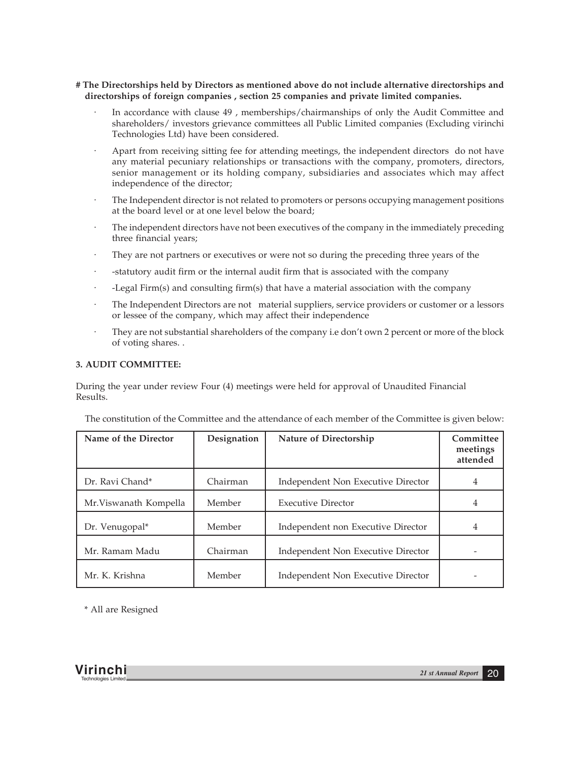**# The Directorships held by Directors as mentioned above do not include alternative directorships and directorships of foreign companies , section 25 companies and private limited companies.**

- In accordance with clause 49 , memberships/chairmanships of only the Audit Committee and shareholders/ investors grievance committees all Public Limited companies (Excluding virinchi Technologies Ltd) have been considered.
- Apart from receiving sitting fee for attending meetings, the independent directors do not have any material pecuniary relationships or transactions with the company, promoters, directors, senior management or its holding company, subsidiaries and associates which may affect independence of the director;
- The Independent director is not related to promoters or persons occupying management positions at the board level or at one level below the board;
- The independent directors have not been executives of the company in the immediately preceding three financial years;
- They are not partners or executives or were not so during the preceding three years of the
- -statutory audit firm or the internal audit firm that is associated with the company
- -Legal Firm(s) and consulting firm(s) that have a material association with the company
- The Independent Directors are not material suppliers, service providers or customer or a lessors or lessee of the company, which may affect their independence
- They are not substantial shareholders of the company i.e don't own 2 percent or more of the block of voting shares. .

### 3. AUDIT COMMITTEE:

During the year under review Four (4) meetings were held for approval of Unaudited Financial Results.

The constitution of the Committee and the attendance of each member of the Committee is given below:

| Name of the Director | Designation | Nature of Directorship | Committee meetings attended |
|---|---|---|---|
| Dr. Ravi Chand* | Chairman | Independent Non Executive Director | 4 |
| Mr.Viswanath Kompella | Member | Executive Director | 4 |
| Dr. Venugopal* | Member | Independent non Executive Director | 4 |
| Mr. Ramam Madu | Chairman | Independent Non Executive Director | - |
| Mr. K. Krishna | Member | Independent Non Executive Director | - |

\* All are Resigned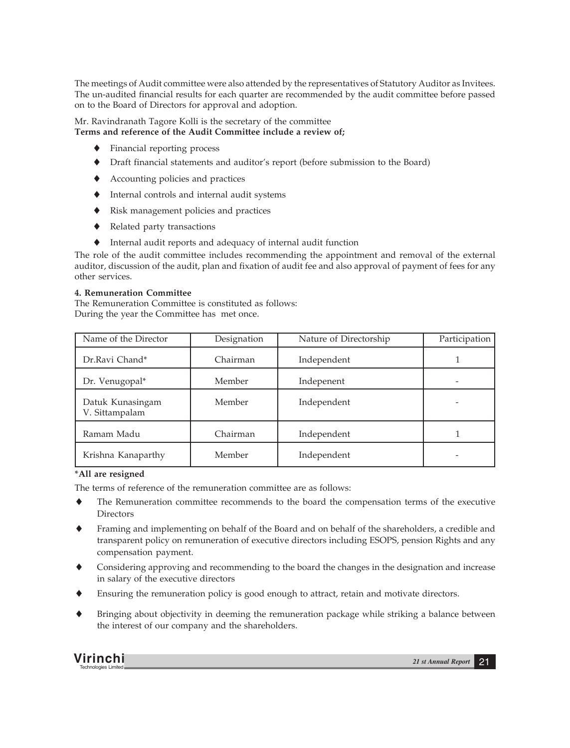The meetings of Audit committee were also attended by the representatives of Statutory Auditor as Invitees. The un-audited financial results for each quarter are recommended by the audit committee before passed on to the Board of Directors for approval and adoption.

Mr. Ravindranath Tagore Kolli is the secretary of the committee

**Terms and reference of the Audit Committee include a review of;**

- Financial reporting process
- Draft financial statements and auditor's report (before submission to the Board)
- Accounting policies and practices
- Internal controls and internal audit systems
- Risk management policies and practices
- Related party transactions
- Internal audit reports and adequacy of internal audit function

The role of the audit committee includes recommending the appointment and removal of the external auditor, discussion of the audit, plan and fixation of audit fee and also approval of payment of fees for any other services.

**4. Remuneration Committee**

The Remuneration Committee is constituted as follows:
During the year the Committee has met once.

| Name of the Director | Designation | Nature of Directorship | Participation |
|---|---|---|---|
| Dr.Ravi Chand* | Chairman | Independent | 1 |
| Dr. Venugopal* | Member | Indepenent | - |
| Datuk Kunasingam V. Sittampalam | Member | Independent | - |
| Ramam Madu | Chairman | Independent | 1 |
| Krishna Kanaparthy | Member | Independent | - |

***All are resigned**

The terms of reference of the remuneration committee are as follows:

- The Remuneration committee recommends to the board the compensation terms of the executive Directors
- Framing and implementing on behalf of the Board and on behalf of the shareholders, a credible and transparent policy on remuneration of executive directors including ESOPS, pension Rights and any compensation payment.
- Considering approving and recommending to the board the changes in the designation and increase in salary of the executive directors
- Ensuring the remuneration policy is good enough to attract, retain and motivate directors.
- Bringing about objectivity in deeming the remuneration package while striking a balance between the interest of our company and the shareholders.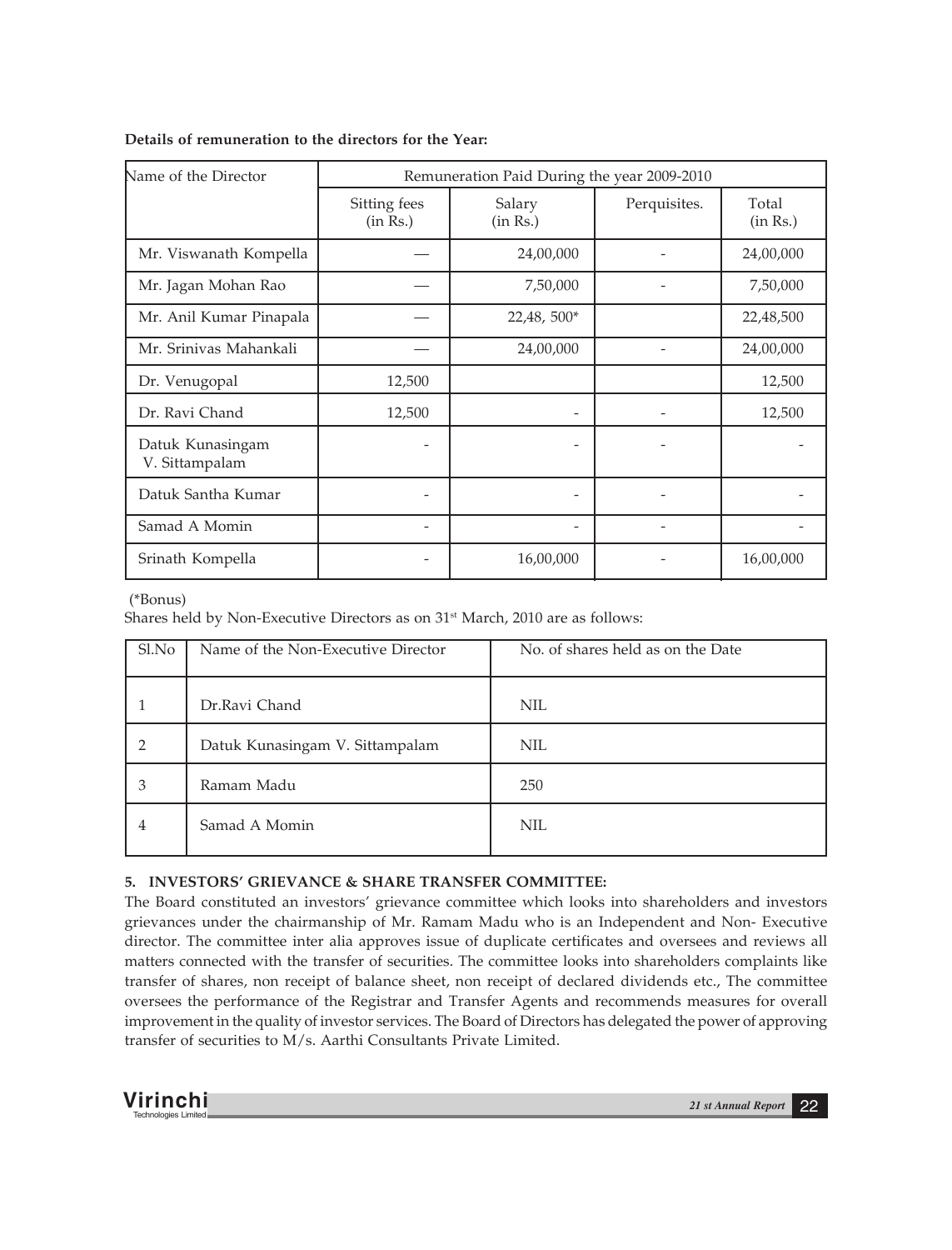**Details of remuneration to the directors for the Year:**

| Name of the Director | Remuneration Paid During the year 2009-2010 | | | |
|---|---|---|---|---|
| | Sitting fees (in Rs.) | Salary (in Rs.) | Perquisites. | Total (in Rs.) |
| Mr. Viswanath Kompella | — | 24,00,000 | - | 24,00,000 |
| Mr. Jagan Mohan Rao | — | 7,50,000 | - | 7,50,000 |
| Mr. Anil Kumar Pinapala | — | 22,48, 500* | | 22,48,500 |
| Mr. Srinivas Mahankali | — | 24,00,000 | - | 24,00,000 |
| Dr. Venugopal | 12,500 | | | 12,500 |
| Dr. Ravi Chand | 12,500 | - | - | 12,500 |
| Datuk Kunasingam V. Sittampalam | - | - | - | - |
| Datuk Santha Kumar | - | - | - | - |
| Samad A Momin | - | - | - | - |
| Srinath Kompella | - | 16,00,000 | - | 16,00,000 |

(*Bonus)

Shares held by Non-Executive Directors as on 31st March, 2010 are as follows:

| Sl.No | Name of the Non-Executive Director | No. of shares held as on the Date |
|---|---|---|
| 1 | Dr.Ravi Chand | NIL |
| 2 | Datuk Kunasingam V. Sittampalam | NIL |
| 3 | Ramam Madu | 250 |
| 4 | Samad A Momin | NIL |

### 5. INVESTORS' GRIEVANCE & SHARE TRANSFER COMMITTEE:

The Board constituted an investors' grievance committee which looks into shareholders and investors grievances under the chairmanship of Mr. Ramam Madu who is an Independent and Non- Executive director. The committee inter alia approves issue of duplicate certificates and oversees and reviews all matters connected with the transfer of securities. The committee looks into shareholders complaints like transfer of shares, non receipt of balance sheet, non receipt of declared dividends etc., The committee oversees the performance of the Registrar and Transfer Agents and recommends measures for overall improvement in the quality of investor services. The Board of Directors has delegated the power of approving transfer of securities to M/s. Aarthi Consultants Private Limited.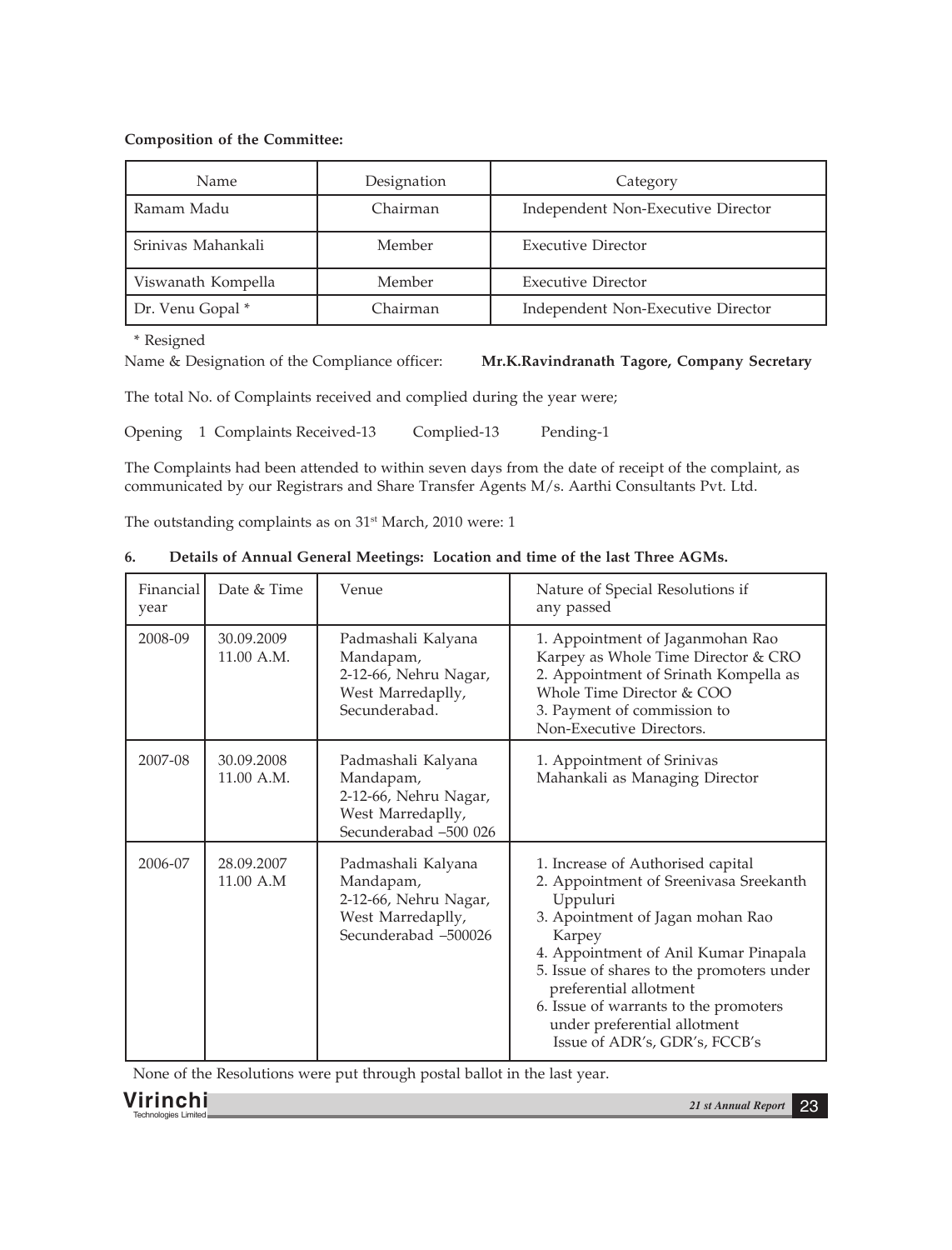**Composition of the Committee:**

| Name | Designation | Category |
|---|---|---|
| Ramam Madu | Chairman | Independent Non-Executive Director |
| Srinivas Mahankali | Member | Executive Director |
| Viswanath Kompella | Member | Executive Director |
| Dr. Venu Gopal * | Chairman | Independent Non-Executive Director |

\* Resigned

Name & Designation of the Compliance officer: **Mr.K.Ravindranath Tagore, Company Secretary**

The total No. of Complaints received and complied during the year were;

Opening 1 Complaints Received-13 Complied-13 Pending-1

The Complaints had been attended to within seven days from the date of receipt of the complaint, as communicated by our Registrars and Share Transfer Agents M/s. Aarthi Consultants Pvt. Ltd.

The outstanding complaints as on 31st March, 2010 were: 1

**6. Details of Annual General Meetings: Location and time of the last Three AGMs.**

| Financial year | Date & Time | Venue | Nature of Special Resolutions if any passed |
|---|---|---|---|
| 2008-09 | 30.09.2009 11.00 A.M. | Padmashali Kalyana Mandapam, 2-12-66, Nehru Nagar, West Marredaplly, Secunderabad. | 1. Appointment of Jaganmohan Rao Karpey as Whole Time Director & CRO<br>2. Appointment of Srinath Kompella as Whole Time Director & COO<br>3. Payment of commission to Non-Executive Directors. |
| 2007-08 | 30.09.2008 11.00 A.M. | Padmashali Kalyana Mandapam, 2-12-66, Nehru Nagar, West Marredaplly, Secunderabad –500 026 | 1. Appointment of Srinivas Mahankali as Managing Director |
| 2006-07 | 28.09.2007 11.00 A.M | Padmashali Kalyana Mandapam, 2-12-66, Nehru Nagar, West Marredaplly, Secunderabad –500026 | 1. Increase of Authorised capital<br>2. Appointment of Sreenivasa Sreekanth Uppuluri<br>3. Apointment of Jagan mohan Rao Karpey<br>4. Appointment of Anil Kumar Pinapala<br>5. Issue of shares to the promoters under preferential allotment<br>6. Issue of warrants to the promoters under preferential allotment Issue of ADR's, GDR's, FCCB's |

None of the Resolutions were put through postal ballot in the last year.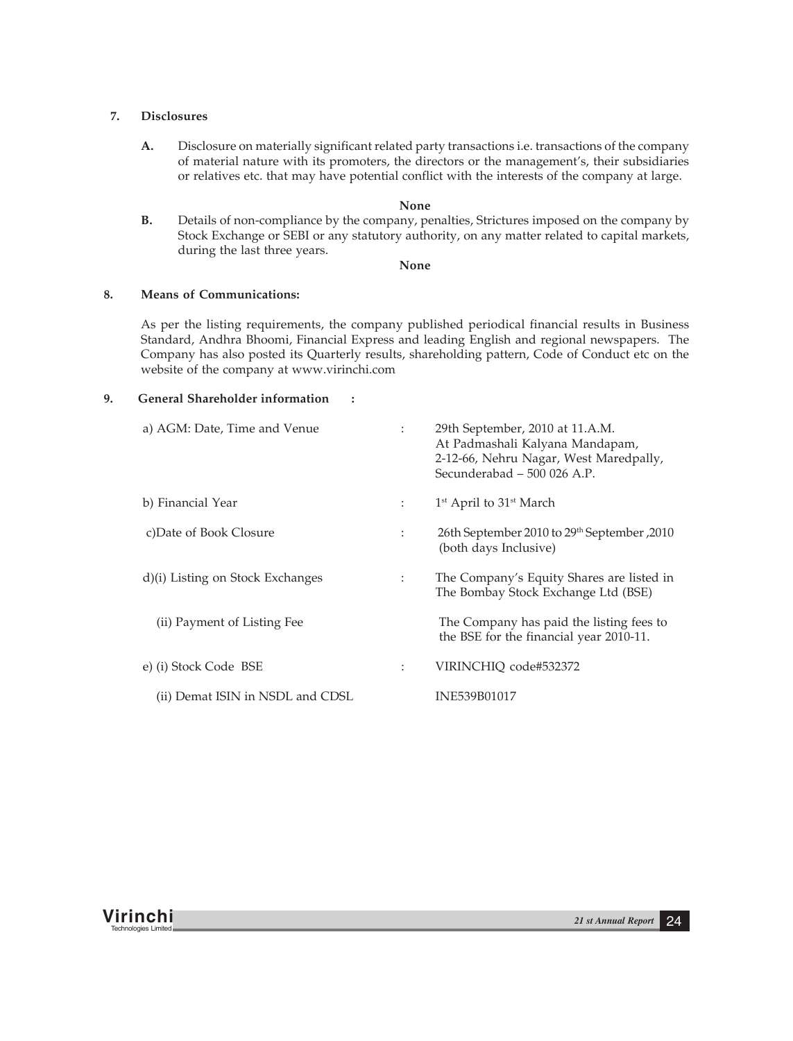## 7. Disclosures

**A.** Disclosure on materially significant related party transactions i.e. transactions of the company of material nature with its promoters, the directors or the management's, their subsidiaries or relatives etc. that may have potential conflict with the interests of the company at large.

**None**

**B.** Details of non-compliance by the company, penalties, Strictures imposed on the company by Stock Exchange or SEBI or any statutory authority, on any matter related to capital markets, during the last three years.

**None**

## 8. Means of Communications:

As per the listing requirements, the company published periodical financial results in Business Standard, Andhra Bhoomi, Financial Express and leading English and regional newspapers. The Company has also posted its Quarterly results, shareholding pattern, Code of Conduct etc on the website of the company at www.virinchi.com

## 9. General Shareholder information :

| | | |
|---|---|---|
| a) AGM: Date, Time and Venue | : | 29th September, 2010 at 11.A.M.<br>At Padmashali Kalyana Mandapam,<br>2-12-66, Nehru Nagar, West Maredpally,<br>Secunderabad – 500 026 A.P. |
| b) Financial Year | : | 1st April to 31st March |
| c)Date of Book Closure | : | 26th September 2010 to 29th September ,2010 (both days Inclusive) |
| d)(i) Listing on Stock Exchanges | : | The Company's Equity Shares are listed in The Bombay Stock Exchange Ltd (BSE) |
| (ii) Payment of Listing Fee | | The Company has paid the listing fees to the BSE for the financial year 2010-11. |
| e) (i) Stock Code BSE | : | VIRINCHIQ code#532372 |
| (ii) Demat ISIN in NSDL and CDSL | | INE539B01017 |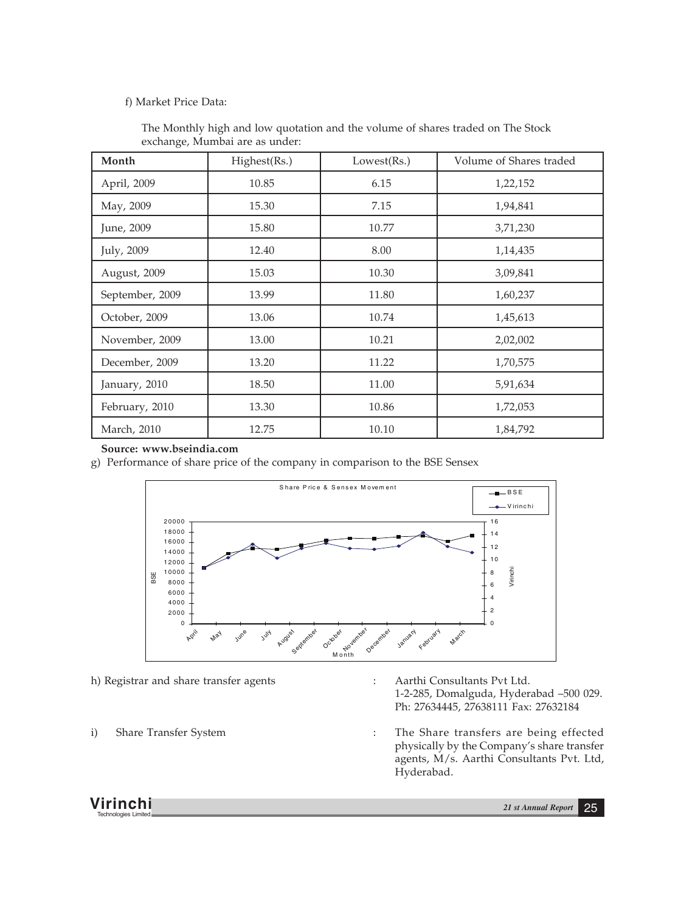f) Market Price Data:

The Monthly high and low quotation and the volume of shares traded on The Stock exchange, Mumbai are as under:

| Month | Highest(Rs.) | Lowest(Rs.) | Volume of Shares traded |
|---|---|---|---|
| April, 2009 | 10.85 | 6.15 | 1,22,152 |
| May, 2009 | 15.30 | 7.15 | 1,94,841 |
| June, 2009 | 15.80 | 10.77 | 3,71,230 |
| July, 2009 | 12.40 | 8.00 | 1,14,435 |
| August, 2009 | 15.03 | 10.30 | 3,09,841 |
| September, 2009 | 13.99 | 11.80 | 1,60,237 |
| October, 2009 | 13.06 | 10.74 | 1,45,613 |
| November, 2009 | 13.00 | 10.21 | 2,02,002 |
| December, 2009 | 13.20 | 11.22 | 1,70,575 |
| January, 2010 | 18.50 | 11.00 | 5,91,634 |
| February, 2010 | 13.30 | 10.86 | 1,72,053 |
| March, 2010 | 12.75 | 10.10 | 1,84,792 |

**Source: www.bseindia.com**

g) Performance of share price of the company in comparison to the BSE Sensex

Share Price & Sensex Movement

h) Registrar and share transfer agents : Aarthi Consultants Pvt Ltd.
1-2-285, Domalguda, Hyderabad –500 029.
Ph: 27634445, 27638111 Fax: 27632184

i) Share Transfer System : The Share transfers are being effected physically by the Company's share transfer agents, M/s. Aarthi Consultants Pvt. Ltd, Hyderabad.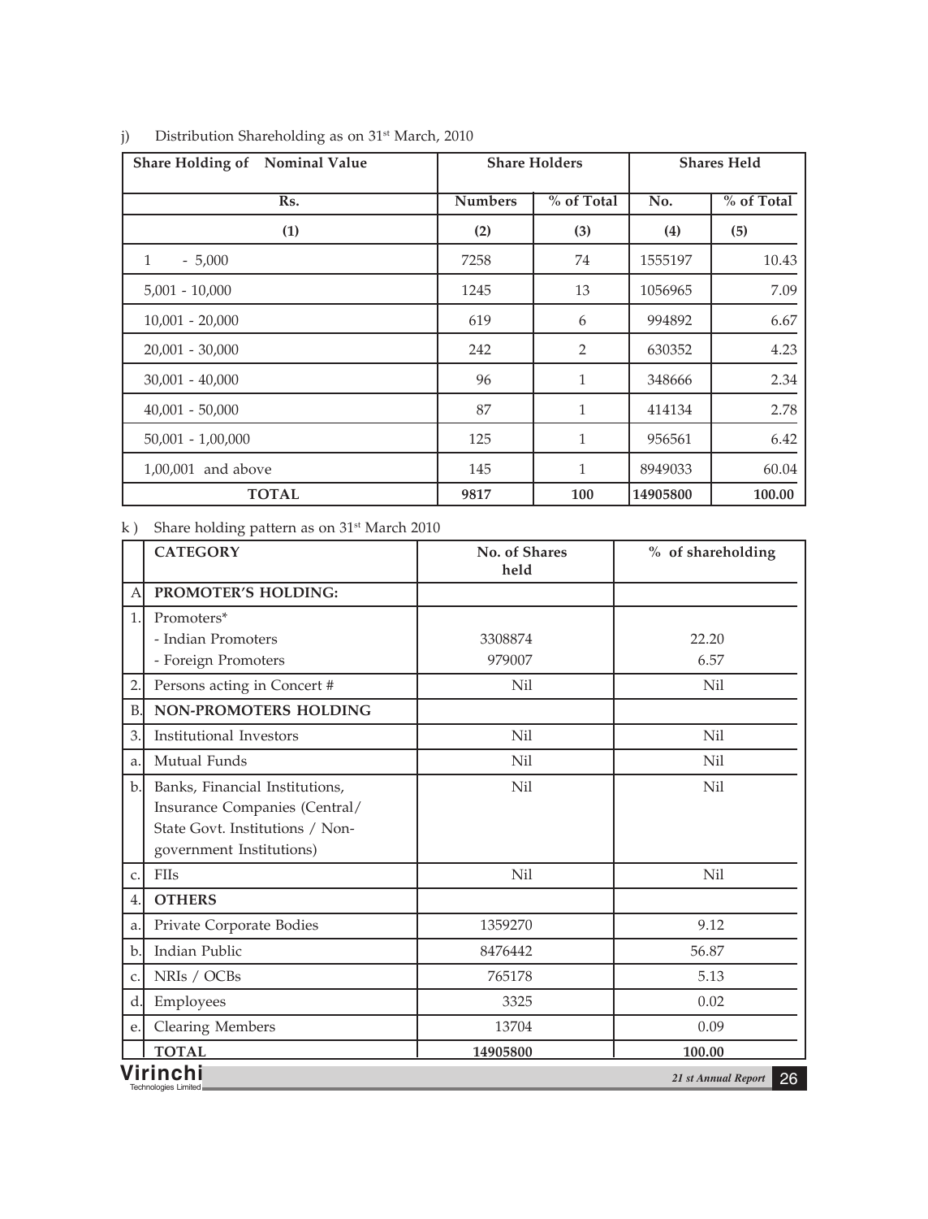j) Distribution Shareholding as on 31st March, 2010

| Share Holding of Nominal Value | Share Holders | | Shares Held | |
|---|---|---|---|---|
| Rs. | Numbers | % of Total | No. | % of Total |
| (1) | (2) | (3) | (4) | (5) |
| 1 - 5,000 | 7258 | 74 | 1555197 | 10.43 |
| 5,001 - 10,000 | 1245 | 13 | 1056965 | 7.09 |
| 10,001 - 20,000 | 619 | 6 | 994892 | 6.67 |
| 20,001 - 30,000 | 242 | 2 | 630352 | 4.23 |
| 30,001 - 40,000 | 96 | 1 | 348666 | 2.34 |
| 40,001 - 50,000 | 87 | 1 | 414134 | 2.78 |
| 50,001 - 1,00,000 | 125 | 1 | 956561 | 6.42 |
| 1,00,001 and above | 145 | 1 | 8949033 | 60.04 |
| **TOTAL** | **9817** | **100** | **14905800** | **100.00** |

k ) Share holding pattern as on 31st March 2010

| | CATEGORY | No. of Shares held | % of shareholding |
|---|---|---|---|
| A | **PROMOTER'S HOLDING:** | | |
| 1. | Promoters*<br>- Indian Promoters<br>- Foreign Promoters | <br>3308874<br>979007 | <br>22.20<br>6.57 |
| 2. | Persons acting in Concert # | Nil | Nil |
| B. | **NON-PROMOTERS HOLDING** | | |
| 3. | Institutional Investors | Nil | Nil |
| a. | Mutual Funds | Nil | Nil |
| b. | Banks, Financial Institutions, Insurance Companies (Central/ State Govt. Institutions / Non-government Institutions) | Nil | Nil |
| c. | FIIs | Nil | Nil |
| 4. | **OTHERS** | | |
| a. | Private Corporate Bodies | 1359270 | 9.12 |
| b. | Indian Public | 8476442 | 56.87 |
| c. | NRIs / OCBs | 765178 | 5.13 |
| d. | Employees | 3325 | 0.02 |
| e. | Clearing Members | 13704 | 0.09 |
| | **TOTAL** | **14905800** | **100.00** |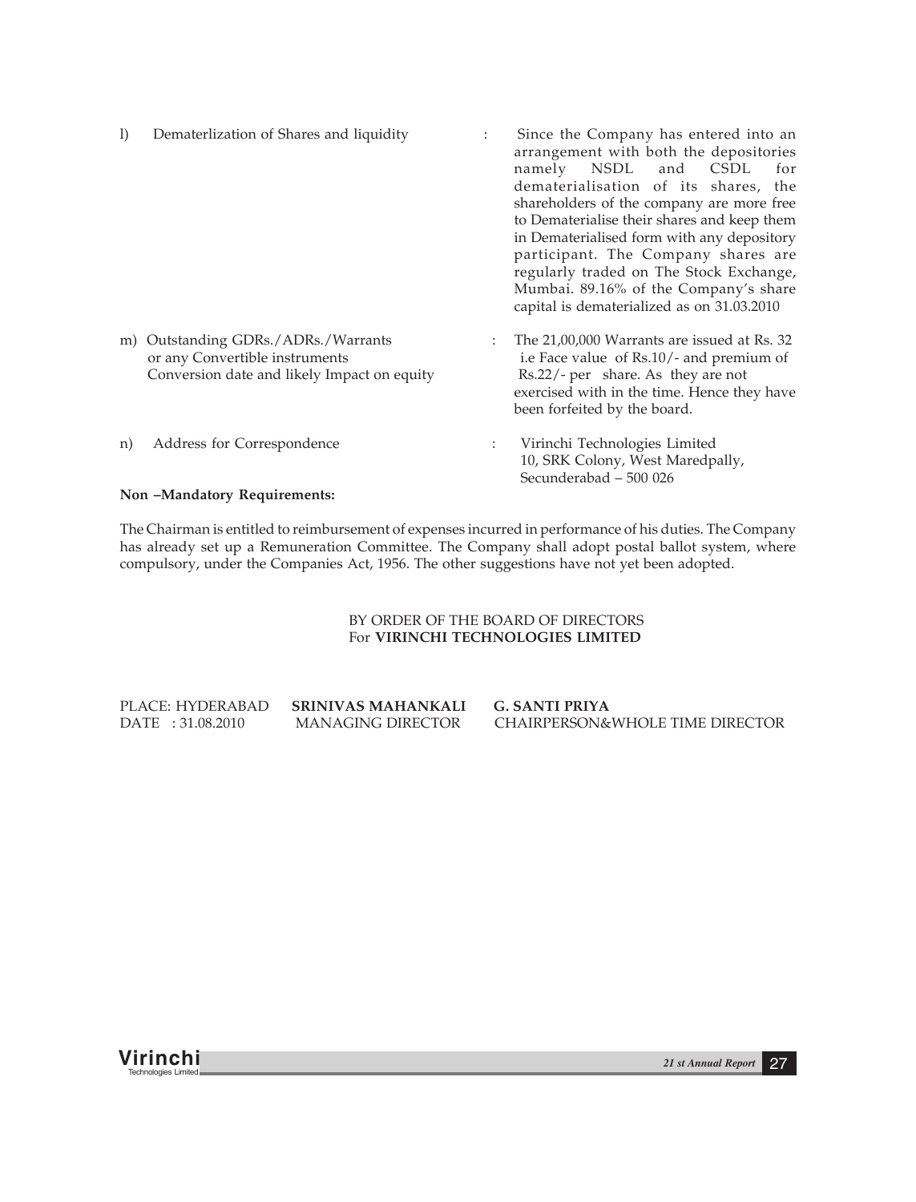| | | | |
|---|---|---|---|
| l) | Dematerlization of Shares and liquidity | : | Since the Company has entered into an arrangement with both the depositories namely NSDL and CSDL for dematerialisation of its shares, the shareholders of the company are more free to Dematerialise their shares and keep them in Dematerialised form with any depository participant. The Company shares are regularly traded on The Stock Exchange, Mumbai. 89.16% of the Company's share capital is dematerialized as on 31.03.2010 |
| m) | Outstanding GDRs./ADRs./Warrants or any Convertible instruments Conversion date and likely Impact on equity | : | The 21,00,000 Warrants are issued at Rs. 32 i.e Face value of Rs.10/- and premium of Rs.22/- per share. As they are not exercised with in the time. Hence they have been forfeited by the board. |
| n) | Address for Correspondence | : | Virinchi Technologies Limited<br>10, SRK Colony, West Maredpally,<br>Secunderabad – 500 026 |

**Non –Mandatory Requirements:**

The Chairman is entitled to reimbursement of expenses incurred in performance of his duties. The Company has already set up a Remuneration Committee. The Company shall adopt postal ballot system, where compulsory, under the Companies Act, 1956. The other suggestions have not yet been adopted.

BY ORDER OF THE BOARD OF DIRECTORS
For **VIRINCHI TECHNOLOGIES LIMITED**

| | | |
|---|---|---|
| PLACE: HYDERABAD | **SRINIVAS MAHANKALI** | **G. SANTI PRIYA** |
| DATE : 31.08.2010 | MANAGING DIRECTOR | CHAIRPERSON&WHOLE TIME DIRECTOR |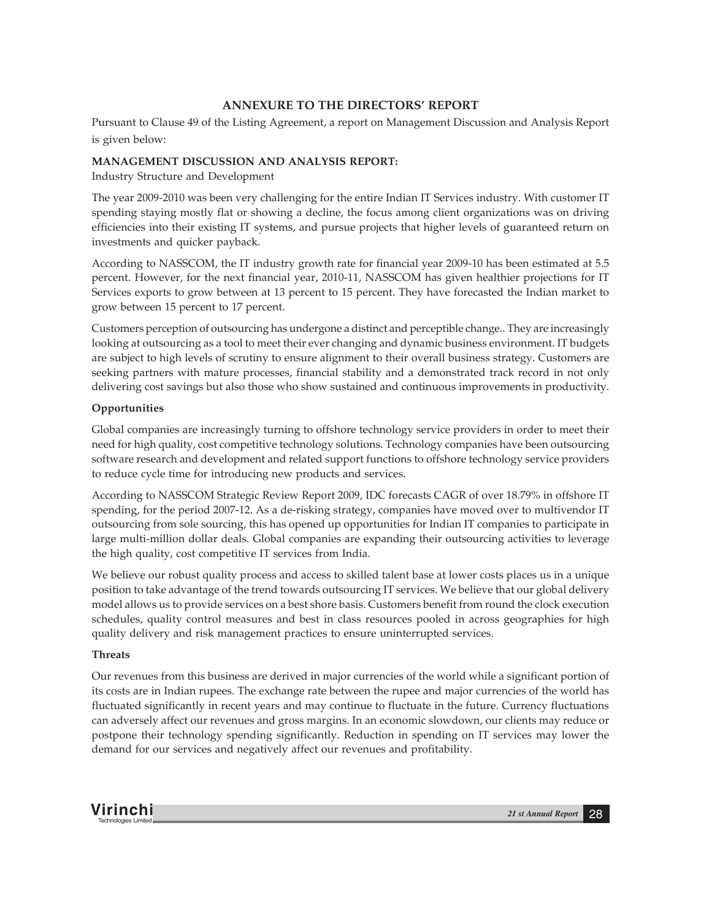## ANNEXURE TO THE DIRECTORS' REPORT

Pursuant to Clause 49 of the Listing Agreement, a report on Management Discussion and Analysis Report is given below:

### MANAGEMENT DISCUSSION AND ANALYSIS REPORT:

Industry Structure and Development

The year 2009-2010 was been very challenging for the entire Indian IT Services industry. With customer IT spending staying mostly flat or showing a decline, the focus among client organizations was on driving efficiencies into their existing IT systems, and pursue projects that higher levels of guaranteed return on investments and quicker payback.

According to NASSCOM, the IT industry growth rate for financial year 2009-10 has been estimated at 5.5 percent. However, for the next financial year, 2010-11, NASSCOM has given healthier projections for IT Services exports to grow between at 13 percent to 15 percent. They have forecasted the Indian market to grow between 15 percent to 17 percent.

Customers perception of outsourcing has undergone a distinct and perceptible change.. They are increasingly looking at outsourcing as a tool to meet their ever changing and dynamic business environment. IT budgets are subject to high levels of scrutiny to ensure alignment to their overall business strategy. Customers are seeking partners with mature processes, financial stability and a demonstrated track record in not only delivering cost savings but also those who show sustained and continuous improvements in productivity.

**Opportunities**

Global companies are increasingly turning to offshore technology service providers in order to meet their need for high quality, cost competitive technology solutions. Technology companies have been outsourcing software research and development and related support functions to offshore technology service providers to reduce cycle time for introducing new products and services.

According to NASSCOM Strategic Review Report 2009, IDC forecasts CAGR of over 18.79% in offshore IT spending, for the period 2007-12. As a de-risking strategy, companies have moved over to multivendor IT outsourcing from sole sourcing, this has opened up opportunities for Indian IT companies to participate in large multi-million dollar deals. Global companies are expanding their outsourcing activities to leverage the high quality, cost competitive IT services from India.

We believe our robust quality process and access to skilled talent base at lower costs places us in a unique position to take advantage of the trend towards outsourcing IT services. We believe that our global delivery model allows us to provide services on a best shore basis. Customers benefit from round the clock execution schedules, quality control measures and best in class resources pooled in across geographies for high quality delivery and risk management practices to ensure uninterrupted services.

**Threats**

Our revenues from this business are derived in major currencies of the world while a significant portion of its costs are in Indian rupees. The exchange rate between the rupee and major currencies of the world has fluctuated significantly in recent years and may continue to fluctuate in the future. Currency fluctuations can adversely affect our revenues and gross margins. In an economic slowdown, our clients may reduce or postpone their technology spending significantly. Reduction in spending on IT services may lower the demand for our services and negatively affect our revenues and profitability.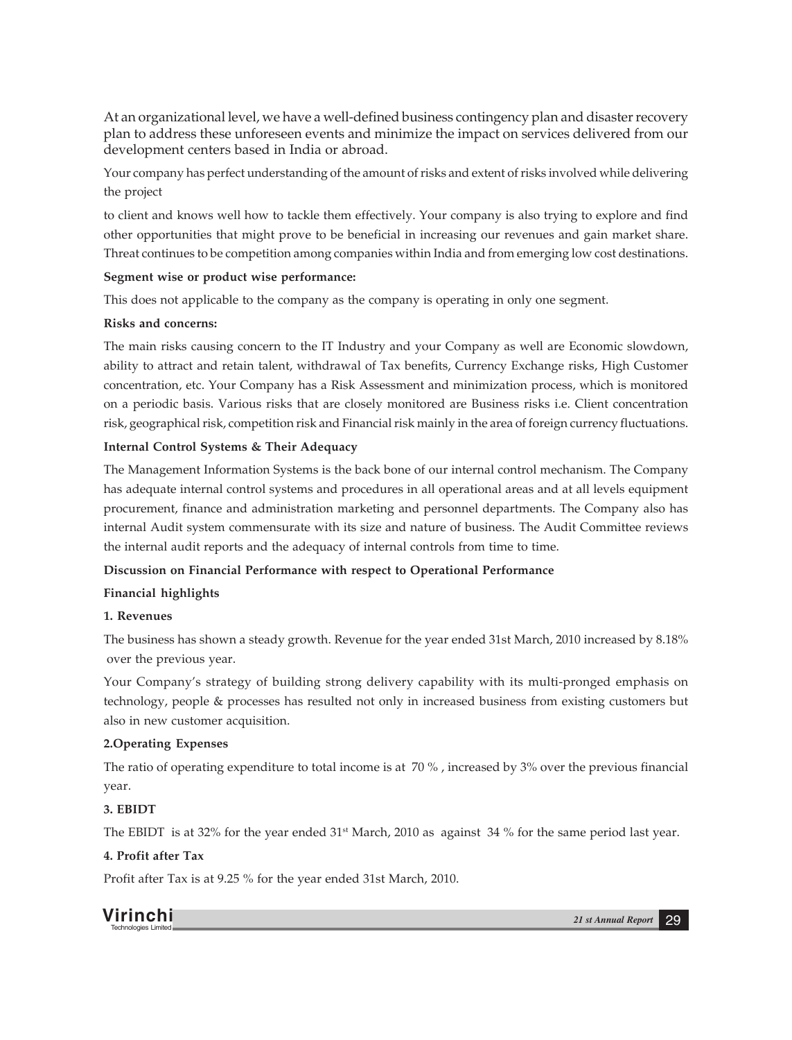At an organizational level, we have a well-defined business contingency plan and disaster recovery plan to address these unforeseen events and minimize the impact on services delivered from our development centers based in India or abroad.

Your company has perfect understanding of the amount of risks and extent of risks involved while delivering the project

to client and knows well how to tackle them effectively. Your company is also trying to explore and find other opportunities that might prove to be beneficial in increasing our revenues and gain market share. Threat continues to be competition among companies within India and from emerging low cost destinations.

**Segment wise or product wise performance:**

This does not applicable to the company as the company is operating in only one segment.

**Risks and concerns:**

The main risks causing concern to the IT Industry and your Company as well are Economic slowdown, ability to attract and retain talent, withdrawal of Tax benefits, Currency Exchange risks, High Customer concentration, etc. Your Company has a Risk Assessment and minimization process, which is monitored on a periodic basis. Various risks that are closely monitored are Business risks i.e. Client concentration risk, geographical risk, competition risk and Financial risk mainly in the area of foreign currency fluctuations.

**Internal Control Systems & Their Adequacy**

The Management Information Systems is the back bone of our internal control mechanism. The Company has adequate internal control systems and procedures in all operational areas and at all levels equipment procurement, finance and administration marketing and personnel departments. The Company also has internal Audit system commensurate with its size and nature of business. The Audit Committee reviews the internal audit reports and the adequacy of internal controls from time to time.

**Discussion on Financial Performance with respect to Operational Performance**

**Financial highlights**

**1. Revenues**

The business has shown a steady growth. Revenue for the year ended 31st March, 2010 increased by 8.18% over the previous year.

Your Company's strategy of building strong delivery capability with its multi-pronged emphasis on technology, people & processes has resulted not only in increased business from existing customers but also in new customer acquisition.

**2.Operating Expenses**

The ratio of operating expenditure to total income is at 70 % , increased by 3% over the previous financial year.

**3. EBIDT**

The EBIDT is at 32% for the year ended 31st March, 2010 as against 34 % for the same period last year.

**4. Profit after Tax**

Profit after Tax is at 9.25 % for the year ended 31st March, 2010.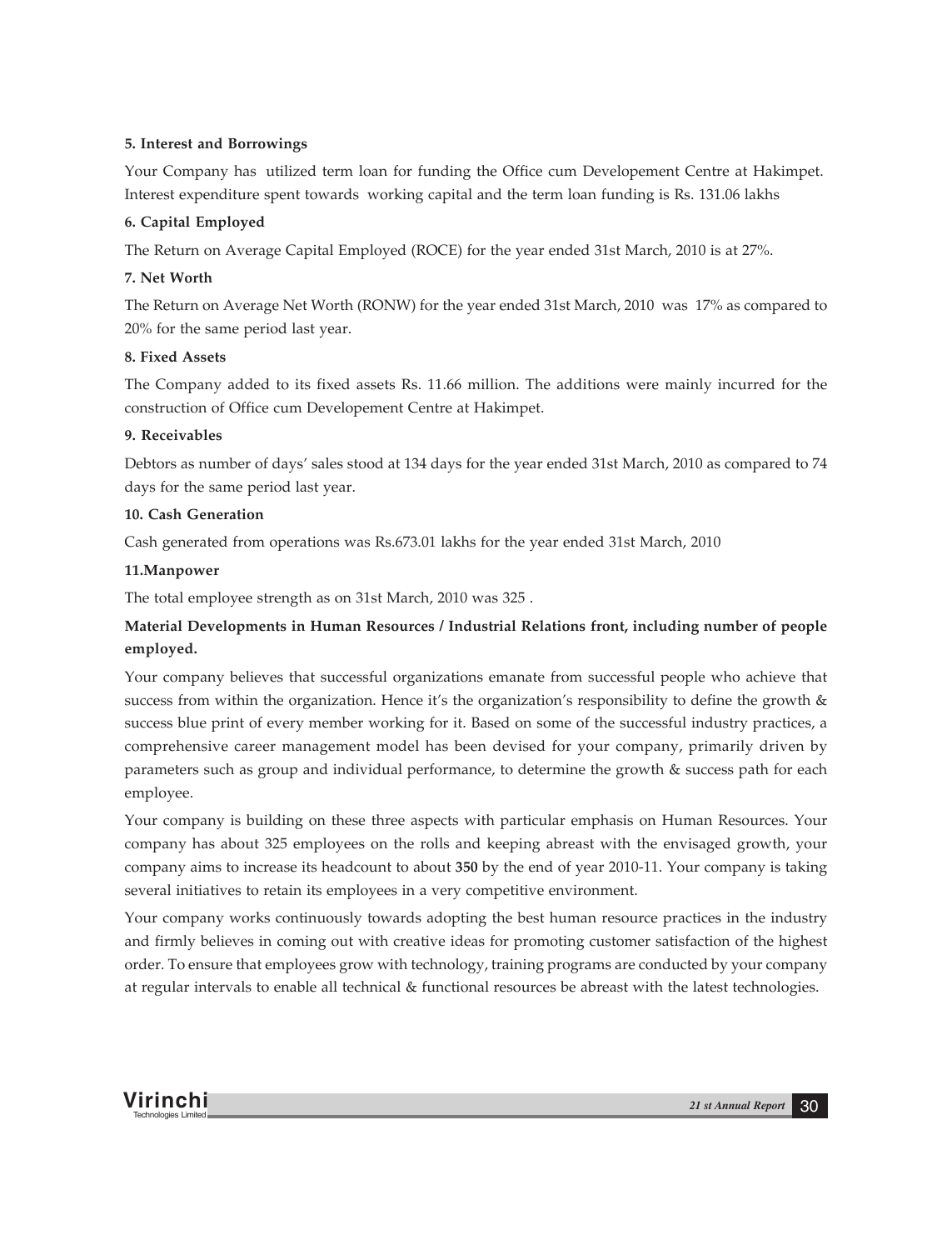**5. Interest and Borrowings**

Your Company has utilized term loan for funding the Office cum Developement Centre at Hakimpet. Interest expenditure spent towards working capital and the term loan funding is Rs. 131.06 lakhs

**6. Capital Employed**

The Return on Average Capital Employed (ROCE) for the year ended 31st March, 2010 is at 27%.

**7. Net Worth**

The Return on Average Net Worth (RONW) for the year ended 31st March, 2010 was 17% as compared to 20% for the same period last year.

**8. Fixed Assets**

The Company added to its fixed assets Rs. 11.66 million. The additions were mainly incurred for the construction of Office cum Developement Centre at Hakimpet.

**9. Receivables**

Debtors as number of days' sales stood at 134 days for the year ended 31st March, 2010 as compared to 74 days for the same period last year.

**10. Cash Generation**

Cash generated from operations was Rs.673.01 lakhs for the year ended 31st March, 2010

**11.Manpower**

The total employee strength as on 31st March, 2010 was 325 .

**Material Developments in Human Resources / Industrial Relations front, including number of people employed.**

Your company believes that successful organizations emanate from successful people who achieve that success from within the organization. Hence it's the organization's responsibility to define the growth & success blue print of every member working for it. Based on some of the successful industry practices, a comprehensive career management model has been devised for your company, primarily driven by parameters such as group and individual performance, to determine the growth & success path for each employee.

Your company is building on these three aspects with particular emphasis on Human Resources. Your company has about 325 employees on the rolls and keeping abreast with the envisaged growth, your company aims to increase its headcount to about **350** by the end of year 2010-11. Your company is taking several initiatives to retain its employees in a very competitive environment.

Your company works continuously towards adopting the best human resource practices in the industry and firmly believes in coming out with creative ideas for promoting customer satisfaction of the highest order. To ensure that employees grow with technology, training programs are conducted by your company at regular intervals to enable all technical & functional resources be abreast with the latest technologies.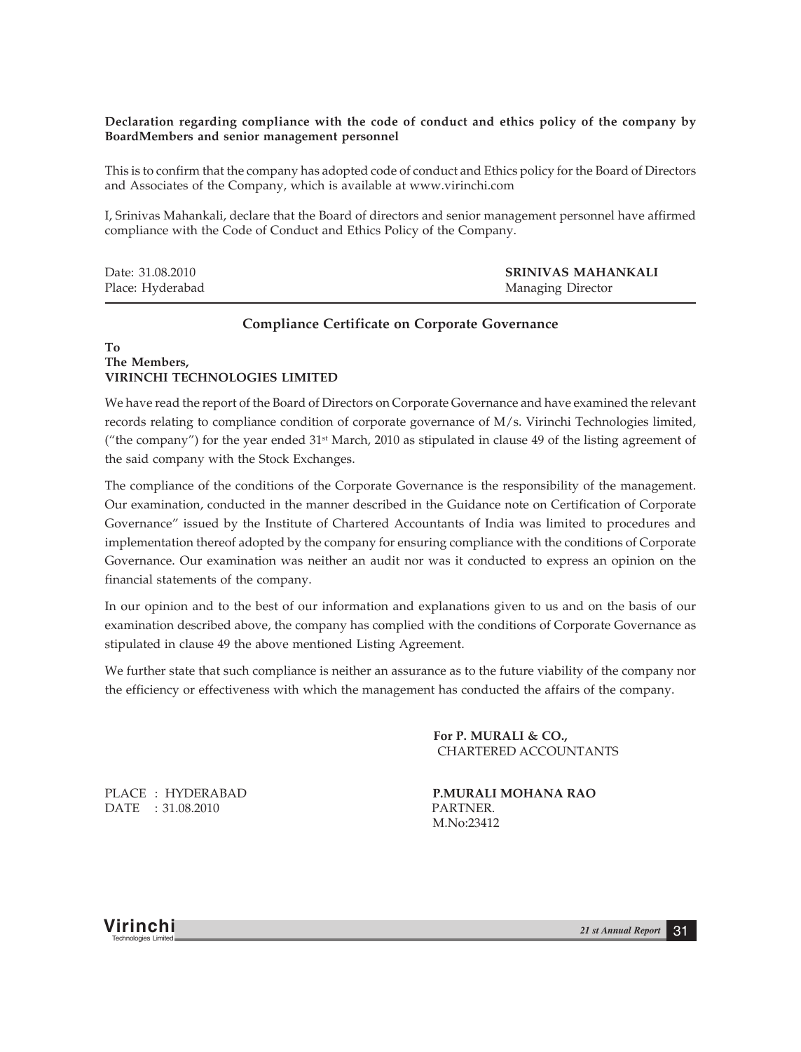**Declaration regarding compliance with the code of conduct and ethics policy of the company by BoardMembers and senior management personnel**

This is to confirm that the company has adopted code of conduct and Ethics policy for the Board of Directors and Associates of the Company, which is available at www.virinchi.com

I, Srinivas Mahankali, declare that the Board of directors and senior management personnel have affirmed compliance with the Code of Conduct and Ethics Policy of the Company.

Date: 31.08.2010
Place: Hyderabad

**SRINIVAS MAHANKALI**
Managing Director

---

## Compliance Certificate on Corporate Governance

**To**
**The Members,**
**VIRINCHI TECHNOLOGIES LIMITED**

We have read the report of the Board of Directors on Corporate Governance and have examined the relevant records relating to compliance condition of corporate governance of M/s. Virinchi Technologies limited, ("the company") for the year ended 31st March, 2010 as stipulated in clause 49 of the listing agreement of the said company with the Stock Exchanges.

The compliance of the conditions of the Corporate Governance is the responsibility of the management. Our examination, conducted in the manner described in the Guidance note on Certification of Corporate Governance" issued by the Institute of Chartered Accountants of India was limited to procedures and implementation thereof adopted by the company for ensuring compliance with the conditions of Corporate Governance. Our examination was neither an audit nor was it conducted to express an opinion on the financial statements of the company.

In our opinion and to the best of our information and explanations given to us and on the basis of our examination described above, the company has complied with the conditions of Corporate Governance as stipulated in clause 49 the above mentioned Listing Agreement.

We further state that such compliance is neither an assurance as to the future viability of the company nor the efficiency or effectiveness with which the management has conducted the affairs of the company.

**For P. MURALI & CO.,**
CHARTERED ACCOUNTANTS

PLACE : HYDERABAD
DATE : 31.08.2010

**P.MURALI MOHANA RAO**
PARTNER.
M.No:23412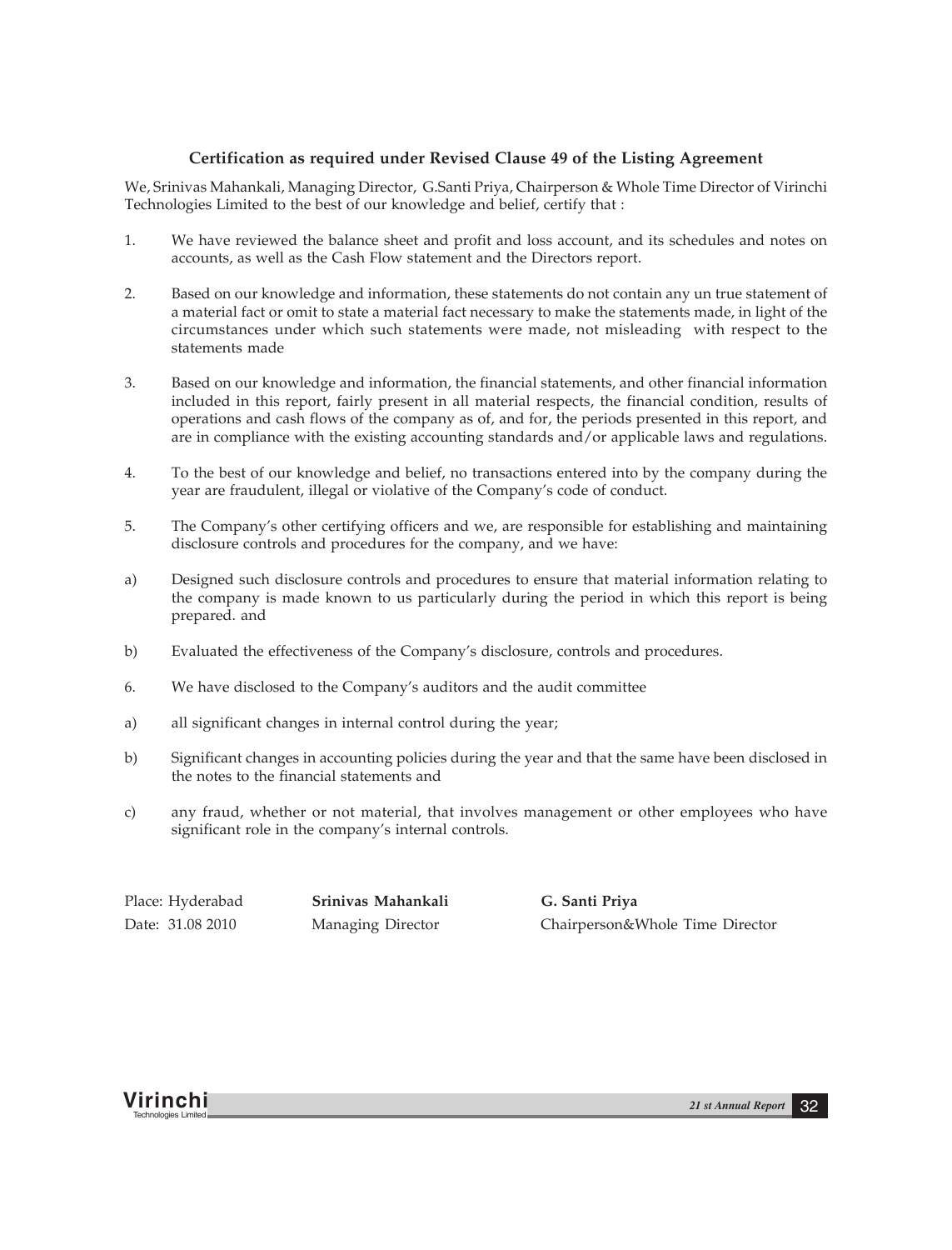### Certification as required under Revised Clause 49 of the Listing Agreement

We, Srinivas Mahankali, Managing Director, G.Santi Priya, Chairperson & Whole Time Director of Virinchi Technologies Limited to the best of our knowledge and belief, certify that :

1. We have reviewed the balance sheet and profit and loss account, and its schedules and notes on accounts, as well as the Cash Flow statement and the Directors report.

2. Based on our knowledge and information, these statements do not contain any un true statement of a material fact or omit to state a material fact necessary to make the statements made, in light of the circumstances under which such statements were made, not misleading with respect to the statements made

3. Based on our knowledge and information, the financial statements, and other financial information included in this report, fairly present in all material respects, the financial condition, results of operations and cash flows of the company as of, and for, the periods presented in this report, and are in compliance with the existing accounting standards and/or applicable laws and regulations.

4. To the best of our knowledge and belief, no transactions entered into by the company during the year are fraudulent, illegal or violative of the Company's code of conduct.

5. The Company's other certifying officers and we, are responsible for establishing and maintaining disclosure controls and procedures for the company, and we have:

a) Designed such disclosure controls and procedures to ensure that material information relating to the company is made known to us particularly during the period in which this report is being prepared. and

b) Evaluated the effectiveness of the Company's disclosure, controls and procedures.

6. We have disclosed to the Company's auditors and the audit committee

a) all significant changes in internal control during the year;

b) Significant changes in accounting policies during the year and that the same have been disclosed in the notes to the financial statements and

c) any fraud, whether or not material, that involves management or other employees who have significant role in the company's internal controls.

| Place: Hyderabad | **Srinivas Mahankali** | **G. Santi Priya** |
|---|---|---|
| Date: 31.08 2010 | Managing Director | Chairperson&Whole Time Director |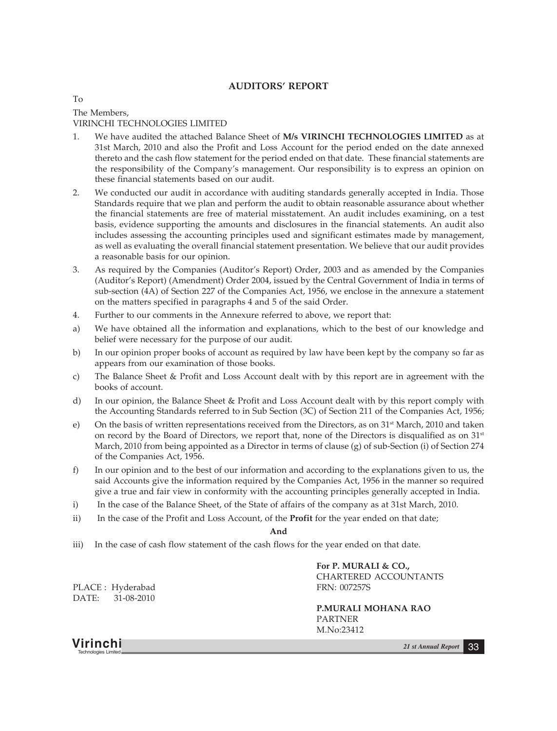## AUDITORS' REPORT

To

The Members,

VIRINCHI TECHNOLOGIES LIMITED

1. We have audited the attached Balance Sheet of **M/s VIRINCHI TECHNOLOGIES LIMITED** as at 31st March, 2010 and also the Profit and Loss Account for the period ended on the date annexed thereto and the cash flow statement for the period ended on that date. These financial statements are the responsibility of the Company's management. Our responsibility is to express an opinion on these financial statements based on our audit.

2. We conducted our audit in accordance with auditing standards generally accepted in India. Those Standards require that we plan and perform the audit to obtain reasonable assurance about whether the financial statements are free of material misstatement. An audit includes examining, on a test basis, evidence supporting the amounts and disclosures in the financial statements. An audit also includes assessing the accounting principles used and significant estimates made by management, as well as evaluating the overall financial statement presentation. We believe that our audit provides a reasonable basis for our opinion.

3. As required by the Companies (Auditor's Report) Order, 2003 and as amended by the Companies (Auditor's Report) (Amendment) Order 2004, issued by the Central Government of India in terms of sub-section (4A) of Section 227 of the Companies Act, 1956, we enclose in the annexure a statement on the matters specified in paragraphs 4 and 5 of the said Order.

4. Further to our comments in the Annexure referred to above, we report that:

a) We have obtained all the information and explanations, which to the best of our knowledge and belief were necessary for the purpose of our audit.

b) In our opinion proper books of account as required by law have been kept by the company so far as appears from our examination of those books.

c) The Balance Sheet & Profit and Loss Account dealt with by this report are in agreement with the books of account.

d) In our opinion, the Balance Sheet & Profit and Loss Account dealt with by this report comply with the Accounting Standards referred to in Sub Section (3C) of Section 211 of the Companies Act, 1956;

e) On the basis of written representations received from the Directors, as on 31st March, 2010 and taken on record by the Board of Directors, we report that, none of the Directors is disqualified as on 31st March, 2010 from being appointed as a Director in terms of clause (g) of sub-Section (i) of Section 274 of the Companies Act, 1956.

f) In our opinion and to the best of our information and according to the explanations given to us, the said Accounts give the information required by the Companies Act, 1956 in the manner so required give a true and fair view in conformity with the accounting principles generally accepted in India.

i) In the case of the Balance Sheet, of the State of affairs of the company as at 31st March, 2010.

ii) In the case of the Profit and Loss Account, of the **Profit** for the year ended on that date;

**And**

iii) In the case of cash flow statement of the cash flows for the year ended on that date.

**For P. MURALI & CO.,**
CHARTERED ACCOUNTANTS
FRN: 007257S

PLACE : Hyderabad
DATE: 31-08-2010

**P.MURALI MOHANA RAO**
PARTNER
M.No:23412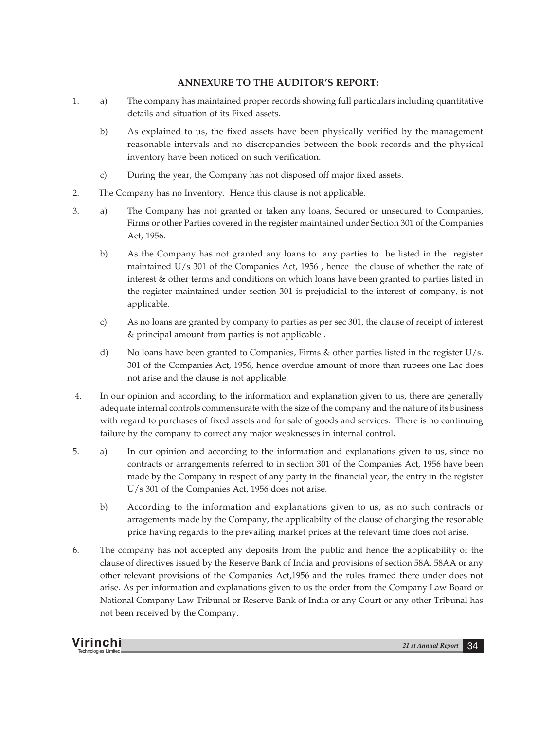## ANNEXURE TO THE AUDITOR'S REPORT:

1. a) The company has maintained proper records showing full particulars including quantitative details and situation of its Fixed assets.

   b) As explained to us, the fixed assets have been physically verified by the management reasonable intervals and no discrepancies between the book records and the physical inventory have been noticed on such verification.

   c) During the year, the Company has not disposed off major fixed assets.

2. The Company has no Inventory. Hence this clause is not applicable.

3. a) The Company has not granted or taken any loans, Secured or unsecured to Companies, Firms or other Parties covered in the register maintained under Section 301 of the Companies Act, 1956.

   b) As the Company has not granted any loans to any parties to be listed in the register maintained U/s 301 of the Companies Act, 1956 , hence the clause of whether the rate of interest & other terms and conditions on which loans have been granted to parties listed in the register maintained under section 301 is prejudicial to the interest of company, is not applicable.

   c) As no loans are granted by company to parties as per sec 301, the clause of receipt of interest & principal amount from parties is not applicable .

   d) No loans have been granted to Companies, Firms & other parties listed in the register U/s. 301 of the Companies Act, 1956, hence overdue amount of more than rupees one Lac does not arise and the clause is not applicable.

4. In our opinion and according to the information and explanation given to us, there are generally adequate internal controls commensurate with the size of the company and the nature of its business with regard to purchases of fixed assets and for sale of goods and services. There is no continuing failure by the company to correct any major weaknesses in internal control.

5. a) In our opinion and according to the information and explanations given to us, since no contracts or arrangements referred to in section 301 of the Companies Act, 1956 have been made by the Company in respect of any party in the financial year, the entry in the register U/s 301 of the Companies Act, 1956 does not arise.

   b) According to the information and explanations given to us, as no such contracts or arragements made by the Company, the applicabilty of the clause of charging the resonable price having regards to the prevailing market prices at the relevant time does not arise.

6. The company has not accepted any deposits from the public and hence the applicability of the clause of directives issued by the Reserve Bank of India and provisions of section 58A, 58AA or any other relevant provisions of the Companies Act,1956 and the rules framed there under does not arise. As per information and explanations given to us the order from the Company Law Board or National Company Law Tribunal or Reserve Bank of India or any Court or any other Tribunal has not been received by the Company.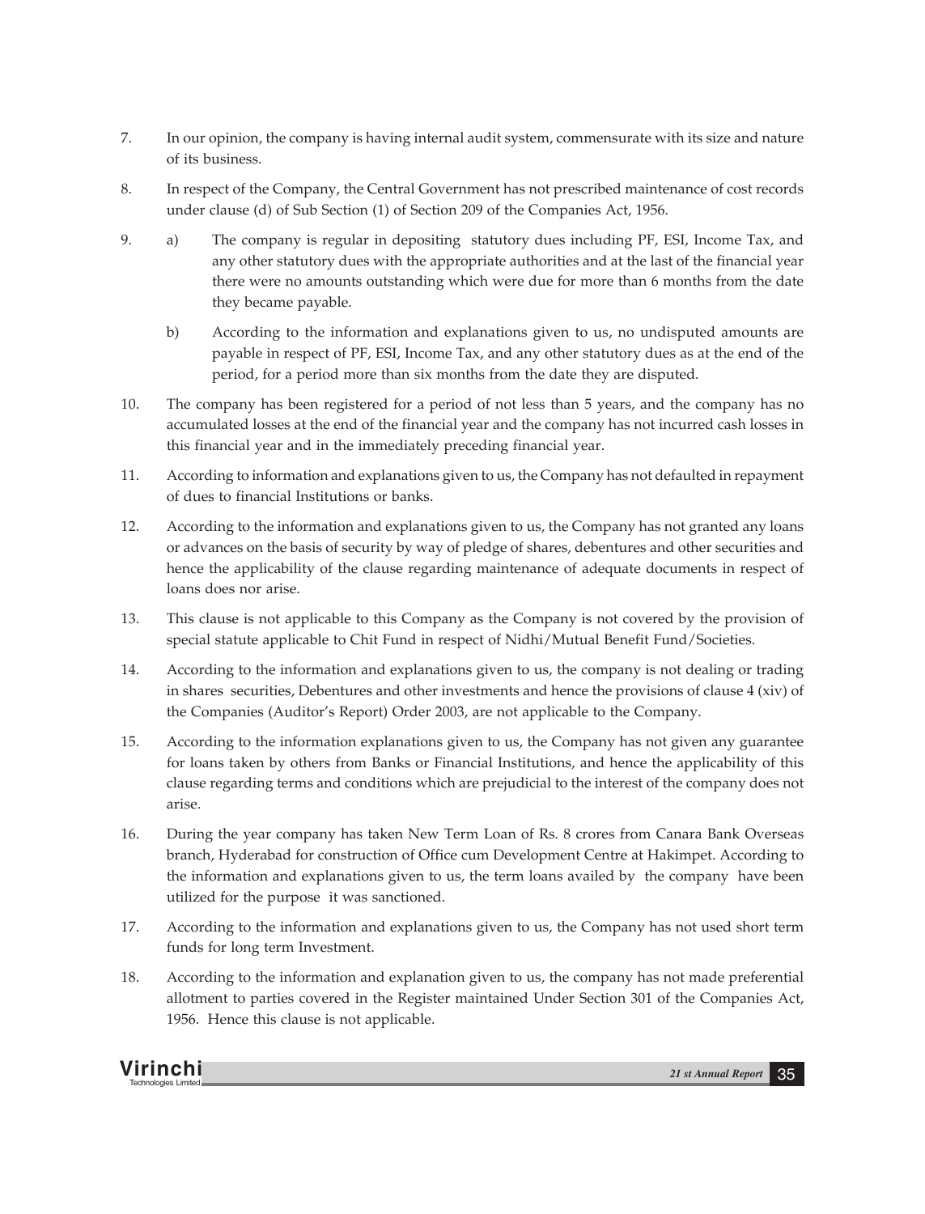7. In our opinion, the company is having internal audit system, commensurate with its size and nature of its business.

8. In respect of the Company, the Central Government has not prescribed maintenance of cost records under clause (d) of Sub Section (1) of Section 209 of the Companies Act, 1956.

9. a) The company is regular in depositing statutory dues including PF, ESI, Income Tax, and any other statutory dues with the appropriate authorities and at the last of the financial year there were no amounts outstanding which were due for more than 6 months from the date they became payable.

   b) According to the information and explanations given to us, no undisputed amounts are payable in respect of PF, ESI, Income Tax, and any other statutory dues as at the end of the period, for a period more than six months from the date they are disputed.

10. The company has been registered for a period of not less than 5 years, and the company has no accumulated losses at the end of the financial year and the company has not incurred cash losses in this financial year and in the immediately preceding financial year.

11. According to information and explanations given to us, the Company has not defaulted in repayment of dues to financial Institutions or banks.

12. According to the information and explanations given to us, the Company has not granted any loans or advances on the basis of security by way of pledge of shares, debentures and other securities and hence the applicability of the clause regarding maintenance of adequate documents in respect of loans does nor arise.

13. This clause is not applicable to this Company as the Company is not covered by the provision of special statute applicable to Chit Fund in respect of Nidhi/Mutual Benefit Fund/Societies.

14. According to the information and explanations given to us, the company is not dealing or trading in shares securities, Debentures and other investments and hence the provisions of clause 4 (xiv) of the Companies (Auditor's Report) Order 2003, are not applicable to the Company.

15. According to the information explanations given to us, the Company has not given any guarantee for loans taken by others from Banks or Financial Institutions, and hence the applicability of this clause regarding terms and conditions which are prejudicial to the interest of the company does not arise.

16. During the year company has taken New Term Loan of Rs. 8 crores from Canara Bank Overseas branch, Hyderabad for construction of Office cum Development Centre at Hakimpet. According to the information and explanations given to us, the term loans availed by the company have been utilized for the purpose it was sanctioned.

17. According to the information and explanations given to us, the Company has not used short term funds for long term Investment.

18. According to the information and explanation given to us, the company has not made preferential allotment to parties covered in the Register maintained Under Section 301 of the Companies Act, 1956. Hence this clause is not applicable.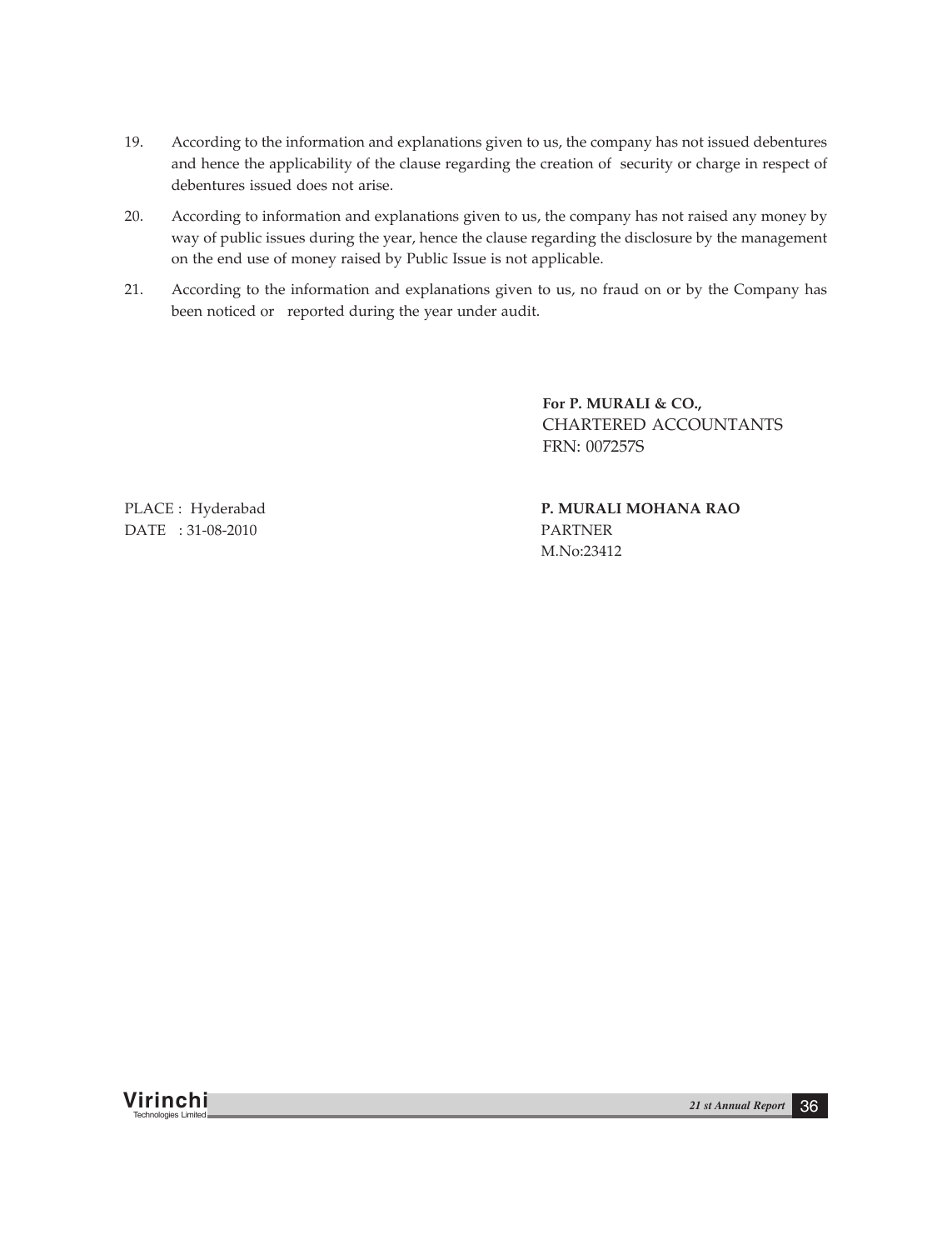19. According to the information and explanations given to us, the company has not issued debentures and hence the applicability of the clause regarding the creation of security or charge in respect of debentures issued does not arise.

20. According to information and explanations given to us, the company has not raised any money by way of public issues during the year, hence the clause regarding the disclosure by the management on the end use of money raised by Public Issue is not applicable.

21. According to the information and explanations given to us, no fraud on or by the Company has been noticed or reported during the year under audit.

**For P. MURALI & CO.,**
CHARTERED ACCOUNTANTS
FRN: 007257S

PLACE : Hyderabad
DATE : 31-08-2010

**P. MURALI MOHANA RAO**
PARTNER
M.No:23412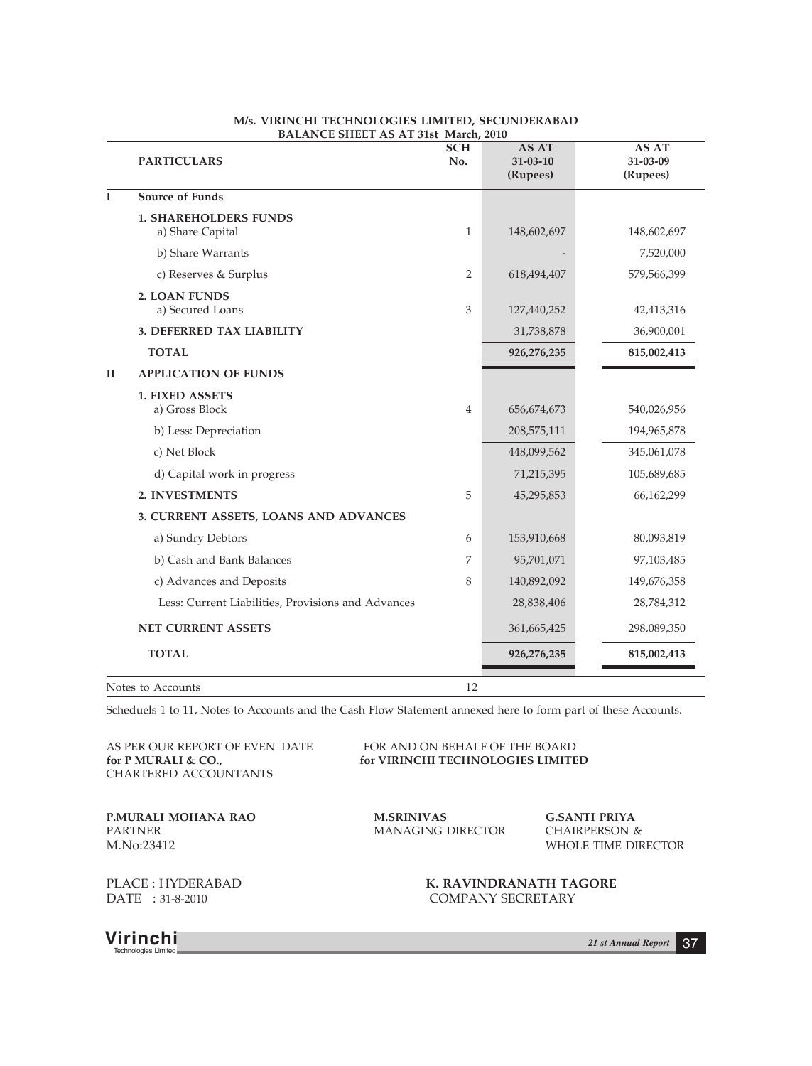**M/s. VIRINCHI TECHNOLOGIES LIMITED, SECUNDERABAD**

**BALANCE SHEET AS AT 31st March, 2010**

| | PARTICULARS | SCH No. | AS AT 31-03-10 (Rupees) | AS AT 31-03-09 (Rupees) |
|---|---|---|---|---|
| **I** | **Source of Funds** | | | |
| | **1. SHAREHOLDERS FUNDS** | | | |
| | a) Share Capital | 1 | 148,602,697 | 148,602,697 |
| | b) Share Warrants | | - | 7,520,000 |
| | c) Reserves & Surplus | 2 | 618,494,407 | 579,566,399 |
| | **2. LOAN FUNDS** | | | |
| | a) Secured Loans | 3 | 127,440,252 | 42,413,316 |
| | **3. DEFERRED TAX LIABILITY** | | 31,738,878 | 36,900,001 |
| | **TOTAL** | | **926,276,235** | **815,002,413** |
| **II** | **APPLICATION OF FUNDS** | | | |
| | **1. FIXED ASSETS** | | | |
| | a) Gross Block | 4 | 656,674,673 | 540,026,956 |
| | b) Less: Depreciation | | 208,575,111 | 194,965,878 |
| | c) Net Block | | 448,099,562 | 345,061,078 |
| | d) Capital work in progress | | 71,215,395 | 105,689,685 |
| | **2. INVESTMENTS** | 5 | 45,295,853 | 66,162,299 |
| | **3. CURRENT ASSETS, LOANS AND ADVANCES** | | | |
| | a) Sundry Debtors | 6 | 153,910,668 | 80,093,819 |
| | b) Cash and Bank Balances | 7 | 95,701,071 | 97,103,485 |
| | c) Advances and Deposits | 8 | 140,892,092 | 149,676,358 |
| | Less: Current Liabilities, Provisions and Advances | | 28,838,406 | 28,784,312 |
| | **NET CURRENT ASSETS** | | 361,665,425 | 298,089,350 |
| | **TOTAL** | | **926,276,235** | **815,002,413** |
| | Notes to Accounts | 12 | | |

Scheduels 1 to 11, Notes to Accounts and the Cash Flow Statement annexed here to form part of these Accounts.

AS PER OUR REPORT OF EVEN DATE
**for P MURALI & CO.,**
CHARTERED ACCOUNTANTS

FOR AND ON BEHALF OF THE BOARD
**for VIRINCHI TECHNOLOGIES LIMITED**

**P.MURALI MOHANA RAO**
PARTNER
M.No:23412

**M.SRINIVAS**
MANAGING DIRECTOR

**G.SANTI PRIYA**
CHAIRPERSON &
WHOLE TIME DIRECTOR

PLACE : HYDERABAD
DATE : 31-8-2010

**K. RAVINDRANATH TAGORE**
COMPANY SECRETARY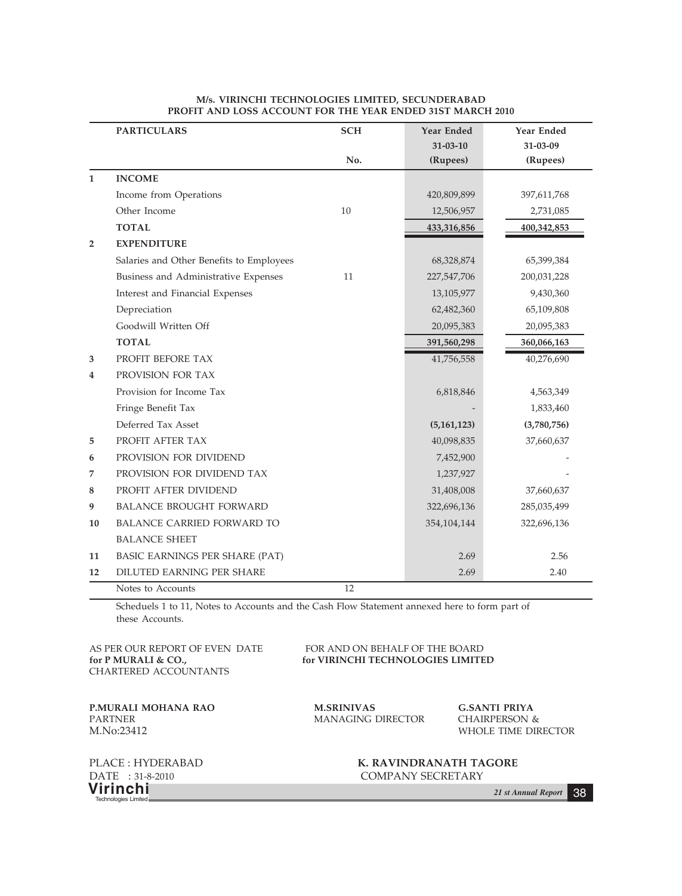**M/s. VIRINCHI TECHNOLOGIES LIMITED, SECUNDERABAD**
**PROFIT AND LOSS ACCOUNT FOR THE YEAR ENDED 31ST MARCH 2010**

| | PARTICULARS | SCH No. | Year Ended 31-03-10 (Rupees) | Year Ended 31-03-09 (Rupees) |
|---|---|---|---|---|
| 1 | **INCOME** | | | |
| | Income from Operations | | 420,809,899 | 397,611,768 |
| | Other Income | 10 | 12,506,957 | 2,731,085 |
| | **TOTAL** | | **433,316,856** | **400,342,853** |
| 2 | **EXPENDITURE** | | | |
| | Salaries and Other Benefits to Employees | | 68,328,874 | 65,399,384 |
| | Business and Administrative Expenses | 11 | 227,547,706 | 200,031,228 |
| | Interest and Financial Expenses | | 13,105,977 | 9,430,360 |
| | Depreciation | | 62,482,360 | 65,109,808 |
| | Goodwill Written Off | | 20,095,383 | 20,095,383 |
| | **TOTAL** | | **391,560,298** | **360,066,163** |
| 3 | PROFIT BEFORE TAX | | 41,756,558 | 40,276,690 |
| 4 | PROVISION FOR TAX | | | |
| | Provision for Income Tax | | 6,818,846 | 4,563,349 |
| | Fringe Benefit Tax | | - | 1,833,460 |
| | Deferred Tax Asset | | **(5,161,123)** | **(3,780,756)** |
| 5 | PROFIT AFTER TAX | | 40,098,835 | 37,660,637 |
| 6 | PROVISION FOR DIVIDEND | | 7,452,900 | - |
| 7 | PROVISION FOR DIVIDEND TAX | | 1,237,927 | - |
| 8 | PROFIT AFTER DIVIDEND | | 31,408,008 | 37,660,637 |
| 9 | BALANCE BROUGHT FORWARD | | 322,696,136 | 285,035,499 |
| 10 | BALANCE CARRIED FORWARD TO BALANCE SHEET | | 354,104,144 | 322,696,136 |
| 11 | BASIC EARNINGS PER SHARE (PAT) | | 2.69 | 2.56 |
| 12 | DILUTED EARNING PER SHARE | | 2.69 | 2.40 |
| | Notes to Accounts | 12 | | |

Scheduels 1 to 11, Notes to Accounts and the Cash Flow Statement annexed here to form part of these Accounts.

AS PER OUR REPORT OF EVEN DATE
**for P MURALI & CO.,**
CHARTERED ACCOUNTANTS

FOR AND ON BEHALF OF THE BOARD
**for VIRINCHI TECHNOLOGIES LIMITED**

**P.MURALI MOHANA RAO**
PARTNER
M.No:23412

**M.SRINIVAS**
MANAGING DIRECTOR

**G.SANTI PRIYA**
CHAIRPERSON &
WHOLE TIME DIRECTOR

PLACE : HYDERABAD
DATE : 31-8-2010

**K. RAVINDRANATH TAGORE**
COMPANY SECRETARY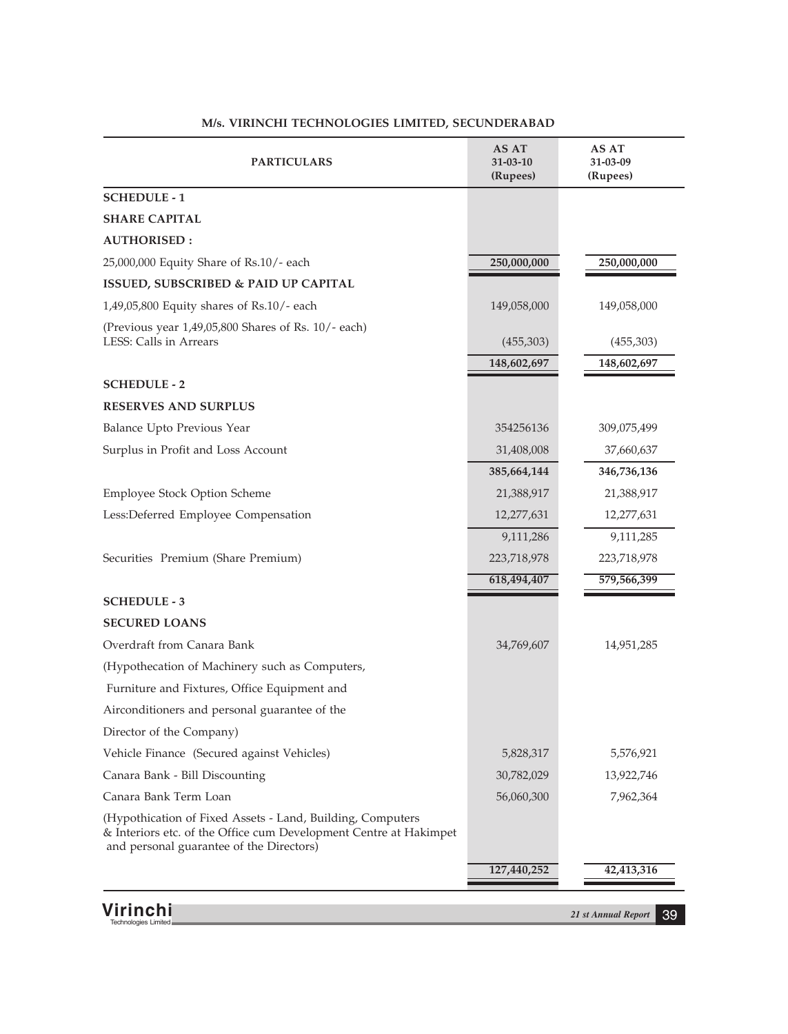**M/s. VIRINCHI TECHNOLOGIES LIMITED, SECUNDERABAD**

| PARTICULARS | AS AT 31-03-10 (Rupees) | AS AT 31-03-09 (Rupees) |
|---|---|---|
| **SCHEDULE - 1** | | |
| **SHARE CAPITAL** | | |
| **AUTHORISED :** | | |
| 25,000,000 Equity Share of Rs.10/- each | **250,000,000** | **250,000,000** |
| **ISSUED, SUBSCRIBED & PAID UP CAPITAL** | | |
| 1,49,05,800 Equity shares of Rs.10/- each | 149,058,000 | 149,058,000 |
| (Previous year 1,49,05,800 Shares of Rs. 10/- each) LESS: Calls in Arrears | (455,303) | (455,303) |
| | **148,602,697** | **148,602,697** |
| **SCHEDULE - 2** | | |
| **RESERVES AND SURPLUS** | | |
| Balance Upto Previous Year | 354256136 | 309,075,499 |
| Surplus in Profit and Loss Account | 31,408,008 | 37,660,637 |
| | **385,664,144** | **346,736,136** |
| Employee Stock Option Scheme | 21,388,917 | 21,388,917 |
| Less:Deferred Employee Compensation | 12,277,631 | 12,277,631 |
| | 9,111,286 | 9,111,285 |
| Securities Premium (Share Premium) | 223,718,978 | 223,718,978 |
| | **618,494,407** | **579,566,399** |
| **SCHEDULE - 3** | | |
| **SECURED LOANS** | | |
| Overdraft from Canara Bank | 34,769,607 | 14,951,285 |
| (Hypothecation of Machinery such as Computers, Furniture and Fixtures, Office Equipment and Airconditioners and personal guarantee of the Director of the Company) | | |
| Vehicle Finance (Secured against Vehicles) | 5,828,317 | 5,576,921 |
| Canara Bank - Bill Discounting | 30,782,029 | 13,922,746 |
| Canara Bank Term Loan | 56,060,300 | 7,962,364 |
| (Hypothication of Fixed Assets - Land, Building, Computers & Interiors etc. of the Office cum Development Centre at Hakimpet and personal guarantee of the Directors) | | |
| | **127,440,252** | **42,413,316** |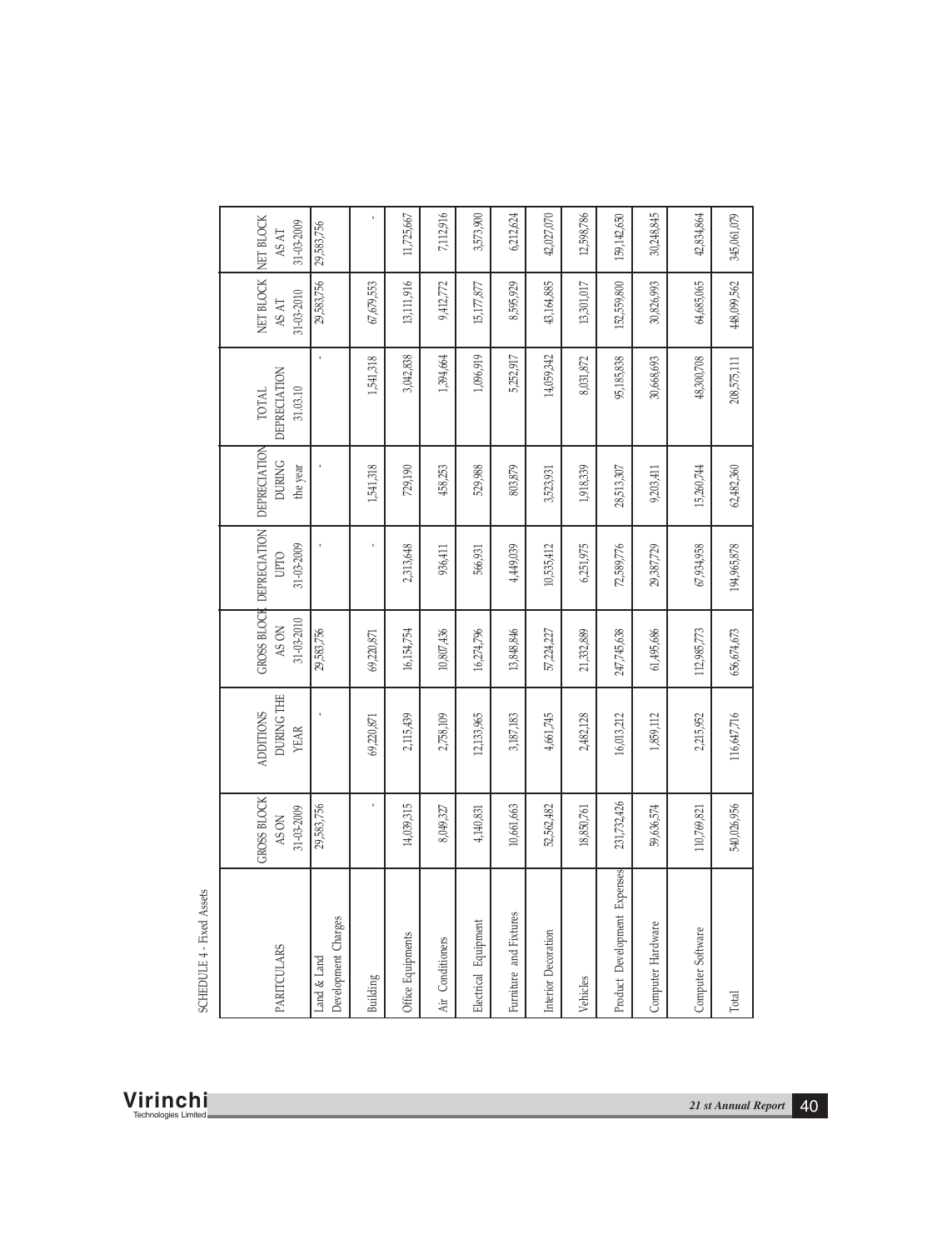SCHEDULE 4 - Fixed Assets

| PARITCULARS | GROSS BLOCK AS ON 31-03-2009 | ADDITIONS DURING THE YEAR | GROSS BLOCK AS ON 31-03-2010 | DEPRECIATION UPTO 31-03-2009 | DEPRECIATION DURING the year | TOTAL DEPRECIATION 31.03.10 | NET BLOCK AS AT 31-03-2010 | NET BLOCK AS AT 31-03-2009 |
|---|---|---|---|---|---|---|---|---|
| Land & Land Development Charges | 29,583,756 | - | 29,583,756 | - | - | - | 29,583,756 | 29,583,756 |
| Building | - | 69,220,871 | 69,220,871 | - | 1,541,318 | 1,541,318 | 67,679,553 | - |
| Office Equipments | 14,039,315 | 2,115,439 | 16,154,754 | 2,313,648 | 729,190 | 3,042,838 | 13,111,916 | 11,725,667 |
| Air Conditioners | 8,049,327 | 2,758,109 | 10,807,436 | 936,411 | 458,253 | 1,394,664 | 9,412,772 | 7,112,916 |
| Electrical Equipment | 4,140,831 | 12,133,965 | 16,274,796 | 566,931 | 529,988 | 1,096,919 | 15,177,877 | 3,573,900 |
| Furniture and Fixtures | 10,661,663 | 3,187,183 | 13,848,846 | 4,449,039 | 803,879 | 5,252,917 | 8,595,929 | 6,212,624 |
| Interior Decoration | 52,562,482 | 4,661,745 | 57,224,227 | 10,535,412 | 3,523,931 | 14,059,342 | 43,164,885 | 42,027,070 |
| Vehicles | 18,850,761 | 2,482,128 | 21,332,889 | 6,251,975 | 1,918,339 | 8,031,872 | 13,301,017 | 12,598,786 |
| Product Development Expenses | 231,732,426 | 16,013,212 | 247,745,638 | 72,589,776 | 28,513,307 | 95,185,838 | 152,559,800 | 159,142,650 |
| Computer Hardware | 59,636,574 | 1,859,112 | 61,495,686 | 29,387,729 | 9,203,411 | 30,668,693 | 30,826,993 | 30,248,845 |
| Computer Software | 110,769,821 | 2,215,952 | 112,985,773 | 67,934,958 | 15,260,744 | 48,300,708 | 64,685,065 | 42,834,864 |
| Total | 540,026,956 | 116,647,716 | 656,674,673 | 194,965,878 | 62,482,360 | 208,575,111 | 448,099,562 | 345,061,079 |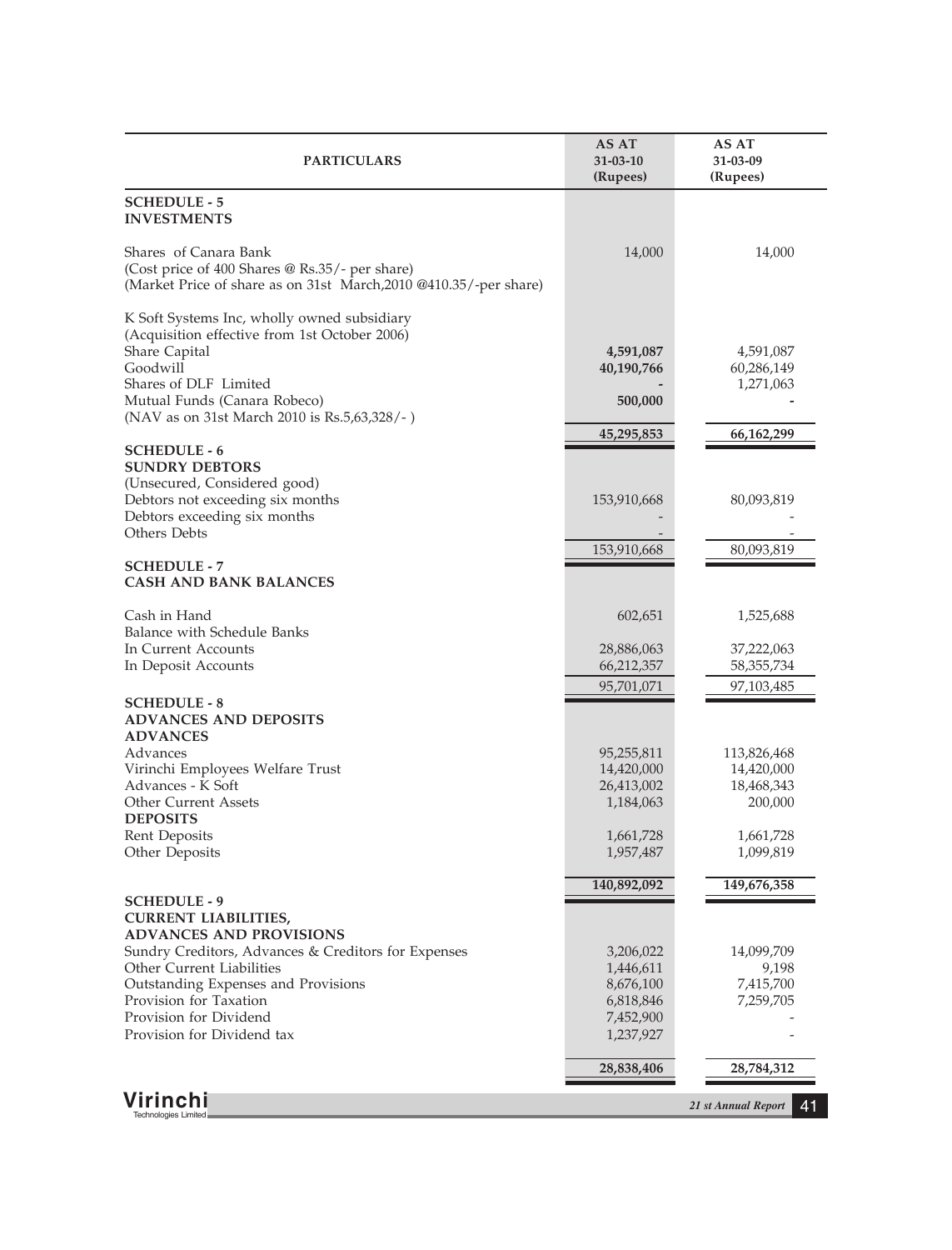| PARTICULARS | AS AT 31-03-10 (Rupees) | AS AT 31-03-09 (Rupees) |
|---|---|---|
| **SCHEDULE - 5** | | |
| **INVESTMENTS** | | |
| Shares of Canara Bank | 14,000 | 14,000 |
| (Cost price of 400 Shares @ Rs.35/- per share) | | |
| (Market Price of share as on 31st March,2010 @410.35/-per share) | | |
| K Soft Systems Inc, wholly owned subsidiary | | |
| (Acquisition effective from 1st October 2006) | | |
| Share Capital | **4,591,087** | 4,591,087 |
| Goodwill | **40,190,766** | 60,286,149 |
| Shares of DLF Limited | **-** | 1,271,063 |
| Mutual Funds (Canara Robeco) | **500,000** | - |
| (NAV as on 31st March 2010 is Rs.5,63,328/- ) | | |
| | **45,295,853** | **66,162,299** |
| **SCHEDULE - 6** | | |
| **SUNDRY DEBTORS** | | |
| (Unsecured, Considered good) | | |
| Debtors not exceeding six months | 153,910,668 | 80,093,819 |
| Debtors exceeding six months | - | - |
| Others Debts | - | - |
| | 153,910,668 | 80,093,819 |
| **SCHEDULE - 7** | | |
| **CASH AND BANK BALANCES** | | |
| Cash in Hand | 602,651 | 1,525,688 |
| Balance with Schedule Banks | | |
| In Current Accounts | 28,886,063 | 37,222,063 |
| In Deposit Accounts | 66,212,357 | 58,355,734 |
| | 95,701,071 | 97,103,485 |
| **SCHEDULE - 8** | | |
| **ADVANCES AND DEPOSITS** | | |
| **ADVANCES** | | |
| Advances | 95,255,811 | 113,826,468 |
| Virinchi Employees Welfare Trust | 14,420,000 | 14,420,000 |
| Advances - K Soft | 26,413,002 | 18,468,343 |
| Other Current Assets | 1,184,063 | 200,000 |
| **DEPOSITS** | | |
| Rent Deposits | 1,661,728 | 1,661,728 |
| Other Deposits | 1,957,487 | 1,099,819 |
| | **140,892,092** | **149,676,358** |
| **SCHEDULE - 9** | | |
| **CURRENT LIABILITIES,** | | |
| **ADVANCES AND PROVISIONS** | | |
| Sundry Creditors, Advances & Creditors for Expenses | 3,206,022 | 14,099,709 |
| Other Current Liabilities | 1,446,611 | 9,198 |
| Outstanding Expenses and Provisions | 8,676,100 | 7,415,700 |
| Provision for Taxation | 6,818,846 | 7,259,705 |
| Provision for Dividend | 7,452,900 | - |
| Provision for Dividend tax | 1,237,927 | - |
| | **28,838,406** | **28,784,312** |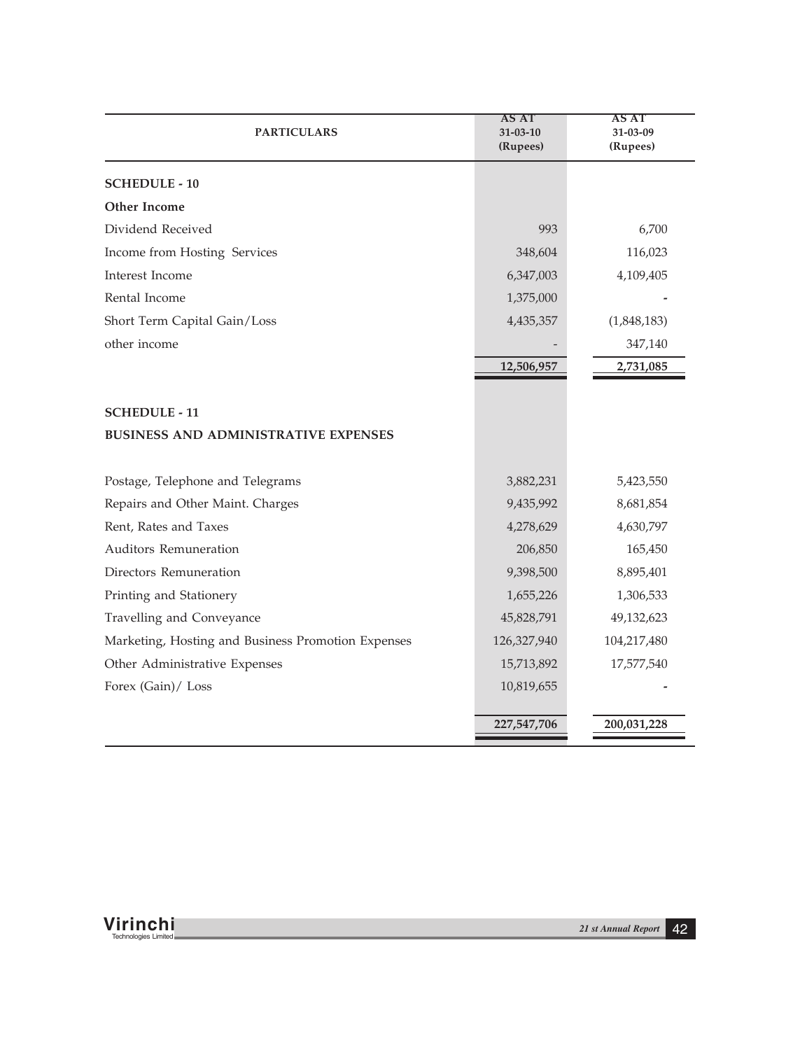| PARTICULARS | AS AT 31-03-10 (Rupees) | AS AT 31-03-09 (Rupees) |
|---|---|---|
| **SCHEDULE - 10** | | |
| **Other Income** | | |
| Dividend Received | 993 | 6,700 |
| Income from Hosting Services | 348,604 | 116,023 |
| Interest Income | 6,347,003 | 4,109,405 |
| Rental Income | 1,375,000 | - |
| Short Term Capital Gain/Loss | 4,435,357 | (1,848,183) |
| other income | - | 347,140 |
| | **12,506,957** | **2,731,085** |
| **SCHEDULE - 11** | | |
| **BUSINESS AND ADMINISTRATIVE EXPENSES** | | |
| Postage, Telephone and Telegrams | 3,882,231 | 5,423,550 |
| Repairs and Other Maint. Charges | 9,435,992 | 8,681,854 |
| Rent, Rates and Taxes | 4,278,629 | 4,630,797 |
| Auditors Remuneration | 206,850 | 165,450 |
| Directors Remuneration | 9,398,500 | 8,895,401 |
| Printing and Stationery | 1,655,226 | 1,306,533 |
| Travelling and Conveyance | 45,828,791 | 49,132,623 |
| Marketing, Hosting and Business Promotion Expenses | 126,327,940 | 104,217,480 |
| Other Administrative Expenses | 15,713,892 | 17,577,540 |
| Forex (Gain)/ Loss | 10,819,655 | - |
| | **227,547,706** | **200,031,228** |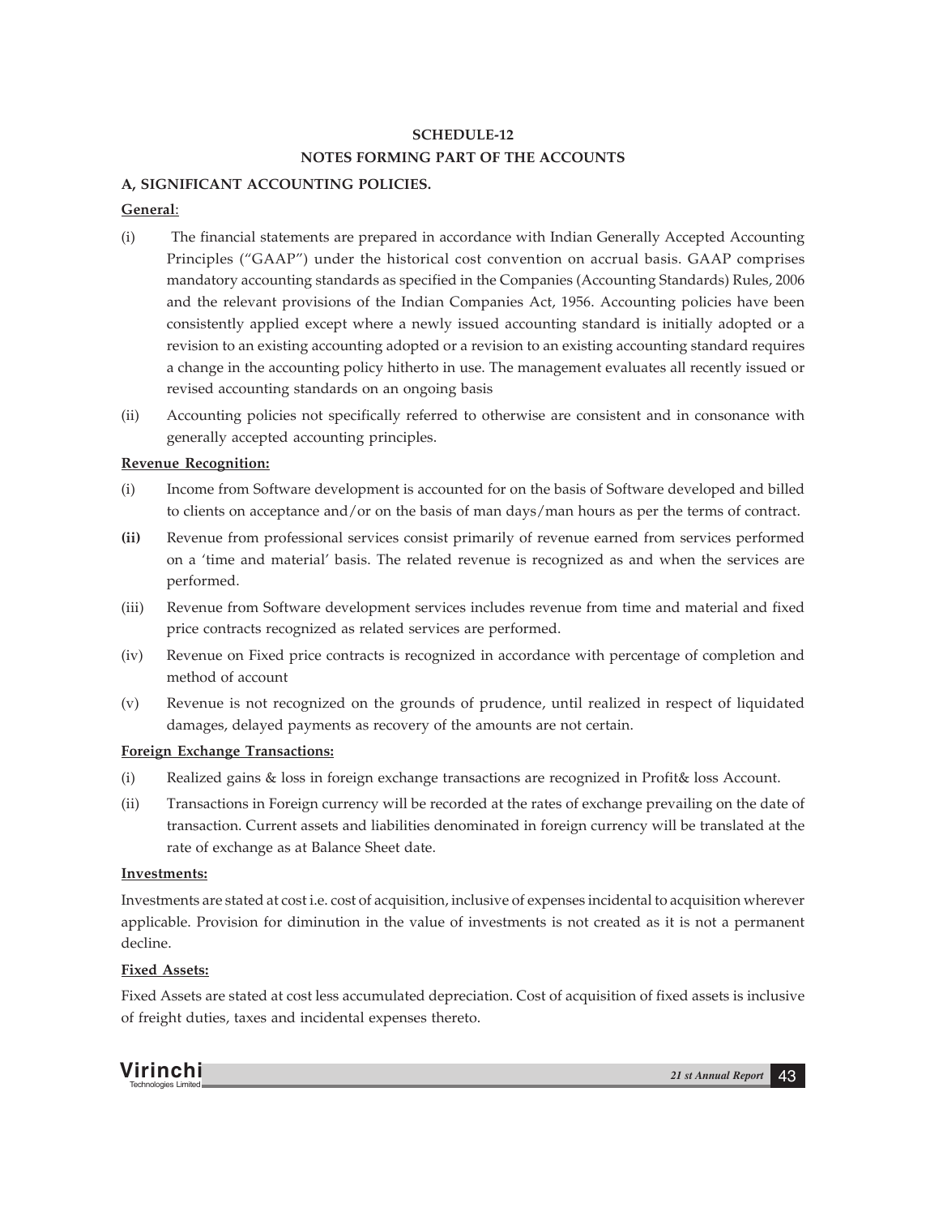**SCHEDULE-12**

**NOTES FORMING PART OF THE ACCOUNTS**

**A, SIGNIFICANT ACCOUNTING POLICIES.**

**General**:

(i) The financial statements are prepared in accordance with Indian Generally Accepted Accounting Principles ("GAAP") under the historical cost convention on accrual basis. GAAP comprises mandatory accounting standards as specified in the Companies (Accounting Standards) Rules, 2006 and the relevant provisions of the Indian Companies Act, 1956. Accounting policies have been consistently applied except where a newly issued accounting standard is initially adopted or a revision to an existing accounting adopted or a revision to an existing accounting standard requires a change in the accounting policy hitherto in use. The management evaluates all recently issued or revised accounting standards on an ongoing basis

(ii) Accounting policies not specifically referred to otherwise are consistent and in consonance with generally accepted accounting principles.

**Revenue Recognition:**

(i) Income from Software development is accounted for on the basis of Software developed and billed to clients on acceptance and/or on the basis of man days/man hours as per the terms of contract.

**(ii)** Revenue from professional services consist primarily of revenue earned from services performed on a 'time and material' basis. The related revenue is recognized as and when the services are performed.

(iii) Revenue from Software development services includes revenue from time and material and fixed price contracts recognized as related services are performed.

(iv) Revenue on Fixed price contracts is recognized in accordance with percentage of completion and method of account

(v) Revenue is not recognized on the grounds of prudence, until realized in respect of liquidated damages, delayed payments as recovery of the amounts are not certain.

**Foreign Exchange Transactions:**

(i) Realized gains & loss in foreign exchange transactions are recognized in Profit& loss Account.

(ii) Transactions in Foreign currency will be recorded at the rates of exchange prevailing on the date of transaction. Current assets and liabilities denominated in foreign currency will be translated at the rate of exchange as at Balance Sheet date.

**Investments:**

Investments are stated at cost i.e. cost of acquisition, inclusive of expenses incidental to acquisition wherever applicable. Provision for diminution in the value of investments is not created as it is not a permanent decline.

**Fixed Assets:**

Fixed Assets are stated at cost less accumulated depreciation. Cost of acquisition of fixed assets is inclusive of freight duties, taxes and incidental expenses thereto.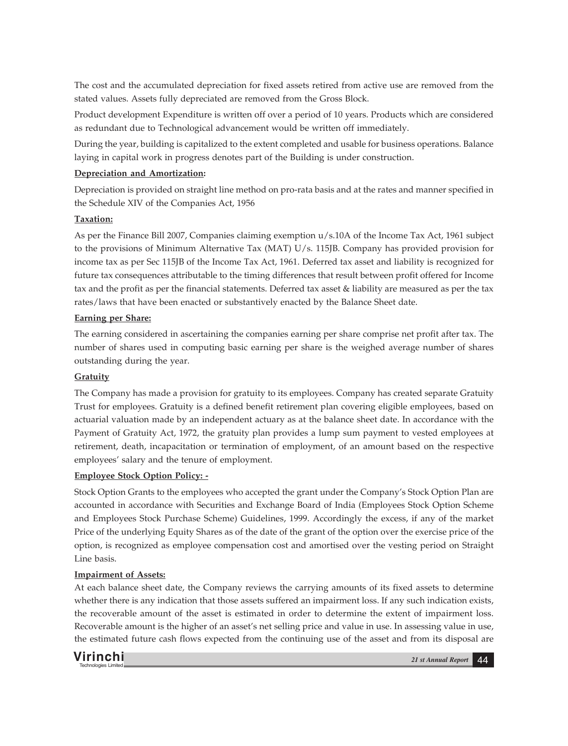The cost and the accumulated depreciation for fixed assets retired from active use are removed from the stated values. Assets fully depreciated are removed from the Gross Block.

Product development Expenditure is written off over a period of 10 years. Products which are considered as redundant due to Technological advancement would be written off immediately.

During the year, building is capitalized to the extent completed and usable for business operations. Balance laying in capital work in progress denotes part of the Building is under construction.

**Depreciation and Amortization:**

Depreciation is provided on straight line method on pro-rata basis and at the rates and manner specified in the Schedule XIV of the Companies Act, 1956

**Taxation:**

As per the Finance Bill 2007, Companies claiming exemption u/s.10A of the Income Tax Act, 1961 subject to the provisions of Minimum Alternative Tax (MAT) U/s. 115JB. Company has provided provision for income tax as per Sec 115JB of the Income Tax Act, 1961. Deferred tax asset and liability is recognized for future tax consequences attributable to the timing differences that result between profit offered for Income tax and the profit as per the financial statements. Deferred tax asset & liability are measured as per the tax rates/laws that have been enacted or substantively enacted by the Balance Sheet date.

**Earning per Share:**

The earning considered in ascertaining the companies earning per share comprise net profit after tax. The number of shares used in computing basic earning per share is the weighed average number of shares outstanding during the year.

**Gratuity**

The Company has made a provision for gratuity to its employees. Company has created separate Gratuity Trust for employees. Gratuity is a defined benefit retirement plan covering eligible employees, based on actuarial valuation made by an independent actuary as at the balance sheet date. In accordance with the Payment of Gratuity Act, 1972, the gratuity plan provides a lump sum payment to vested employees at retirement, death, incapacitation or termination of employment, of an amount based on the respective employees' salary and the tenure of employment.

**Employee Stock Option Policy: -**

Stock Option Grants to the employees who accepted the grant under the Company's Stock Option Plan are accounted in accordance with Securities and Exchange Board of India (Employees Stock Option Scheme and Employees Stock Purchase Scheme) Guidelines, 1999. Accordingly the excess, if any of the market Price of the underlying Equity Shares as of the date of the grant of the option over the exercise price of the option, is recognized as employee compensation cost and amortised over the vesting period on Straight Line basis.

**Impairment of Assets:**

At each balance sheet date, the Company reviews the carrying amounts of its fixed assets to determine whether there is any indication that those assets suffered an impairment loss. If any such indication exists, the recoverable amount of the asset is estimated in order to determine the extent of impairment loss. Recoverable amount is the higher of an asset's net selling price and value in use. In assessing value in use, the estimated future cash flows expected from the continuing use of the asset and from its disposal are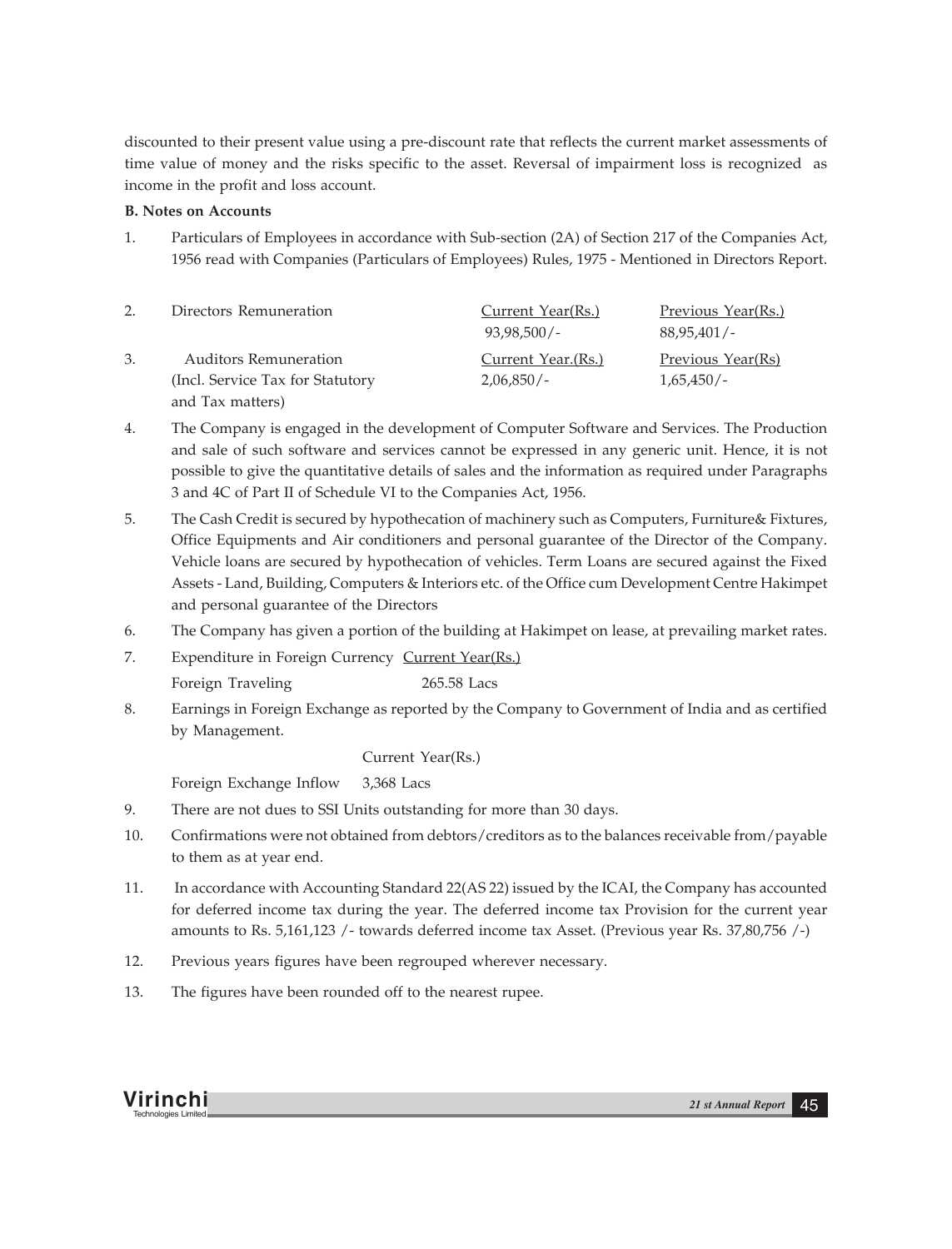discounted to their present value using a pre-discount rate that reflects the current market assessments of time value of money and the risks specific to the asset. Reversal of impairment loss is recognized as income in the profit and loss account.

**B. Notes on Accounts**

1. Particulars of Employees in accordance with Sub-section (2A) of Section 217 of the Companies Act, 1956 read with Companies (Particulars of Employees) Rules, 1975 - Mentioned in Directors Report.

| | | Current Year(Rs.) | Previous Year(Rs.) |
|---|---|---|---|
| 2. | Directors Remuneration | 93,98,500/- | 88,95,401/- |
| | | Current Year.(Rs.) | Previous Year(Rs) |
| 3. | Auditors Remuneration (Incl. Service Tax for Statutory and Tax matters) | 2,06,850/- | 1,65,450/- |

4. The Company is engaged in the development of Computer Software and Services. The Production and sale of such software and services cannot be expressed in any generic unit. Hence, it is not possible to give the quantitative details of sales and the information as required under Paragraphs 3 and 4C of Part II of Schedule VI to the Companies Act, 1956.

5. The Cash Credit is secured by hypothecation of machinery such as Computers, Furniture& Fixtures, Office Equipments and Air conditioners and personal guarantee of the Director of the Company. Vehicle loans are secured by hypothecation of vehicles. Term Loans are secured against the Fixed Assets - Land, Building, Computers & Interiors etc. of the Office cum Development Centre Hakimpet and personal guarantee of the Directors

6. The Company has given a portion of the building at Hakimpet on lease, at prevailing market rates.

7. Expenditure in Foreign Currency

| | Current Year(Rs.) |
|---|---|
| Foreign Traveling | 265.58 Lacs |

8. Earnings in Foreign Exchange as reported by the Company to Government of India and as certified by Management.

| | Current Year(Rs.) |
|---|---|
| Foreign Exchange Inflow | 3,368 Lacs |

9. There are not dues to SSI Units outstanding for more than 30 days.

10. Confirmations were not obtained from debtors/creditors as to the balances receivable from/payable to them as at year end.

11. In accordance with Accounting Standard 22(AS 22) issued by the ICAI, the Company has accounted for deferred income tax during the year. The deferred income tax Provision for the current year amounts to Rs. 5,161,123 /- towards deferred income tax Asset. (Previous year Rs. 37,80,756 /-)

12. Previous years figures have been regrouped wherever necessary.

13. The figures have been rounded off to the nearest rupee.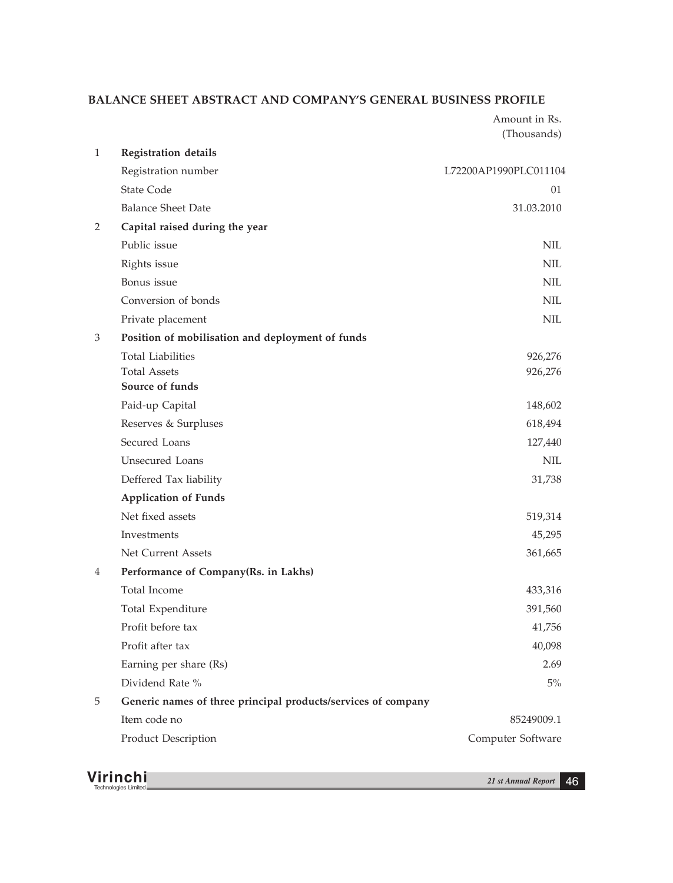## BALANCE SHEET ABSTRACT AND COMPANY'S GENERAL BUSINESS PROFILE

| | | Amount in Rs. (Thousands) |
|---|---|---|
| 1 | **Registration details** | |
| | Registration number | L72200AP1990PLC011104 |
| | State Code | 01 |
| | Balance Sheet Date | 31.03.2010 |
| 2 | **Capital raised during the year** | |
| | Public issue | NIL |
| | Rights issue | NIL |
| | Bonus issue | NIL |
| | Conversion of bonds | NIL |
| | Private placement | NIL |
| 3 | **Position of mobilisation and deployment of funds** | |
| | Total Liabilities | 926,276 |
| | Total Assets | 926,276 |
| | **Source of funds** | |
| | Paid-up Capital | 148,602 |
| | Reserves & Surpluses | 618,494 |
| | Secured Loans | 127,440 |
| | Unsecured Loans | NIL |
| | Deffered Tax liability | 31,738 |
| | **Application of Funds** | |
| | Net fixed assets | 519,314 |
| | Investments | 45,295 |
| | Net Current Assets | 361,665 |
| 4 | **Performance of Company(Rs. in Lakhs)** | |
| | Total Income | 433,316 |
| | Total Expenditure | 391,560 |
| | Profit before tax | 41,756 |
| | Profit after tax | 40,098 |
| | Earning per share (Rs) | 2.69 |
| | Dividend Rate % | 5% |
| 5 | **Generic names of three principal products/services of company** | |
| | Item code no | 85249009.1 |
| | Product Description | Computer Software |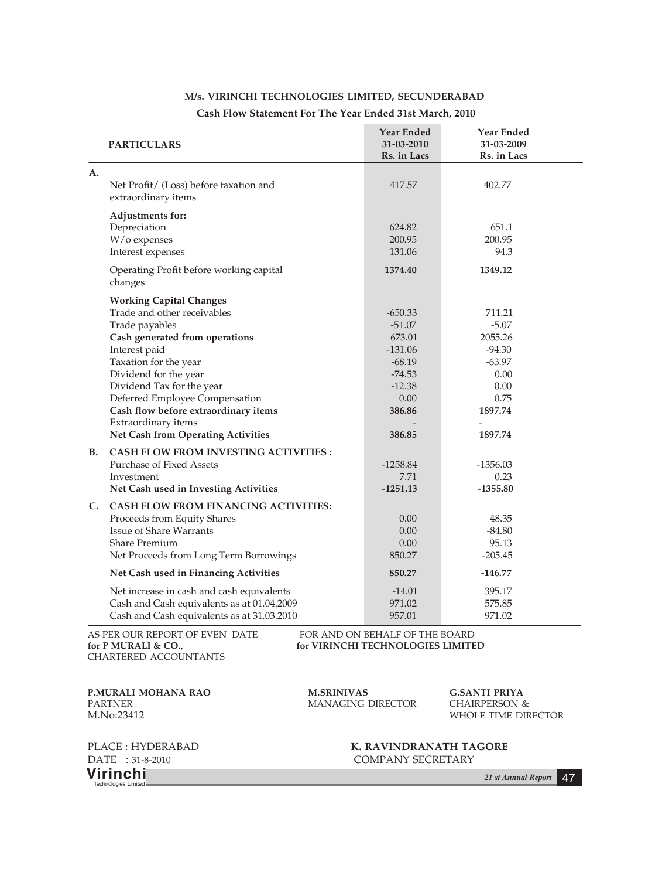**M/s. VIRINCHI TECHNOLOGIES LIMITED, SECUNDERABAD**

**Cash Flow Statement For The Year Ended 31st March, 2010**

| | PARTICULARS | Year Ended 31-03-2010 Rs. in Lacs | Year Ended 31-03-2009 Rs. in Lacs |
|---|---|---|---|
| A. | Net Profit/ (Loss) before taxation and extraordinary items | 417.57 | 402.77 |
| | **Adjustments for:** | | |
| | Depreciation | 624.82 | 651.1 |
| | W/o expenses | 200.95 | 200.95 |
| | Interest expenses | 131.06 | 94.3 |
| | Operating Profit before working capital changes | **1374.40** | **1349.12** |
| | **Working Capital Changes** | | |
| | Trade and other receivables | -650.33 | 711.21 |
| | Trade payables | -51.07 | -5.07 |
| | **Cash generated from operations** | 673.01 | 2055.26 |
| | Interest paid | -131.06 | -94.30 |
| | Taxation for the year | -68.19 | -63.97 |
| | Dividend for the year | -74.53 | 0.00 |
| | Dividend Tax for the year | -12.38 | 0.00 |
| | Deferred Employee Compensation | 0.00 | 0.75 |
| | **Cash flow before extraordinary items** | **386.86** | **1897.74** |
| | Extraordinary items | - | - |
| | **Net Cash from Operating Activities** | **386.85** | **1897.74** |
| B. | **CASH FLOW FROM INVESTING ACTIVITIES :** | | |
| | Purchase of Fixed Assets | -1258.84 | -1356.03 |
| | Investment | 7.71 | 0.23 |
| | **Net Cash used in Investing Activities** | **-1251.13** | **-1355.80** |
| C. | **CASH FLOW FROM FINANCING ACTIVITIES:** | | |
| | Proceeds from Equity Shares | 0.00 | 48.35 |
| | Issue of Share Warrants | 0.00 | -84.80 |
| | Share Premium | 0.00 | 95.13 |
| | Net Proceeds from Long Term Borrowings | 850.27 | -205.45 |
| | **Net Cash used in Financing Activities** | **850.27** | **-146.77** |
| | Net increase in cash and cash equivalents | -14.01 | 395.17 |
| | Cash and Cash equivalents as at 01.04.2009 | 971.02 | 575.85 |
| | Cash and Cash equivalents as at 31.03.2010 | 957.01 | 971.02 |

AS PER OUR REPORT OF EVEN DATE
**for P MURALI & CO.,**
CHARTERED ACCOUNTANTS

FOR AND ON BEHALF OF THE BOARD
**for VIRINCHI TECHNOLOGIES LIMITED**

**P.MURALI MOHANA RAO**
PARTNER
M.No:23412

**M.SRINIVAS**
MANAGING DIRECTOR

**G.SANTI PRIYA**
CHAIRPERSON &
WHOLE TIME DIRECTOR

PLACE : HYDERABAD
DATE : 31-8-2010

**K. RAVINDRANATH TAGORE**
COMPANY SECRETARY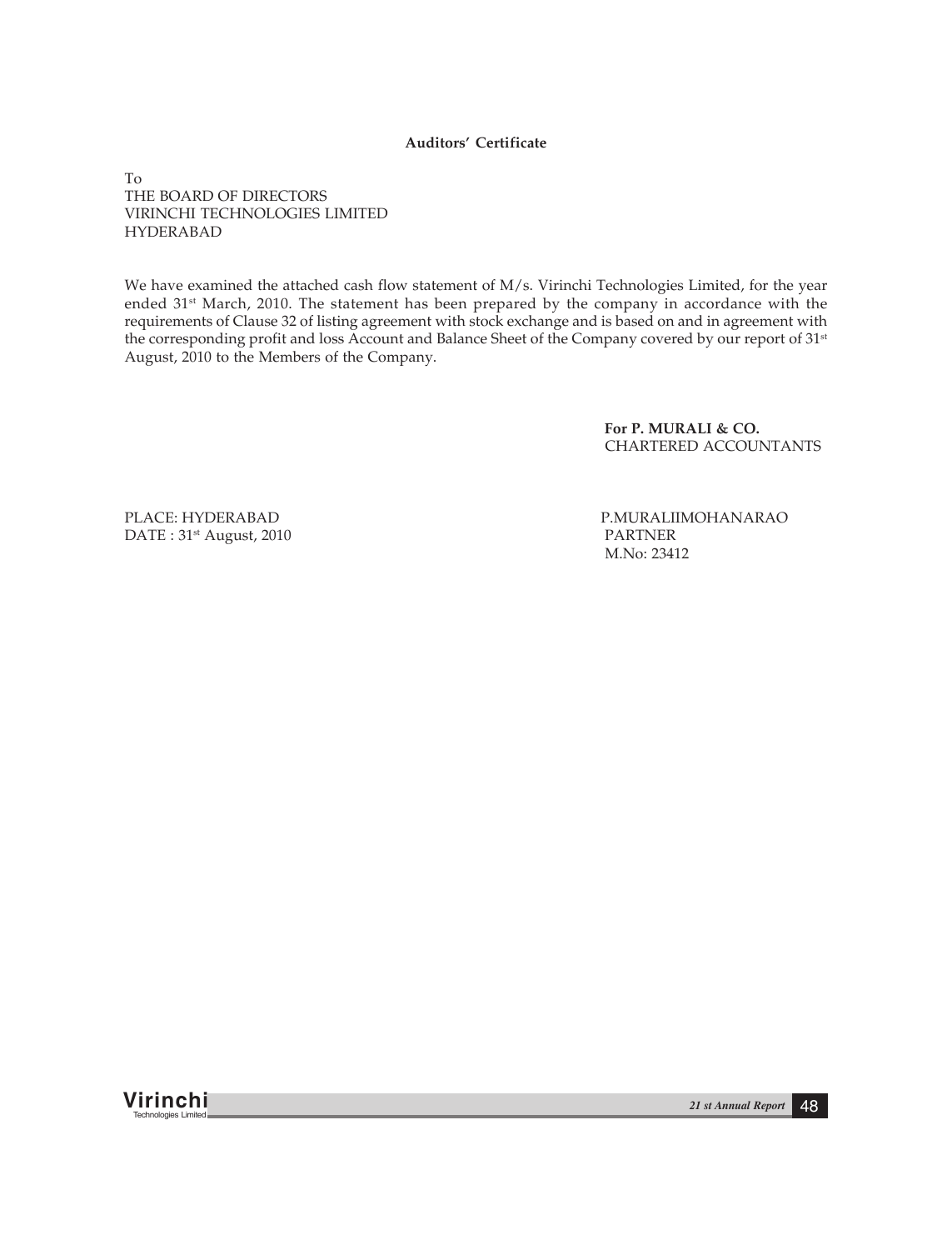**Auditors' Certificate**

To
THE BOARD OF DIRECTORS
VIRINCHI TECHNOLOGIES LIMITED
HYDERABAD

We have examined the attached cash flow statement of M/s. Virinchi Technologies Limited, for the year ended 31st March, 2010. The statement has been prepared by the company in accordance with the requirements of Clause 32 of listing agreement with stock exchange and is based on and in agreement with the corresponding profit and loss Account and Balance Sheet of the Company covered by our report of 31st August, 2010 to the Members of the Company.

**For P. MURALI & CO.**
CHARTERED ACCOUNTANTS

PLACE: HYDERABAD
DATE : 31st August, 2010

P.MURALIIMOHANARAO
PARTNER
M.No: 23412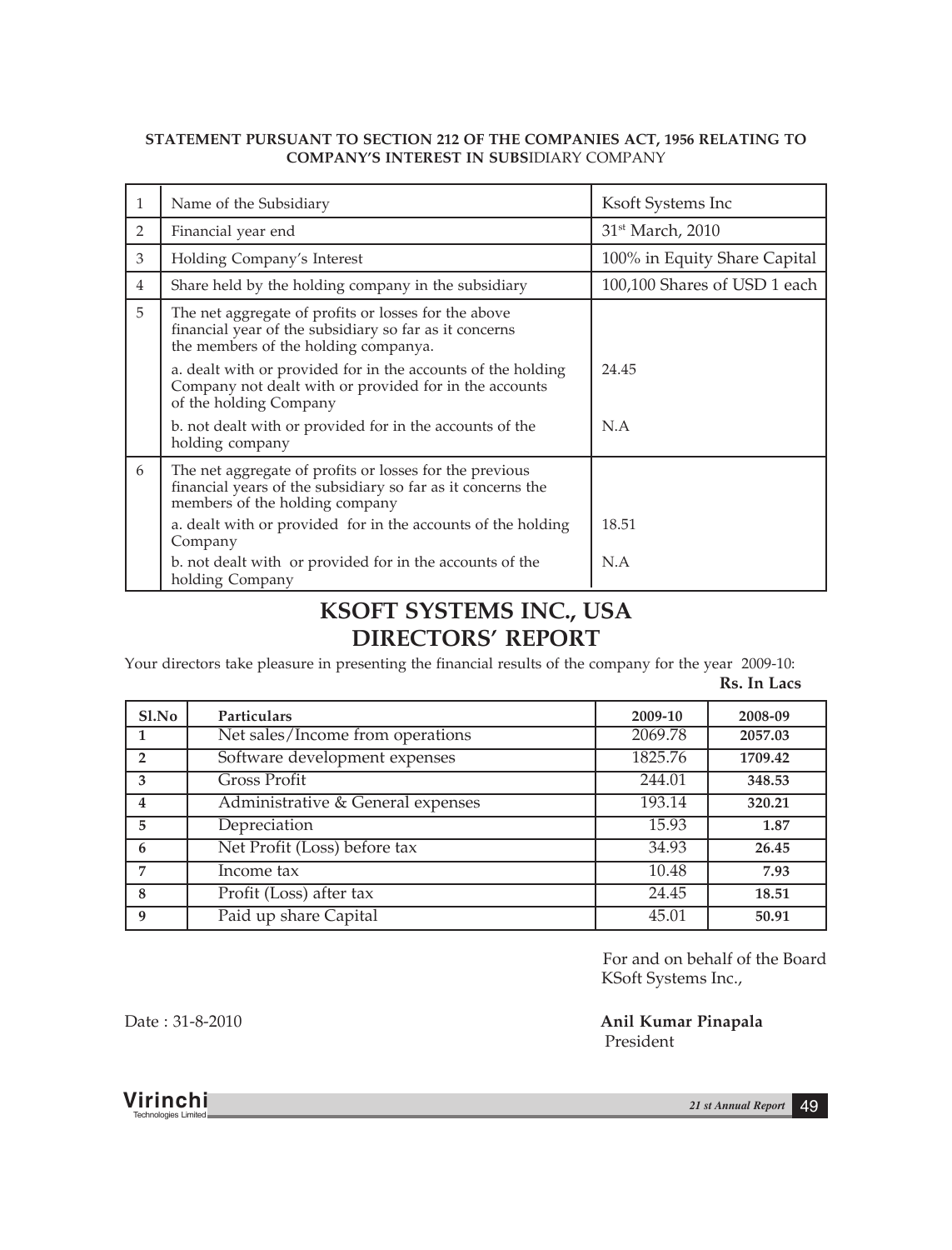**STATEMENT PURSUANT TO SECTION 212 OF THE COMPANIES ACT, 1956 RELATING TO COMPANY'S INTEREST IN SUBSIDIARY COMPANY**

| | | |
|---|---|---|
| 1 | Name of the Subsidiary | Ksoft Systems Inc |
| 2 | Financial year end | 31st March, 2010 |
| 3 | Holding Company's Interest | 100% in Equity Share Capital |
| 4 | Share held by the holding company in the subsidiary | 100,100 Shares of USD 1 each |
| 5 | The net aggregate of profits or losses for the above financial year of the subsidiary so far as it concerns the members of the holding companya. | |
| | a. dealt with or provided for in the accounts of the holding Company not dealt with or provided for in the accounts of the holding Company | 24.45 |
| | b. not dealt with or provided for in the accounts of the holding company | N.A |
| 6 | The net aggregate of profits or losses for the previous financial years of the subsidiary so far as it concerns the members of the holding company | |
| | a. dealt with or provided for in the accounts of the holding Company | 18.51 |
| | b. not dealt with or provided for in the accounts of the holding Company | N.A |

# KSOFT SYSTEMS INC., USA
# DIRECTORS' REPORT

Your directors take pleasure in presenting the financial results of the company for the year 2009-10:

**Rs. In Lacs**

| Sl.No | Particulars | 2009-10 | 2008-09 |
|---|---|---|---|
| 1 | Net sales/Income from operations | 2069.78 | 2057.03 |
| 2 | Software development expenses | 1825.76 | 1709.42 |
| 3 | Gross Profit | 244.01 | 348.53 |
| 4 | Administrative & General expenses | 193.14 | 320.21 |
| 5 | Depreciation | 15.93 | 1.87 |
| 6 | Net Profit (Loss) before tax | 34.93 | 26.45 |
| 7 | Income tax | 10.48 | 7.93 |
| 8 | Profit (Loss) after tax | 24.45 | 18.51 |
| 9 | Paid up share Capital | 45.01 | 50.91 |

For and on behalf of the Board
KSoft Systems Inc.,

Date : 31-8-2010

**Anil Kumar Pinapala**
President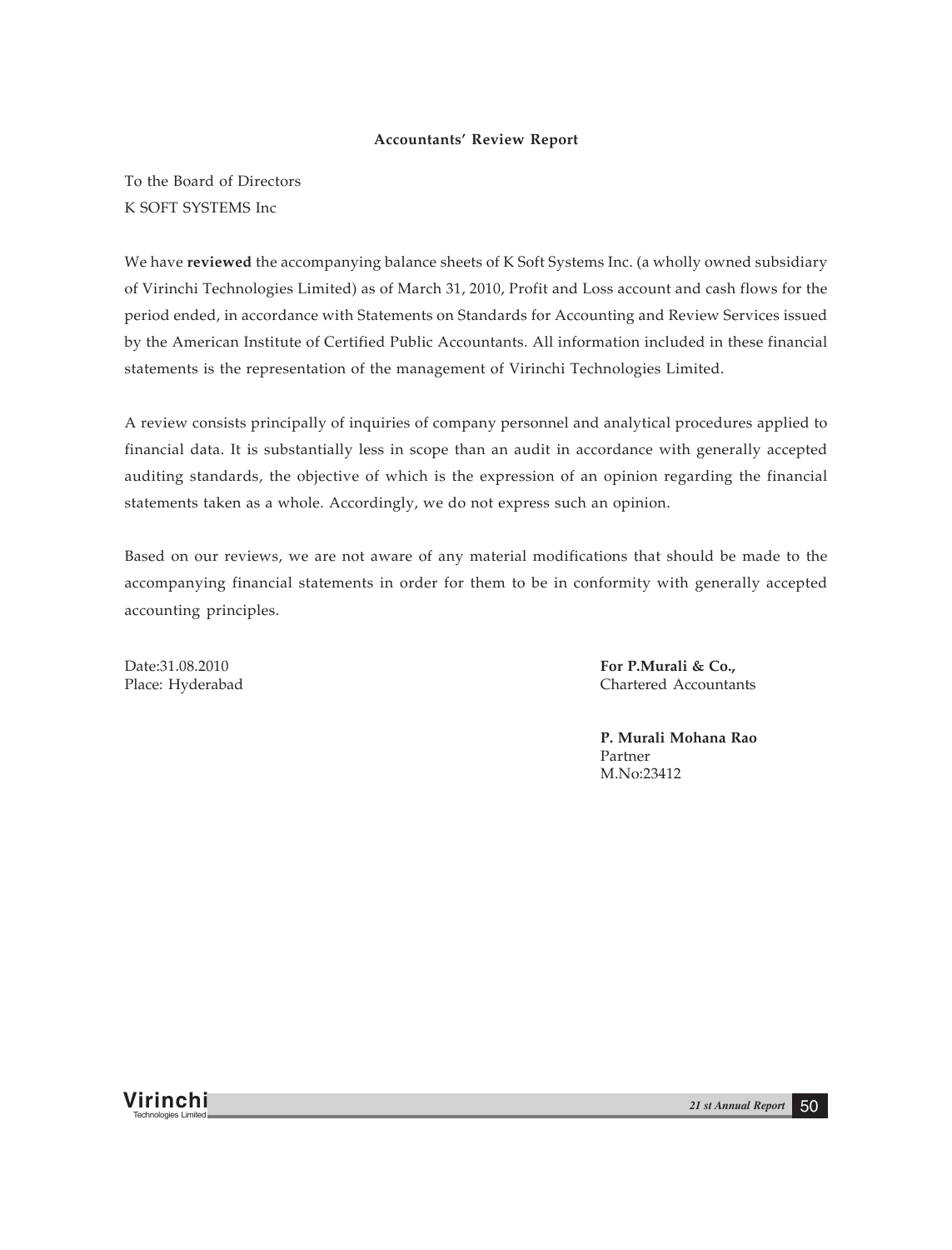## Accountants' Review Report

To the Board of Directors
K SOFT SYSTEMS Inc

We have **reviewed** the accompanying balance sheets of K Soft Systems Inc. (a wholly owned subsidiary of Virinchi Technologies Limited) as of March 31, 2010, Profit and Loss account and cash flows for the period ended, in accordance with Statements on Standards for Accounting and Review Services issued by the American Institute of Certified Public Accountants. All information included in these financial statements is the representation of the management of Virinchi Technologies Limited.

A review consists principally of inquiries of company personnel and analytical procedures applied to financial data. It is substantially less in scope than an audit in accordance with generally accepted auditing standards, the objective of which is the expression of an opinion regarding the financial statements taken as a whole. Accordingly, we do not express such an opinion.

Based on our reviews, we are not aware of any material modifications that should be made to the accompanying financial statements in order for them to be in conformity with generally accepted accounting principles.

Date:31.08.2010
Place: Hyderabad

**For P.Murali & Co.,**
Chartered Accountants

**P. Murali Mohana Rao**
Partner
M.No:23412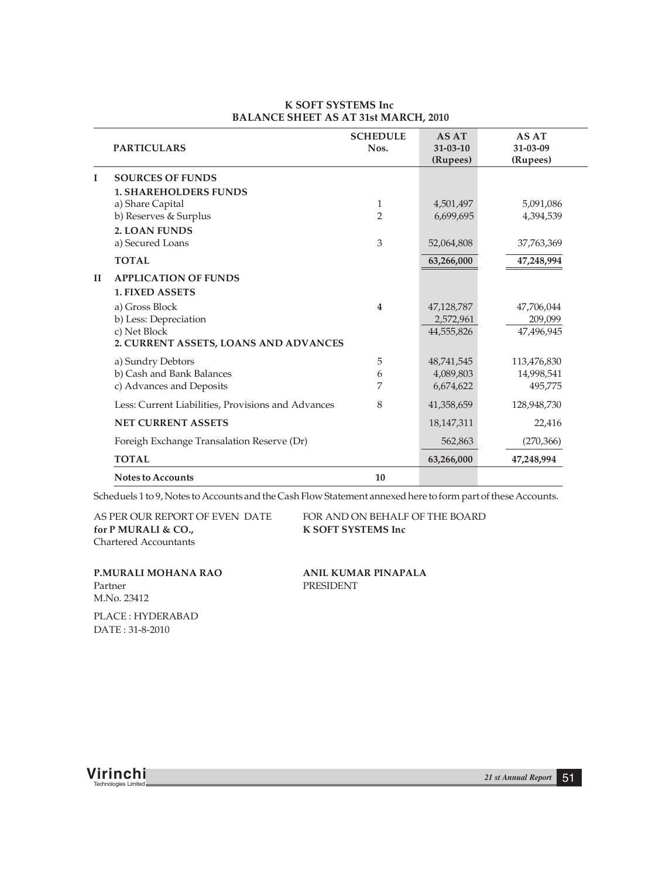## K SOFT SYSTEMS Inc
## BALANCE SHEET AS AT 31st MARCH, 2010

| | PARTICULARS | SCHEDULE Nos. | AS AT 31-03-10 (Rupees) | AS AT 31-03-09 (Rupees) |
|---|---|---|---|---|
| I | **SOURCES OF FUNDS** | | | |
| | **1. SHAREHOLDERS FUNDS** | | | |
| | a) Share Capital | 1 | 4,501,497 | 5,091,086 |
| | b) Reserves & Surplus | 2 | 6,699,695 | 4,394,539 |
| | **2. LOAN FUNDS** | | | |
| | a) Secured Loans | 3 | 52,064,808 | 37,763,369 |
| | **TOTAL** | | **63,266,000** | **47,248,994** |
| II | **APPLICATION OF FUNDS** | | | |
| | **1. FIXED ASSETS** | | | |
| | a) Gross Block | 4 | 47,128,787 | 47,706,044 |
| | b) Less: Depreciation | | 2,572,961 | 209,099 |
| | c) Net Block | | 44,555,826 | 47,496,945 |
| | **2. CURRENT ASSETS, LOANS AND ADVANCES** | | | |
| | a) Sundry Debtors | 5 | 48,741,545 | 113,476,830 |
| | b) Cash and Bank Balances | 6 | 4,089,803 | 14,998,541 |
| | c) Advances and Deposits | 7 | 6,674,622 | 495,775 |
| | Less: Current Liabilities, Provisions and Advances | 8 | 41,358,659 | 128,948,730 |
| | **NET CURRENT ASSETS** | | 18,147,311 | 22,416 |
| | Foreigh Exchange Transalation Reserve (Dr) | | 562,863 | (270,366) |
| | **TOTAL** | | **63,266,000** | **47,248,994** |
| | **Notes to Accounts** | **10** | | |

Scheduels 1 to 9, Notes to Accounts and the Cash Flow Statement annexed here to form part of these Accounts.

AS PER OUR REPORT OF EVEN DATE
**for P MURALI & CO.,**
Chartered Accountants

FOR AND ON BEHALF OF THE BOARD
**K SOFT SYSTEMS Inc**

**P.MURALI MOHANA RAO**
Partner
M.No. 23412

**ANIL KUMAR PINAPALA**
PRESIDENT

PLACE : HYDERABAD
DATE : 31-8-2010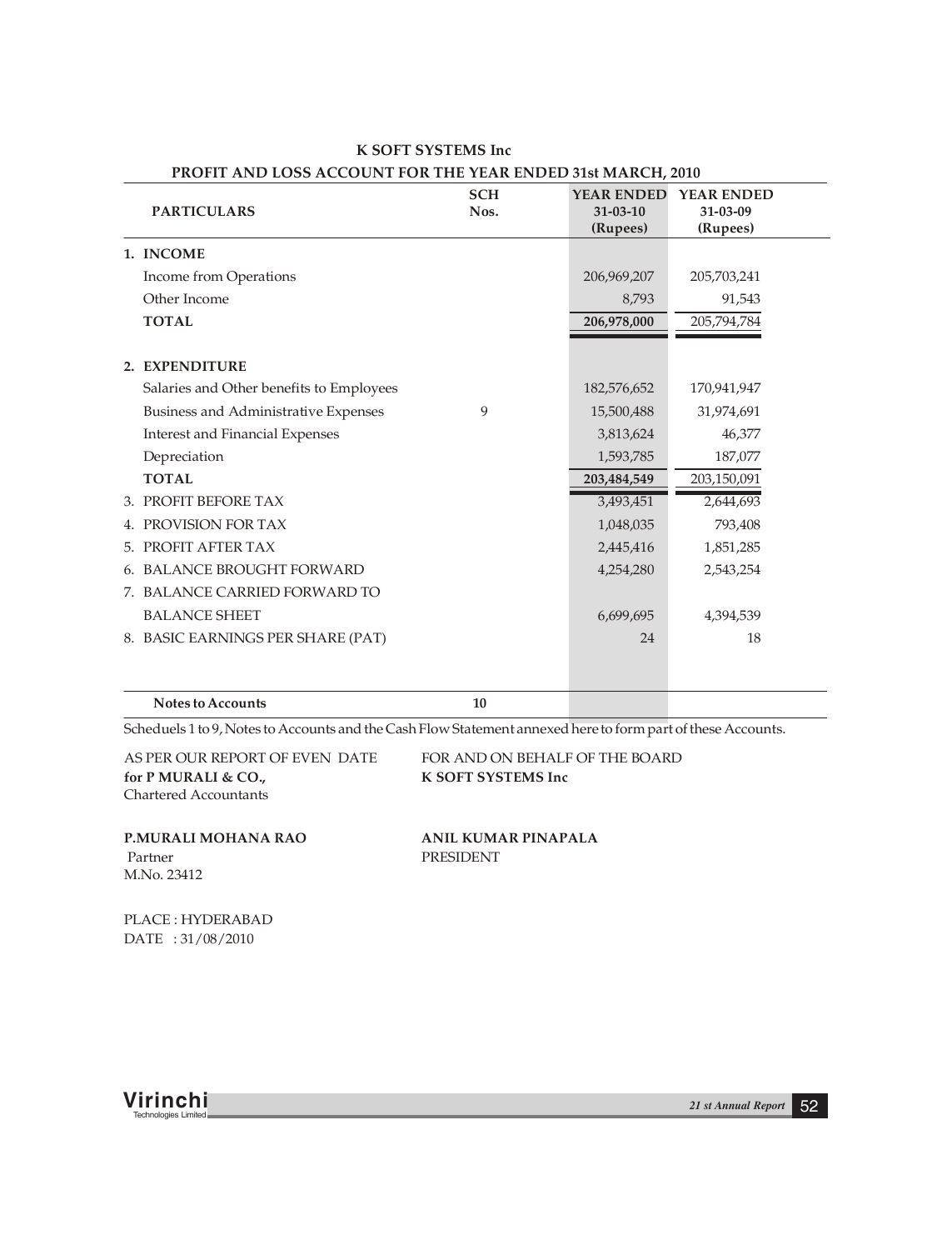# K SOFT SYSTEMS Inc

## PROFIT AND LOSS ACCOUNT FOR THE YEAR ENDED 31st MARCH, 2010

| PARTICULARS | SCH Nos. | YEAR ENDED 31-03-10 (Rupees) | YEAR ENDED 31-03-09 (Rupees) |
|---|---|---|---|
| **1. INCOME** | | | |
| Income from Operations | | 206,969,207 | 205,703,241 |
| Other Income | | 8,793 | 91,543 |
| **TOTAL** | | **206,978,000** | 205,794,784 |
| **2. EXPENDITURE** | | | |
| Salaries and Other benefits to Employees | | 182,576,652 | 170,941,947 |
| Business and Administrative Expenses | 9 | 15,500,488 | 31,974,691 |
| Interest and Financial Expenses | | 3,813,624 | 46,377 |
| Depreciation | | 1,593,785 | 187,077 |
| **TOTAL** | | **203,484,549** | 203,150,091 |
| 3. PROFIT BEFORE TAX | | 3,493,451 | 2,644,693 |
| 4. PROVISION FOR TAX | | 1,048,035 | 793,408 |
| 5. PROFIT AFTER TAX | | 2,445,416 | 1,851,285 |
| 6. BALANCE BROUGHT FORWARD | | 4,254,280 | 2,543,254 |
| 7. BALANCE CARRIED FORWARD TO BALANCE SHEET | | 6,699,695 | 4,394,539 |
| 8. BASIC EARNINGS PER SHARE (PAT) | | 24 | 18 |
| **Notes to Accounts** | 10 | | |

Scheduels 1 to 9, Notes to Accounts and the Cash Flow Statement annexed here to form part of these Accounts.

AS PER OUR REPORT OF EVEN DATE
**for P MURALI & CO.,**
Chartered Accountants

**P.MURALI MOHANA RAO**
Partner
M.No. 23412

FOR AND ON BEHALF OF THE BOARD
**K SOFT SYSTEMS Inc**

**ANIL KUMAR PINAPALA**
PRESIDENT

PLACE : HYDERABAD
DATE : 31/08/2010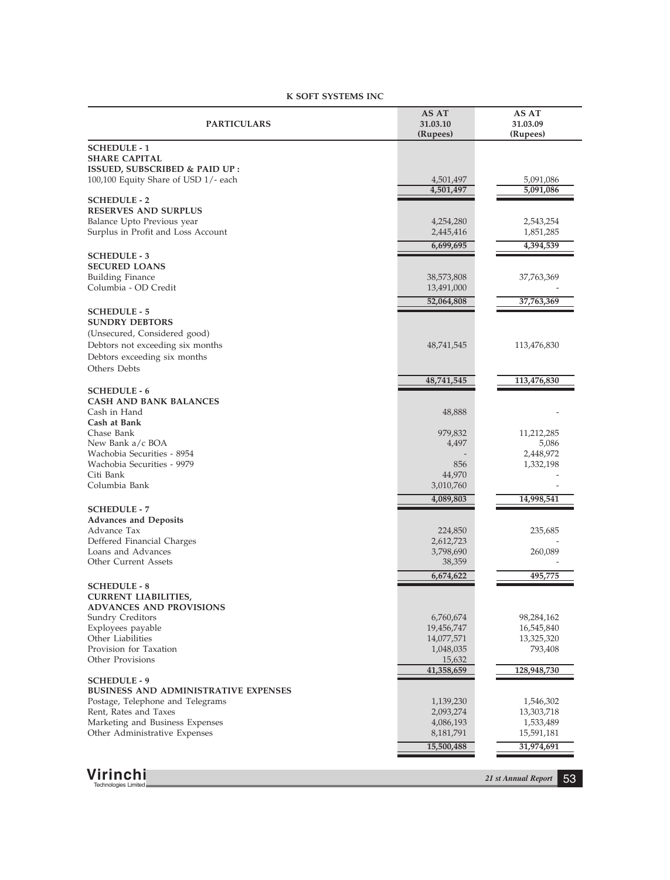**K SOFT SYSTEMS INC**

| PARTICULARS | AS AT 31.03.10 (Rupees) | AS AT 31.03.09 (Rupees) |
|---|---|---|
| **SCHEDULE - 1** | | |
| **SHARE CAPITAL** | | |
| **ISSUED, SUBSCRIBED & PAID UP :** | | |
| 100,100 Equity Share of USD 1/- each | 4,501,497 | 5,091,086 |
| | **4,501,497** | **5,091,086** |
| **SCHEDULE - 2** | | |
| **RESERVES AND SURPLUS** | | |
| Balance Upto Previous year | 4,254,280 | 2,543,254 |
| Surplus in Profit and Loss Account | 2,445,416 | 1,851,285 |
| | **6,699,695** | **4,394,539** |
| **SCHEDULE - 3** | | |
| **SECURED LOANS** | | |
| Building Finance | 38,573,808 | 37,763,369 |
| Columbia - OD Credit | 13,491,000 | - |
| | **52,064,808** | **37,763,369** |
| **SCHEDULE - 5** | | |
| **SUNDRY DEBTORS** | | |
| (Unsecured, Considered good) | | |
| Debtors not exceeding six months | 48,741,545 | 113,476,830 |
| Debtors exceeding six months | | |
| Others Debts | | |
| | **48,741,545** | **113,476,830** |
| **SCHEDULE - 6** | | |
| **CASH AND BANK BALANCES** | | |
| Cash in Hand | 48,888 | - |
| **Cash at Bank** | | |
| Chase Bank | 979,832 | 11,212,285 |
| New Bank a/c BOA | 4,497 | 5,086 |
| Wachobia Securities - 8954 | - | 2,448,972 |
| Wachobia Securities - 9979 | 856 | 1,332,198 |
| Citi Bank | 44,970 | - |
| Columbia Bank | 3,010,760 | - |
| | **4,089,803** | **14,998,541** |
| **SCHEDULE - 7** | | |
| **Advances and Deposits** | | |
| Advance Tax | 224,850 | 235,685 |
| Deffered Financial Charges | 2,612,723 | - |
| Loans and Advances | 3,798,690 | 260,089 |
| Other Current Assets | 38,359 | - |
| | **6,674,622** | **495,775** |
| **SCHEDULE - 8** | | |
| **CURRENT LIABILITIES, ADVANCES AND PROVISIONS** | | |
| Sundry Creditors | 6,760,674 | 98,284,162 |
| Exployees payable | 19,456,747 | 16,545,840 |
| Other Liabilities | 14,077,571 | 13,325,320 |
| Provision for Taxation | 1,048,035 | 793,408 |
| Other Provisions | 15,632 | |
| | **41,358,659** | **128,948,730** |
| **SCHEDULE - 9** | | |
| **BUSINESS AND ADMINISTRATIVE EXPENSES** | | |
| Postage, Telephone and Telegrams | 1,139,230 | 1,546,302 |
| Rent, Rates and Taxes | 2,093,274 | 13,303,718 |
| Marketing and Business Expenses | 4,086,193 | 1,533,489 |
| Other Administrative Expenses | 8,181,791 | 15,591,181 |
| | **15,500,488** | **31,974,691** |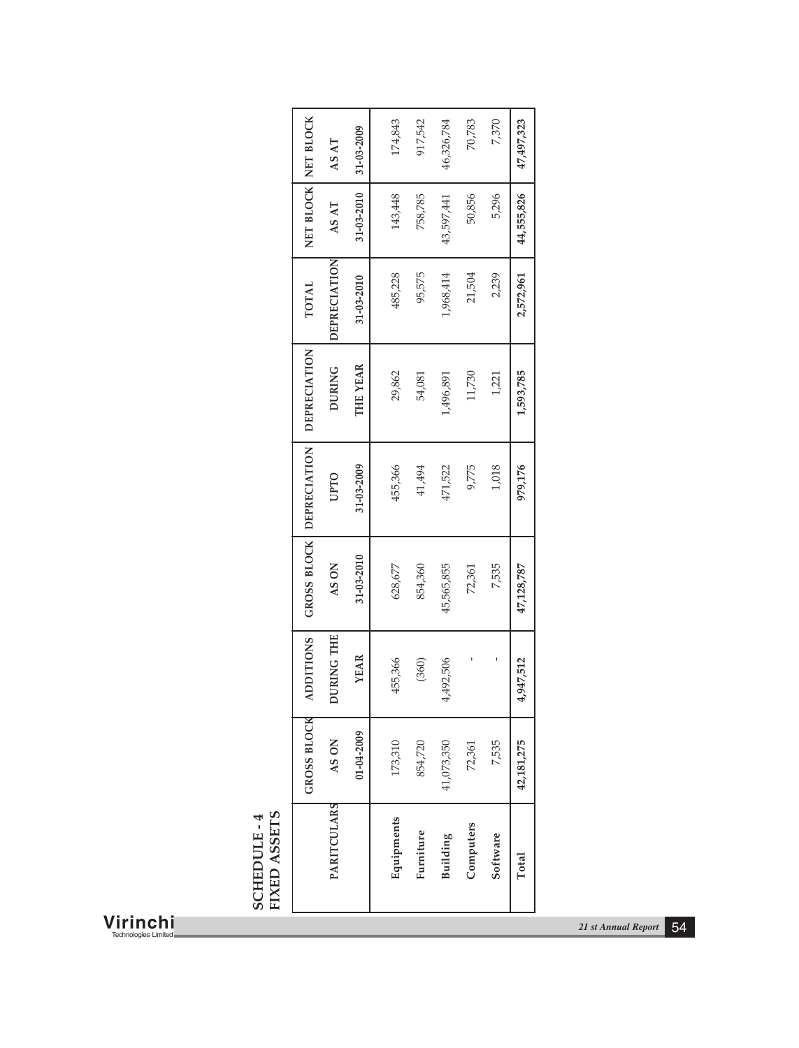# SCHEDULE - 4
## FIXED ASSETS

| PARITCULARS | GROSS BLOCK AS ON 01-04-2009 | ADDITIONS DURING THE YEAR | GROSS BLOCK AS ON 31-03-2010 | DEPRECIATION UPTO 31-03-2009 | DEPRECIATION DURING THE YEAR | TOTAL DEPRECIATION 31-03-2010 | NET BLOCK AS AT 31-03-2010 | NET BLOCK AS AT 31-03-2009 |
|---|---|---|---|---|---|---|---|---|
| Equipments | 173,310 | 455,366 | 628,677 | 455,366 | 29,862 | 485,228 | 143,448 | 174,843 |
| Furniture | 854,720 | (360) | 854,360 | 41,494 | 54,081 | 95,575 | 758,785 | 917,542 |
| Building | 41,073,350 | 4,492,506 | 45,565,855 | 471,522 | 1,496,891 | 1,968,414 | 43,597,441 | 46,326,784 |
| Computers | 72,361 | - | 72,361 | 9,775 | 11,730 | 21,504 | 50,856 | 70,783 |
| Software | 7,535 | - | 7,535 | 1,018 | 1,221 | 2,239 | 5,296 | 7,370 |
| **Total** | **42,181,275** | **4,947,512** | **47,128,787** | **979,176** | **1,593,785** | **2,572,961** | **44,555,826** | **47,497,323** |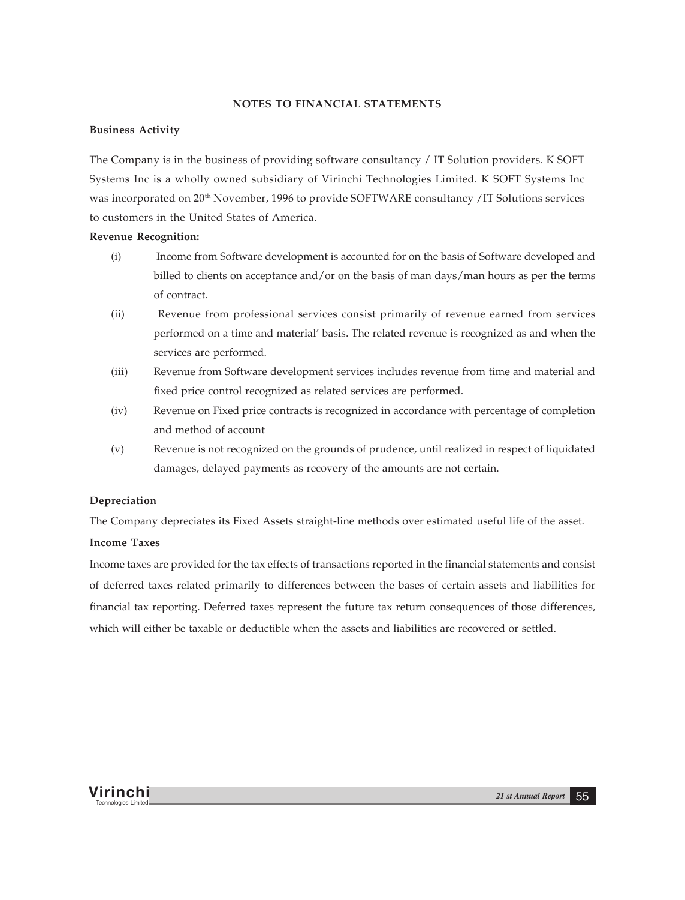## NOTES TO FINANCIAL STATEMENTS

**Business Activity**

The Company is in the business of providing software consultancy / IT Solution providers. K SOFT Systems Inc is a wholly owned subsidiary of Virinchi Technologies Limited. K SOFT Systems Inc was incorporated on 20th November, 1996 to provide SOFTWARE consultancy /IT Solutions services to customers in the United States of America.

**Revenue Recognition:**

(i) Income from Software development is accounted for on the basis of Software developed and billed to clients on acceptance and/or on the basis of man days/man hours as per the terms of contract.

(ii) Revenue from professional services consist primarily of revenue earned from services performed on a time and material' basis. The related revenue is recognized as and when the services are performed.

(iii) Revenue from Software development services includes revenue from time and material and fixed price control recognized as related services are performed.

(iv) Revenue on Fixed price contracts is recognized in accordance with percentage of completion and method of account

(v) Revenue is not recognized on the grounds of prudence, until realized in respect of liquidated damages, delayed payments as recovery of the amounts are not certain.

**Depreciation**

The Company depreciates its Fixed Assets straight-line methods over estimated useful life of the asset.

**Income Taxes**

Income taxes are provided for the tax effects of transactions reported in the financial statements and consist of deferred taxes related primarily to differences between the bases of certain assets and liabilities for financial tax reporting. Deferred taxes represent the future tax return consequences of those differences, which will either be taxable or deductible when the assets and liabilities are recovered or settled.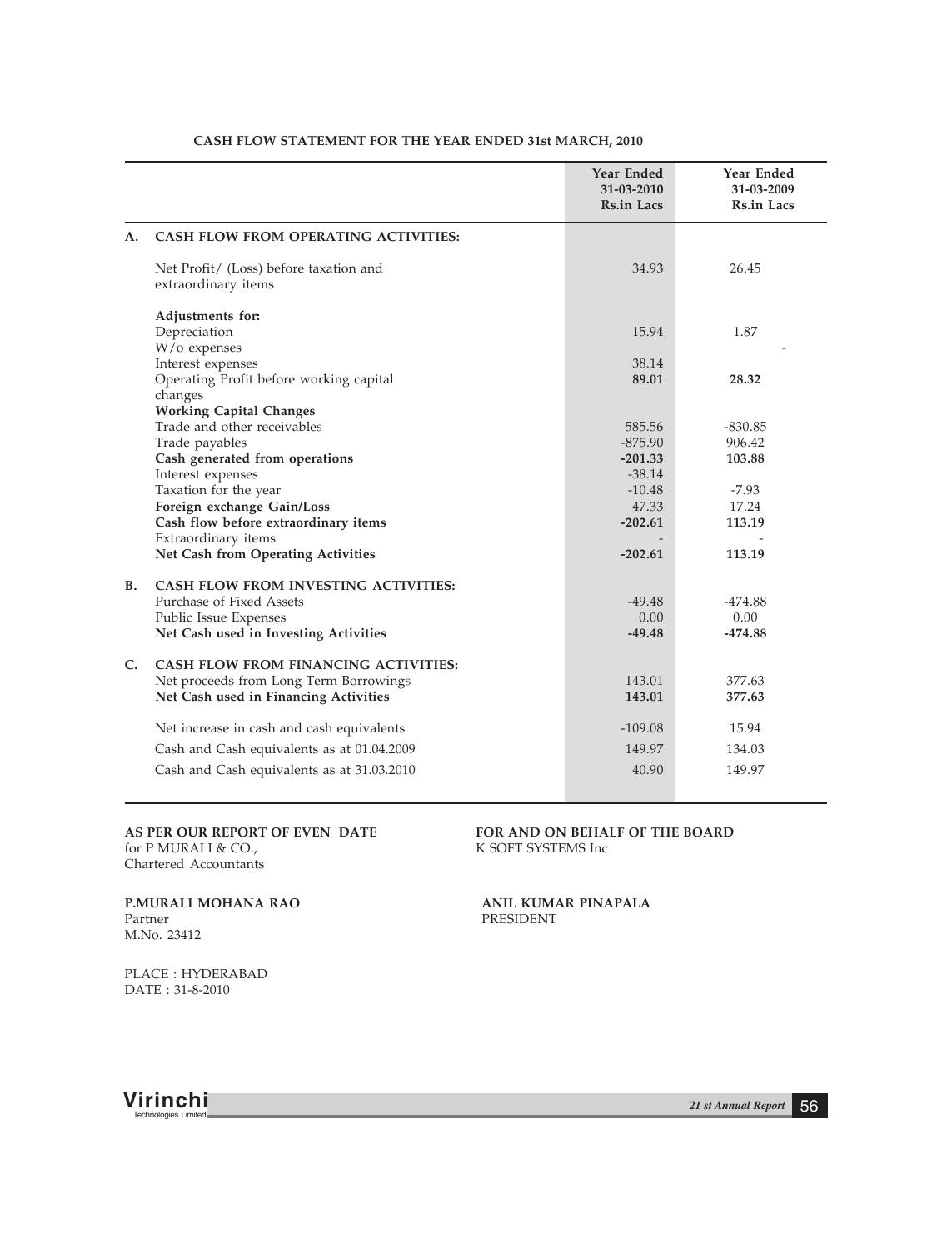## CASH FLOW STATEMENT FOR THE YEAR ENDED 31st MARCH, 2010

| | | Year Ended 31-03-2010 Rs.in Lacs | Year Ended 31-03-2009 Rs.in Lacs |
|---|---|---|---|
| **A.** | **CASH FLOW FROM OPERATING ACTIVITIES:** | | |
| | Net Profit/ (Loss) before taxation and extraordinary items | 34.93 | 26.45 |
| | **Adjustments for:** | | |
| | Depreciation | 15.94 | 1.87 |
| | W/o expenses | | - |
| | Interest expenses | 38.14 | |
| | Operating Profit before working capital changes | **89.01** | **28.32** |
| | **Working Capital Changes** | | |
| | Trade and other receivables | 585.56 | -830.85 |
| | Trade payables | -875.90 | 906.42 |
| | **Cash generated from operations** | **-201.33** | **103.88** |
| | Interest expenses | -38.14 | |
| | Taxation for the year | -10.48 | -7.93 |
| | **Foreign exchange Gain/Loss** | 47.33 | 17.24 |
| | **Cash flow before extraordinary items** | **-202.61** | **113.19** |
| | Extraordinary items | - | - |
| | **Net Cash from Operating Activities** | **-202.61** | **113.19** |
| **B.** | **CASH FLOW FROM INVESTING ACTIVITIES:** | | |
| | Purchase of Fixed Assets | -49.48 | -474.88 |
| | Public Issue Expenses | 0.00 | 0.00 |
| | **Net Cash used in Investing Activities** | **-49.48** | **-474.88** |
| **C.** | **CASH FLOW FROM FINANCING ACTIVITIES:** | | |
| | Net proceeds from Long Term Borrowings | 143.01 | 377.63 |
| | **Net Cash used in Financing Activities** | **143.01** | **377.63** |
| | Net increase in cash and cash equivalents | -109.08 | 15.94 |
| | Cash and Cash equivalents as at 01.04.2009 | 149.97 | 134.03 |
| | Cash and Cash equivalents as at 31.03.2010 | 40.90 | 149.97 |

**AS PER OUR REPORT OF EVEN DATE**
for P MURALI & CO.,
Chartered Accountants

**P.MURALI MOHANA RAO**
Partner
M.No. 23412

PLACE : HYDERABAD
DATE : 31-8-2010

**FOR AND ON BEHALF OF THE BOARD**
K SOFT SYSTEMS Inc

**ANIL KUMAR PINAPALA**
PRESIDENT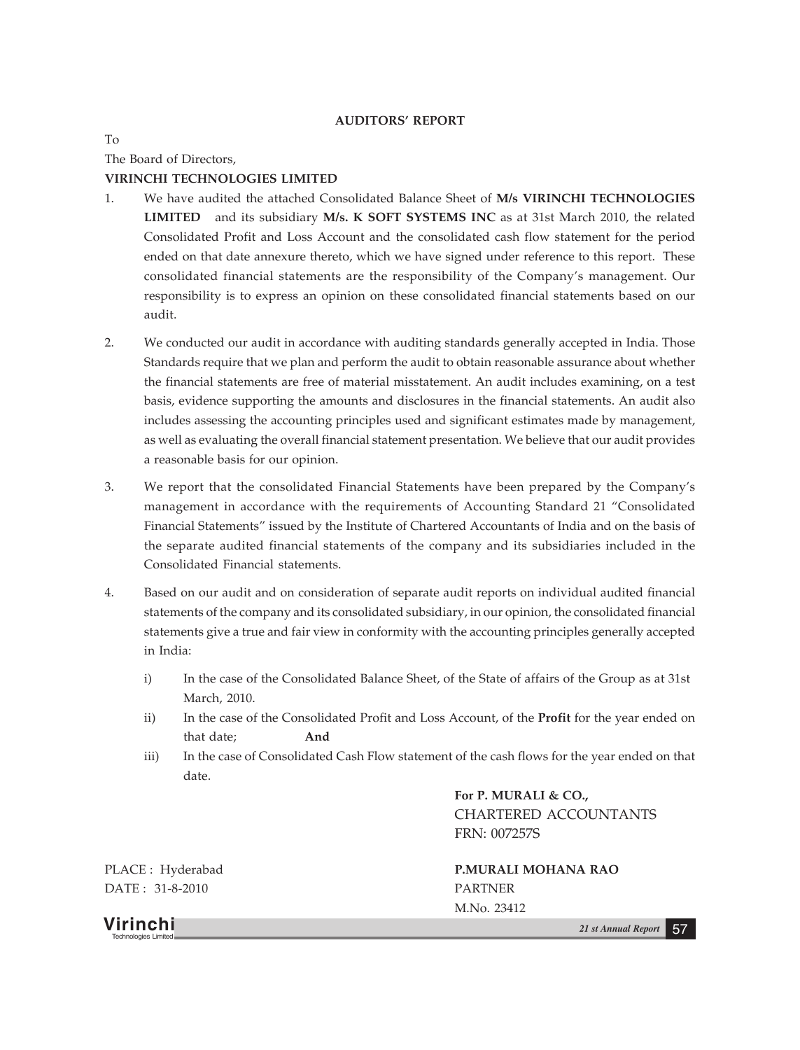## AUDITORS' REPORT

To

The Board of Directors,

**VIRINCHI TECHNOLOGIES LIMITED**

1. We have audited the attached Consolidated Balance Sheet of **M/s VIRINCHI TECHNOLOGIES LIMITED** and its subsidiary **M/s. K SOFT SYSTEMS INC** as at 31st March 2010, the related Consolidated Profit and Loss Account and the consolidated cash flow statement for the period ended on that date annexure thereto, which we have signed under reference to this report. These consolidated financial statements are the responsibility of the Company's management. Our responsibility is to express an opinion on these consolidated financial statements based on our audit.

2. We conducted our audit in accordance with auditing standards generally accepted in India. Those Standards require that we plan and perform the audit to obtain reasonable assurance about whether the financial statements are free of material misstatement. An audit includes examining, on a test basis, evidence supporting the amounts and disclosures in the financial statements. An audit also includes assessing the accounting principles used and significant estimates made by management, as well as evaluating the overall financial statement presentation. We believe that our audit provides a reasonable basis for our opinion.

3. We report that the consolidated Financial Statements have been prepared by the Company's management in accordance with the requirements of Accounting Standard 21 "Consolidated Financial Statements" issued by the Institute of Chartered Accountants of India and on the basis of the separate audited financial statements of the company and its subsidiaries included in the Consolidated Financial statements.

4. Based on our audit and on consideration of separate audit reports on individual audited financial statements of the company and its consolidated subsidiary, in our opinion, the consolidated financial statements give a true and fair view in conformity with the accounting principles generally accepted in India:

   i) In the case of the Consolidated Balance Sheet, of the State of affairs of the Group as at 31st March, 2010.

   ii) In the case of the Consolidated Profit and Loss Account, of the **Profit** for the year ended on that date; **And**

   iii) In the case of Consolidated Cash Flow statement of the cash flows for the year ended on that date.

**For P. MURALI & CO.,**
CHARTERED ACCOUNTANTS
FRN: 007257S

PLACE : Hyderabad
DATE : 31-8-2010

**P.MURALI MOHANA RAO**
PARTNER
M.No. 23412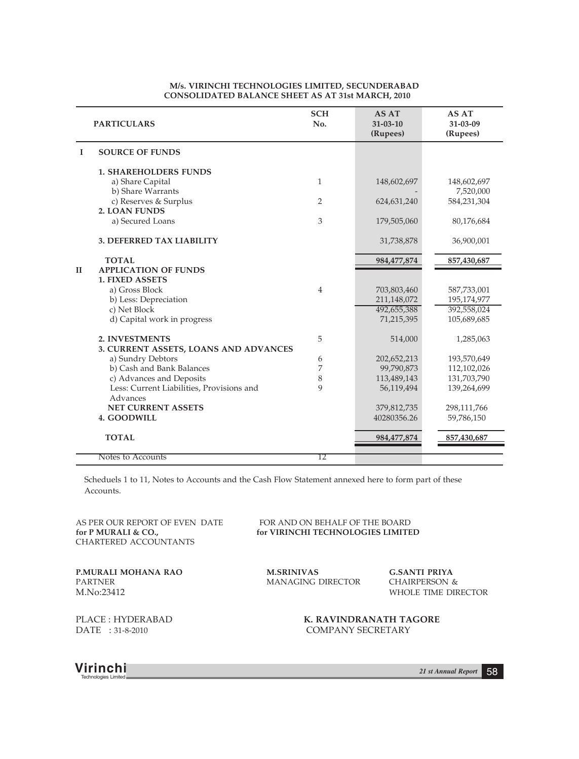**M/s. VIRINCHI TECHNOLOGIES LIMITED, SECUNDERABAD**
**CONSOLIDATED BALANCE SHEET AS AT 31st MARCH, 2010**

| | PARTICULARS | SCH No. | AS AT 31-03-10 (Rupees) | AS AT 31-03-09 (Rupees) |
|---|---|---|---|---|
| I | **SOURCE OF FUNDS** | | | |
| | **1. SHAREHOLDERS FUNDS** | | | |
| | a) Share Capital | 1 | 148,602,697 | 148,602,697 |
| | b) Share Warrants | | - | 7,520,000 |
| | c) Reserves & Surplus | 2 | 624,631,240 | 584,231,304 |
| | **2. LOAN FUNDS** | | | |
| | a) Secured Loans | 3 | 179,505,060 | 80,176,684 |
| | **3. DEFERRED TAX LIABILITY** | | 31,738,878 | 36,900,001 |
| | **TOTAL** | | 984,477,874 | 857,430,687 |
| II | **APPLICATION OF FUNDS** | | | |
| | **1. FIXED ASSETS** | | | |
| | a) Gross Block | 4 | 703,803,460 | 587,733,001 |
| | b) Less: Depreciation | | 211,148,072 | 195,174,977 |
| | c) Net Block | | 492,655,388 | 392,558,024 |
| | d) Capital work in progress | | 71,215,395 | 105,689,685 |
| | **2. INVESTMENTS** | 5 | 514,000 | 1,285,063 |
| | **3. CURRENT ASSETS, LOANS AND ADVANCES** | | | |
| | a) Sundry Debtors | 6 | 202,652,213 | 193,570,649 |
| | b) Cash and Bank Balances | 7 | 99,790,873 | 112,102,026 |
| | c) Advances and Deposits | 8 | 113,489,143 | 131,703,790 |
| | Less: Current Liabilities, Provisions and Advances | 9 | 56,119,494 | 139,264,699 |
| | **NET CURRENT ASSETS** | | 379,812,735 | 298,111,766 |
| | **4. GOODWILL** | | 40280356.26 | 59,786,150 |
| | **TOTAL** | | 984,477,874 | 857,430,687 |
| | Notes to Accounts | 12 | | |

Scheduels 1 to 11, Notes to Accounts and the Cash Flow Statement annexed here to form part of these Accounts.

AS PER OUR REPORT OF EVEN DATE
**for P MURALI & CO.,**
CHARTERED ACCOUNTANTS

FOR AND ON BEHALF OF THE BOARD
**for VIRINCHI TECHNOLOGIES LIMITED**

**P.MURALI MOHANA RAO**
PARTNER
M.No:23412

**M.SRINIVAS**
MANAGING DIRECTOR

**G.SANTI PRIYA**
CHAIRPERSON &
WHOLE TIME DIRECTOR

PLACE : HYDERABAD
DATE : 31-8-2010

**K. RAVINDRANATH TAGORE**
COMPANY SECRETARY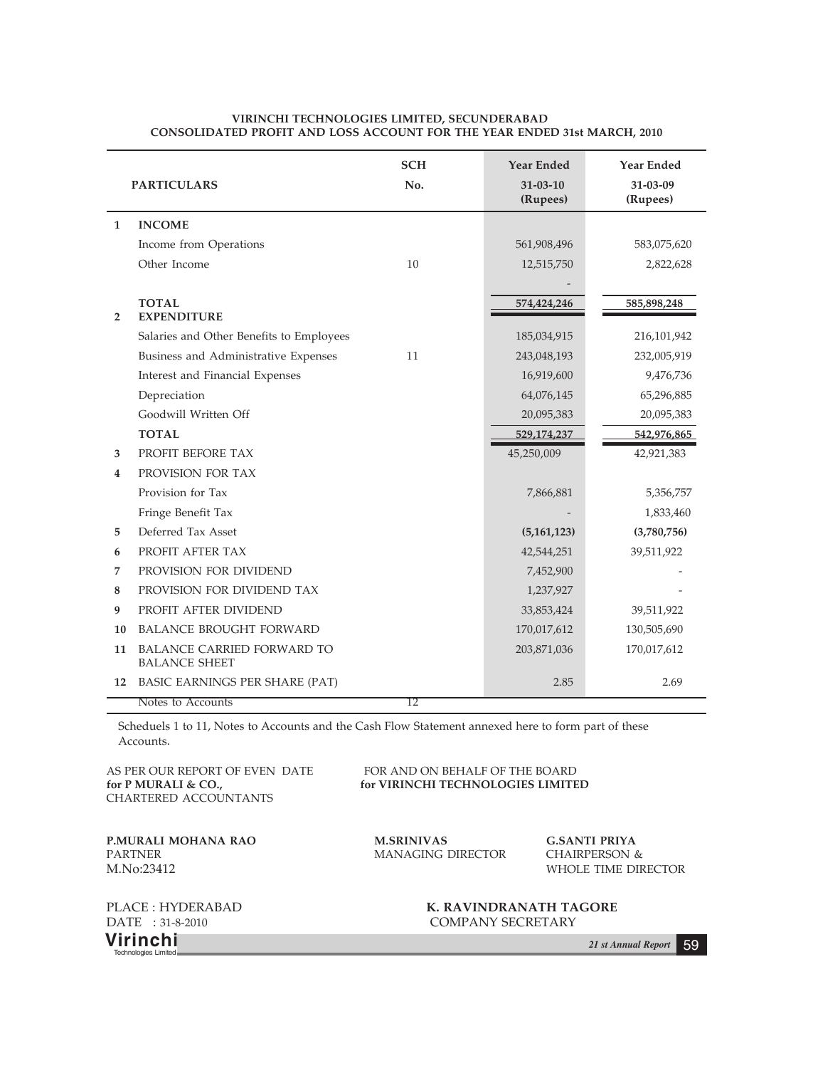**VIRINCHI TECHNOLOGIES LIMITED, SECUNDERABAD**
**CONSOLIDATED PROFIT AND LOSS ACCOUNT FOR THE YEAR ENDED 31st MARCH, 2010**

| | PARTICULARS | SCH No. | Year Ended 31-03-10 (Rupees) | Year Ended 31-03-09 (Rupees) |
|---|---|---|---|---|
| 1 | **INCOME** | | | |
| | Income from Operations | | 561,908,496 | 583,075,620 |
| | Other Income | 10 | 12,515,750 | 2,822,628 |
| | | | - | |
| | **TOTAL** | | 574,424,246 | 585,898,248 |
| 2 | **EXPENDITURE** | | | |
| | Salaries and Other Benefits to Employees | | 185,034,915 | 216,101,942 |
| | Business and Administrative Expenses | 11 | 243,048,193 | 232,005,919 |
| | Interest and Financial Expenses | | 16,919,600 | 9,476,736 |
| | Depreciation | | 64,076,145 | 65,296,885 |
| | Goodwill Written Off | | 20,095,383 | 20,095,383 |
| | **TOTAL** | | 529,174,237 | 542,976,865 |
| 3 | PROFIT BEFORE TAX | | 45,250,009 | 42,921,383 |
| 4 | PROVISION FOR TAX | | | |
| | Provision for Tax | | 7,866,881 | 5,356,757 |
| | Fringe Benefit Tax | | - | 1,833,460 |
| 5 | Deferred Tax Asset | | **(5,161,123)** | **(3,780,756)** |
| 6 | PROFIT AFTER TAX | | 42,544,251 | 39,511,922 |
| 7 | PROVISION FOR DIVIDEND | | 7,452,900 | - |
| 8 | PROVISION FOR DIVIDEND TAX | | 1,237,927 | - |
| 9 | PROFIT AFTER DIVIDEND | | 33,853,424 | 39,511,922 |
| 10 | BALANCE BROUGHT FORWARD | | 170,017,612 | 130,505,690 |
| 11 | BALANCE CARRIED FORWARD TO BALANCE SHEET | | 203,871,036 | 170,017,612 |
| 12 | BASIC EARNINGS PER SHARE (PAT) | | 2.85 | 2.69 |
| | Notes to Accounts | 12 | | |

Scheduels 1 to 11, Notes to Accounts and the Cash Flow Statement annexed here to form part of these Accounts.

AS PER OUR REPORT OF EVEN DATE
**for P MURALI & CO.,**
CHARTERED ACCOUNTANTS

FOR AND ON BEHALF OF THE BOARD
**for VIRINCHI TECHNOLOGIES LIMITED**

**P.MURALI MOHANA RAO**
PARTNER
M.No:23412

**M.SRINIVAS**
MANAGING DIRECTOR

**G.SANTI PRIYA**
CHAIRPERSON &
WHOLE TIME DIRECTOR

PLACE : HYDERABAD
DATE : 31-8-2010

**K. RAVINDRANATH TAGORE**
COMPANY SECRETARY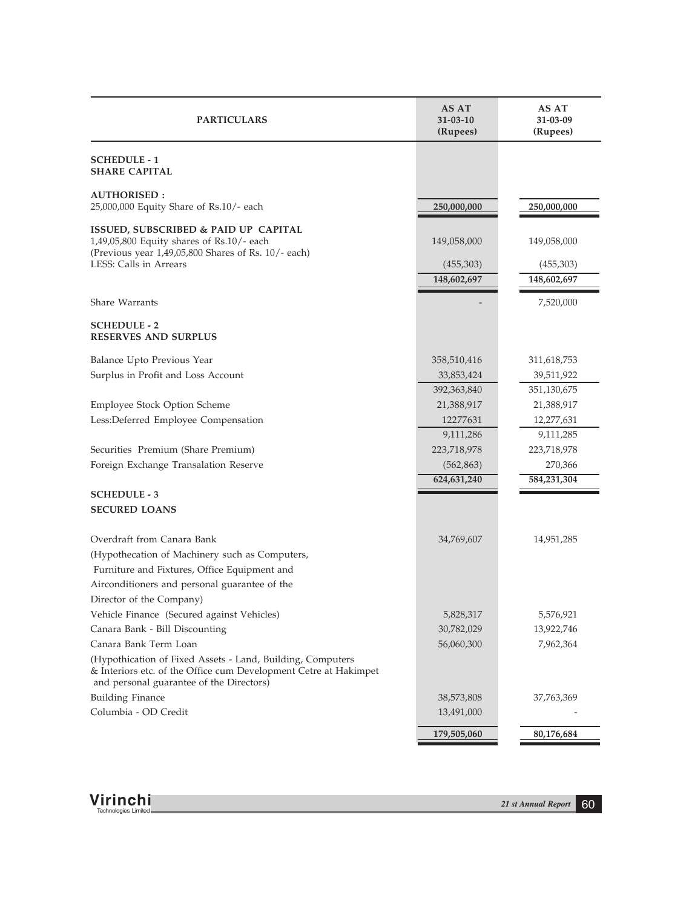| PARTICULARS | AS AT 31-03-10 (Rupees) | AS AT 31-03-09 (Rupees) |
|---|---|---|
| **SCHEDULE - 1** | | |
| **SHARE CAPITAL** | | |
| **AUTHORISED :** | | |
| 25,000,000 Equity Share of Rs.10/- each | **250,000,000** | **250,000,000** |
| **ISSUED, SUBSCRIBED & PAID UP CAPITAL** | | |
| 1,49,05,800 Equity shares of Rs.10/- each (Previous year 1,49,05,800 Shares of Rs. 10/- each) | 149,058,000 | 149,058,000 |
| LESS: Calls in Arrears | (455,303) | (455,303) |
| | **148,602,697** | **148,602,697** |
| Share Warrants | - | 7,520,000 |
| **SCHEDULE - 2** | | |
| **RESERVES AND SURPLUS** | | |
| Balance Upto Previous Year | 358,510,416 | 311,618,753 |
| Surplus in Profit and Loss Account | 33,853,424 | 39,511,922 |
| | 392,363,840 | 351,130,675 |
| Employee Stock Option Scheme | 21,388,917 | 21,388,917 |
| Less:Deferred Employee Compensation | 12277631 | 12,277,631 |
| | 9,111,286 | 9,111,285 |
| Securities Premium (Share Premium) | 223,718,978 | 223,718,978 |
| Foreign Exchange Transalation Reserve | (562,863) | 270,366 |
| | **624,631,240** | **584,231,304** |
| **SCHEDULE - 3** | | |
| **SECURED LOANS** | | |
| Overdraft from Canara Bank | 34,769,607 | 14,951,285 |
| (Hypothecation of Machinery such as Computers, Furniture and Fixtures, Office Equipment and Airconditioners and personal guarantee of the Director of the Company) | | |
| Vehicle Finance (Secured against Vehicles) | 5,828,317 | 5,576,921 |
| Canara Bank - Bill Discounting | 30,782,029 | 13,922,746 |
| Canara Bank Term Loan | 56,060,300 | 7,962,364 |
| (Hypothication of Fixed Assets - Land, Building, Computers & Interiors etc. of the Office cum Development Centre at Hakimpet and personal guarantee of the Directors) | | |
| Building Finance | 38,573,808 | 37,763,369 |
| Columbia - OD Credit | 13,491,000 | - |
| | **179,505,060** | **80,176,684** |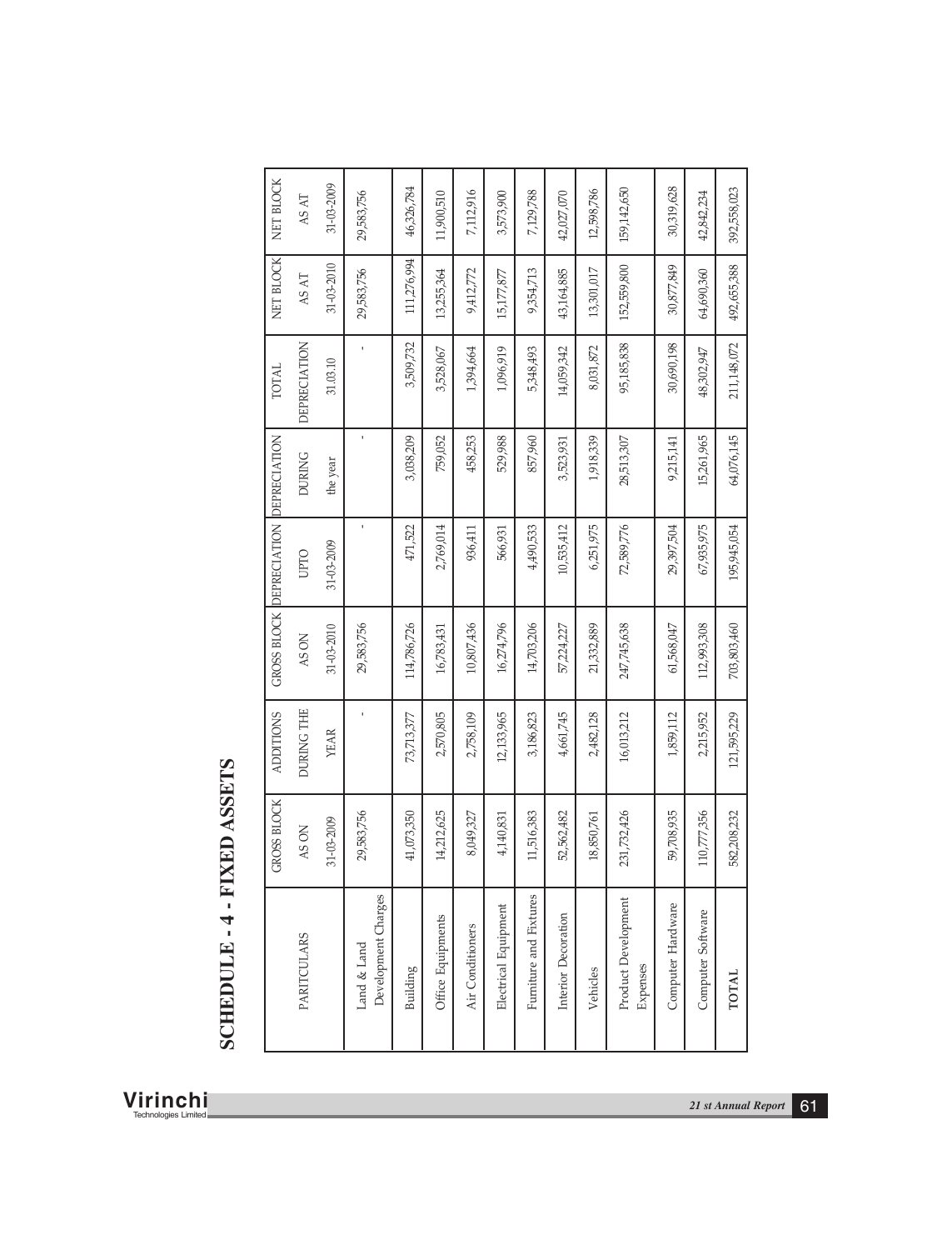# SCHEDULE - 4 - FIXED ASSETS

| PARITCULARS | GROSS BLOCK AS ON 31-03-2009 | ADDITIONS DURING THE YEAR | GROSS BLOCK AS ON 31-03-2010 | DEPRECIATION UPTO 31-03-2009 | DEPRECIATION DURING the year | TOTAL DEPRECIATION 31.03.10 | NET BLOCK AS AT 31-03-2010 | NET BLOCK AS AT 31-03-2009 |
|---|---|---|---|---|---|---|---|---|
| Land & Land Development Charges | 29,583,756 | - | 29,583,756 | - | - | - | 29,583,756 | 29,583,756 |
| Building | 41,073,350 | 73,713,377 | 114,786,726 | 471,522 | 3,038,209 | 3,509,732 | 111,276,994 | 46,326,784 |
| Office Equipments | 14,212,625 | 2,570,805 | 16,783,431 | 2,769,014 | 759,052 | 3,528,067 | 13,255,364 | 11,900,510 |
| Air Conditioners | 8,049,327 | 2,758,109 | 10,807,436 | 936,411 | 458,253 | 1,394,664 | 9,412,772 | 7,112,916 |
| Electrical Equipment | 4,140,831 | 12,133,965 | 16,274,796 | 566,931 | 529,988 | 1,096,919 | 15,177,877 | 3,573,900 |
| Furniture and Fixtures | 11,516,383 | 3,186,823 | 14,703,206 | 4,490,533 | 857,960 | 5,348,493 | 9,354,713 | 7,129,788 |
| Interior Decoration | 52,562,482 | 4,661,745 | 57,224,227 | 10,535,412 | 3,523,931 | 14,059,342 | 43,164,885 | 42,027,070 |
| Vehicles | 18,850,761 | 2,482,128 | 21,332,889 | 6,251,975 | 1,918,339 | 8,031,872 | 13,301,017 | 12,598,786 |
| Product Development Expenses | 231,732,426 | 16,013,212 | 247,745,638 | 72,589,776 | 28,513,307 | 95,185,838 | 152,559,800 | 159,142,650 |
| Computer Hardware | 59,708,935 | 1,859,112 | 61,568,047 | 29,397,504 | 9,215,141 | 30,690,198 | 30,877,849 | 30,319,628 |
| Computer Software | 110,777,356 | 2,215,952 | 112,993,308 | 67,935,975 | 15,261,965 | 48,302,947 | 64,690,360 | 42,842,234 |
| **TOTAL** | 582,208,232 | 121,595,229 | 703,803,460 | 195,945,054 | 64,076,145 | 211,148,072 | 492,655,388 | 392,558,023 |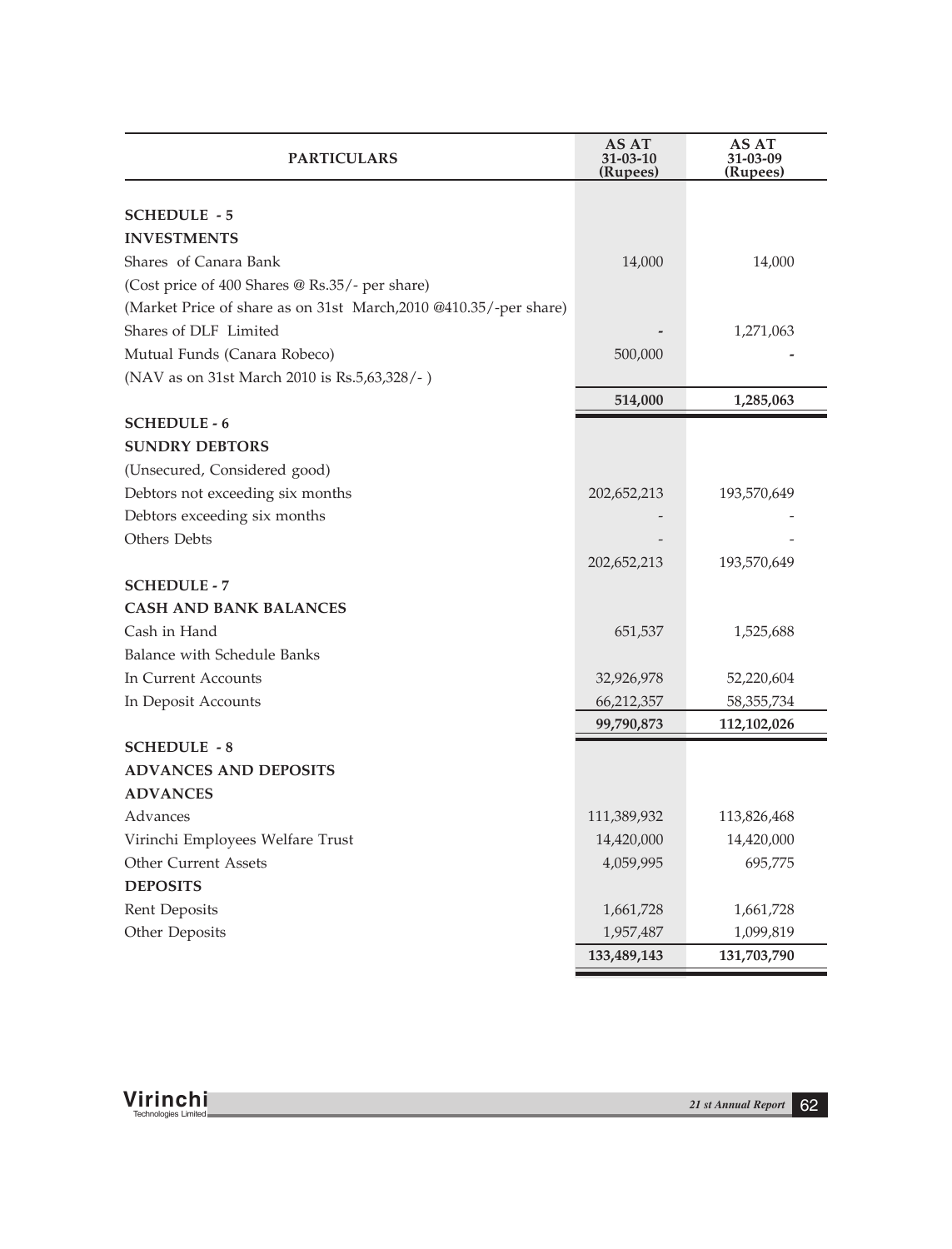| PARTICULARS | AS AT 31-03-10 (Rupees) | AS AT 31-03-09 (Rupees) |
|---|---|---|
| **SCHEDULE - 5** | | |
| **INVESTMENTS** | | |
| Shares of Canara Bank | 14,000 | 14,000 |
| (Cost price of 400 Shares @ Rs.35/- per share) | | |
| (Market Price of share as on 31st March,2010 @410.35/-per share) | | |
| Shares of DLF Limited | - | 1,271,063 |
| Mutual Funds (Canara Robeco) | 500,000 | - |
| (NAV as on 31st March 2010 is Rs.5,63,328/- ) | | |
| | **514,000** | **1,285,063** |
| **SCHEDULE - 6** | | |
| **SUNDRY DEBTORS** | | |
| (Unsecured, Considered good) | | |
| Debtors not exceeding six months | 202,652,213 | 193,570,649 |
| Debtors exceeding six months | - | - |
| Others Debts | - | - |
| | 202,652,213 | 193,570,649 |
| **SCHEDULE - 7** | | |
| **CASH AND BANK BALANCES** | | |
| Cash in Hand | 651,537 | 1,525,688 |
| Balance with Schedule Banks | | |
| In Current Accounts | 32,926,978 | 52,220,604 |
| In Deposit Accounts | 66,212,357 | 58,355,734 |
| | **99,790,873** | **112,102,026** |
| **SCHEDULE - 8** | | |
| **ADVANCES AND DEPOSITS** | | |
| **ADVANCES** | | |
| Advances | 111,389,932 | 113,826,468 |
| Virinchi Employees Welfare Trust | 14,420,000 | 14,420,000 |
| Other Current Assets | 4,059,995 | 695,775 |
| **DEPOSITS** | | |
| Rent Deposits | 1,661,728 | 1,661,728 |
| Other Deposits | 1,957,487 | 1,099,819 |
| | **133,489,143** | **131,703,790** |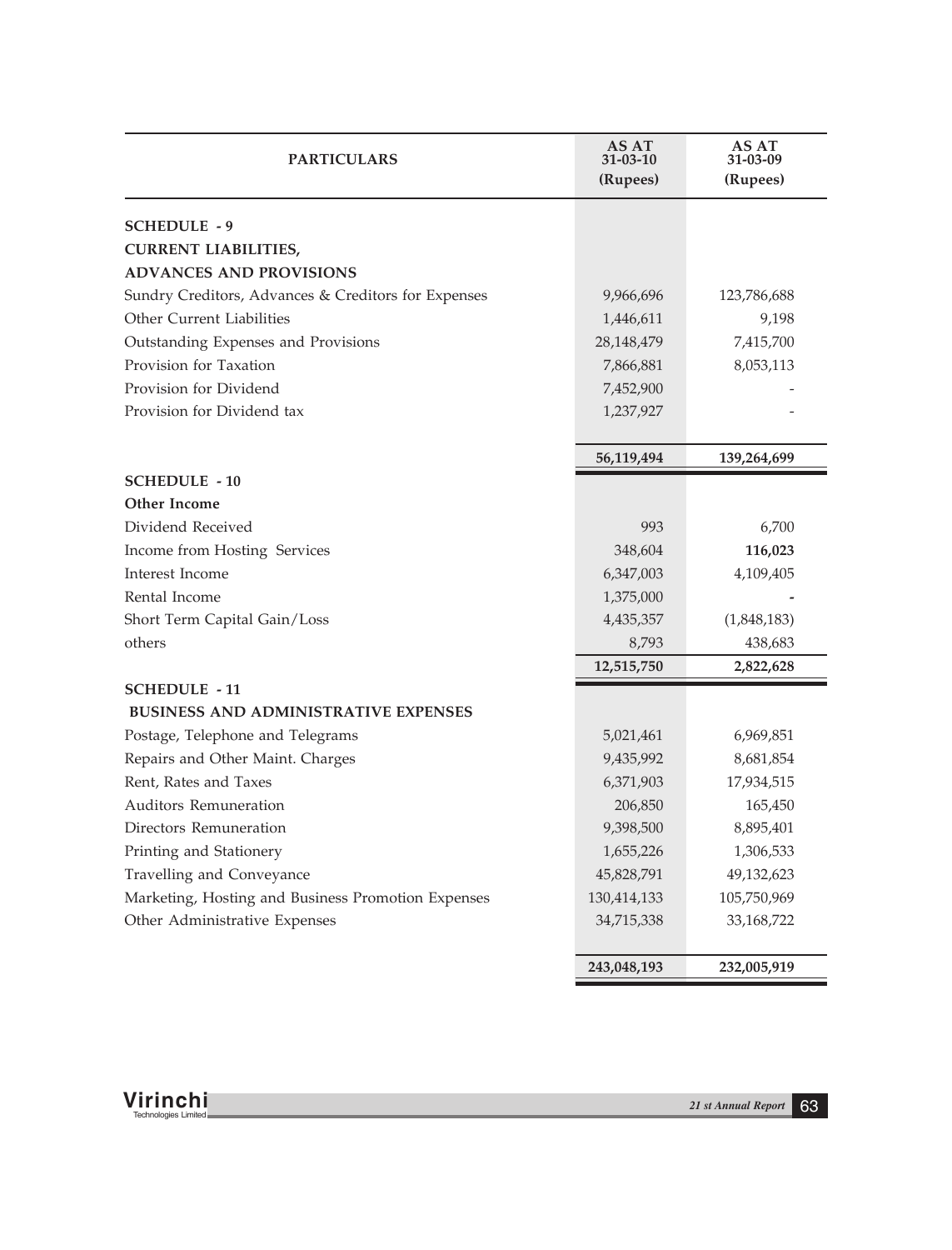| PARTICULARS | AS AT 31-03-10 (Rupees) | AS AT 31-03-09 (Rupees) |
|---|---|---|
| **SCHEDULE - 9** | | |
| **CURRENT LIABILITIES,** | | |
| **ADVANCES AND PROVISIONS** | | |
| Sundry Creditors, Advances & Creditors for Expenses | 9,966,696 | 123,786,688 |
| Other Current Liabilities | 1,446,611 | 9,198 |
| Outstanding Expenses and Provisions | 28,148,479 | 7,415,700 |
| Provision for Taxation | 7,866,881 | 8,053,113 |
| Provision for Dividend | 7,452,900 | - |
| Provision for Dividend tax | 1,237,927 | - |
| | **56,119,494** | **139,264,699** |
| **SCHEDULE - 10** | | |
| **Other Income** | | |
| Dividend Received | 993 | 6,700 |
| Income from Hosting Services | 348,604 | **116,023** |
| Interest Income | 6,347,003 | 4,109,405 |
| Rental Income | 1,375,000 | **-** |
| Short Term Capital Gain/Loss | 4,435,357 | (1,848,183) |
| others | 8,793 | 438,683 |
| | **12,515,750** | **2,822,628** |
| **SCHEDULE - 11** | | |
| **BUSINESS AND ADMINISTRATIVE EXPENSES** | | |
| Postage, Telephone and Telegrams | 5,021,461 | 6,969,851 |
| Repairs and Other Maint. Charges | 9,435,992 | 8,681,854 |
| Rent, Rates and Taxes | 6,371,903 | 17,934,515 |
| Auditors Remuneration | 206,850 | 165,450 |
| Directors Remuneration | 9,398,500 | 8,895,401 |
| Printing and Stationery | 1,655,226 | 1,306,533 |
| Travelling and Conveyance | 45,828,791 | 49,132,623 |
| Marketing, Hosting and Business Promotion Expenses | 130,414,133 | 105,750,969 |
| Other Administrative Expenses | 34,715,338 | 33,168,722 |
| | **243,048,193** | **232,005,919** |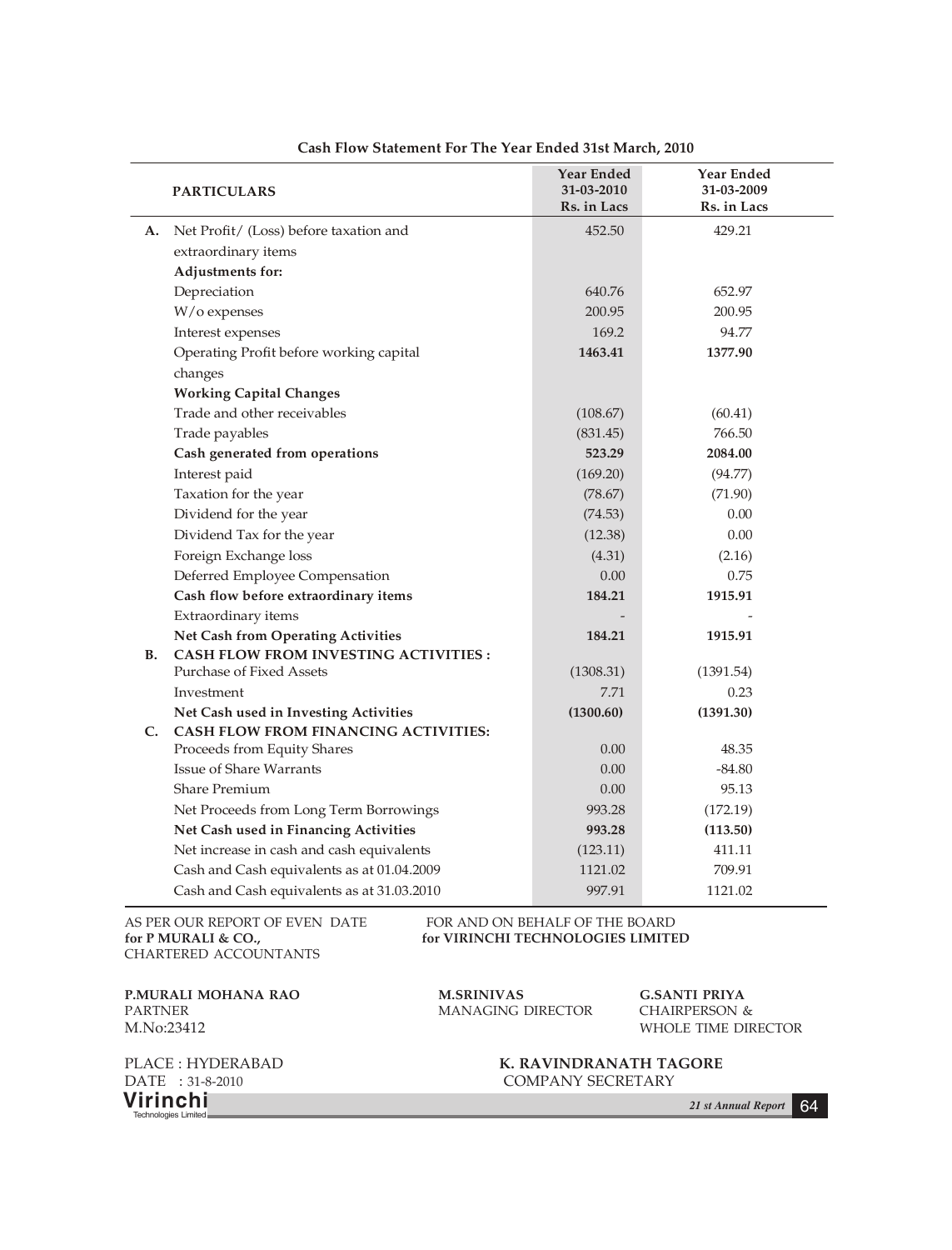## Cash Flow Statement For The Year Ended 31st March, 2010

| | PARTICULARS | Year Ended 31-03-2010 Rs. in Lacs | Year Ended 31-03-2009 Rs. in Lacs |
|---|---|---|---|
| A. | Net Profit/ (Loss) before taxation and extraordinary items | 452.50 | 429.21 |
| | **Adjustments for:** | | |
| | Depreciation | 640.76 | 652.97 |
| | W/o expenses | 200.95 | 200.95 |
| | Interest expenses | 169.2 | 94.77 |
| | Operating Profit before working capital changes | **1463.41** | **1377.90** |
| | **Working Capital Changes** | | |
| | Trade and other receivables | (108.67) | (60.41) |
| | Trade payables | (831.45) | 766.50 |
| | **Cash generated from operations** | **523.29** | **2084.00** |
| | Interest paid | (169.20) | (94.77) |
| | Taxation for the year | (78.67) | (71.90) |
| | Dividend for the year | (74.53) | 0.00 |
| | Dividend Tax for the year | (12.38) | 0.00 |
| | Foreign Exchange loss | (4.31) | (2.16) |
| | Deferred Employee Compensation | 0.00 | 0.75 |
| | **Cash flow before extraordinary items** | **184.21** | **1915.91** |
| | Extraordinary items | - | - |
| | **Net Cash from Operating Activities** | **184.21** | **1915.91** |
| B. | **CASH FLOW FROM INVESTING ACTIVITIES :** | | |
| | Purchase of Fixed Assets | (1308.31) | (1391.54) |
| | Investment | 7.71 | 0.23 |
| | **Net Cash used in Investing Activities** | **(1300.60)** | **(1391.30)** |
| C. | **CASH FLOW FROM FINANCING ACTIVITIES:** | | |
| | Proceeds from Equity Shares | 0.00 | 48.35 |
| | Issue of Share Warrants | 0.00 | -84.80 |
| | Share Premium | 0.00 | 95.13 |
| | Net Proceeds from Long Term Borrowings | 993.28 | (172.19) |
| | **Net Cash used in Financing Activities** | **993.28** | **(113.50)** |
| | Net increase in cash and cash equivalents | (123.11) | 411.11 |
| | Cash and Cash equivalents as at 01.04.2009 | 1121.02 | 709.91 |
| | Cash and Cash equivalents as at 31.03.2010 | 997.91 | 1121.02 |

AS PER OUR REPORT OF EVEN DATE
**for P MURALI & CO.,**
CHARTERED ACCOUNTANTS

FOR AND ON BEHALF OF THE BOARD
**for VIRINCHI TECHNOLOGIES LIMITED**

**P.MURALI MOHANA RAO**
PARTNER
M.No:23412

**M.SRINIVAS**
MANAGING DIRECTOR

**G.SANTI PRIYA**
CHAIRPERSON &
WHOLE TIME DIRECTOR

PLACE : HYDERABAD
DATE : 31-8-2010

**K. RAVINDRANATH TAGORE**
COMPANY SECRETARY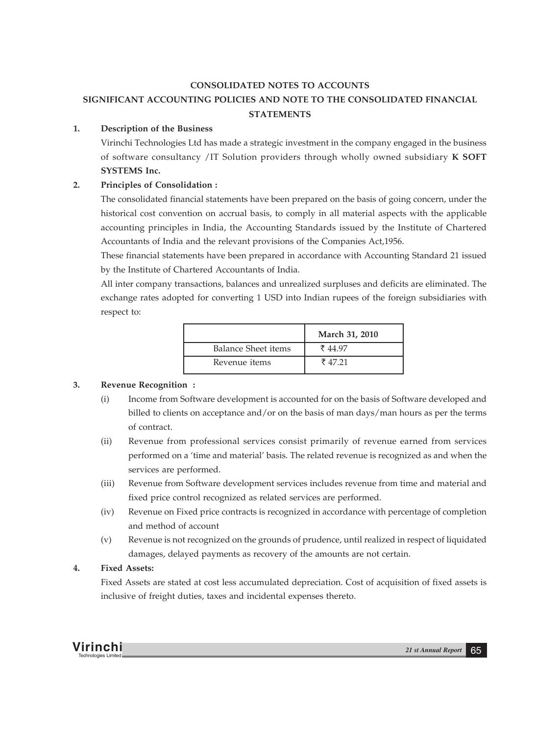**CONSOLIDATED NOTES TO ACCOUNTS**

**SIGNIFICANT ACCOUNTING POLICIES AND NOTE TO THE CONSOLIDATED FINANCIAL STATEMENTS**

**1. Description of the Business**

Virinchi Technologies Ltd has made a strategic investment in the company engaged in the business of software consultancy /IT Solution providers through wholly owned subsidiary **K SOFT SYSTEMS Inc.**

**2. Principles of Consolidation :**

The consolidated financial statements have been prepared on the basis of going concern, under the historical cost convention on accrual basis, to comply in all material aspects with the applicable accounting principles in India, the Accounting Standards issued by the Institute of Chartered Accountants of India and the relevant provisions of the Companies Act,1956.

These financial statements have been prepared in accordance with Accounting Standard 21 issued by the Institute of Chartered Accountants of India.

All inter company transactions, balances and unrealized surpluses and deficits are eliminated. The exchange rates adopted for converting 1 USD into Indian rupees of the foreign subsidiaries with respect to:

| | March 31, 2010 |
|---|---|
| Balance Sheet items | ₹ 44.97 |
| Revenue items | ₹ 47.21 |

**3. Revenue Recognition :**

(i) Income from Software development is accounted for on the basis of Software developed and billed to clients on acceptance and/or on the basis of man days/man hours as per the terms of contract.

(ii) Revenue from professional services consist primarily of revenue earned from services performed on a 'time and material' basis. The related revenue is recognized as and when the services are performed.

(iii) Revenue from Software development services includes revenue from time and material and fixed price control recognized as related services are performed.

(iv) Revenue on Fixed price contracts is recognized in accordance with percentage of completion and method of account

(v) Revenue is not recognized on the grounds of prudence, until realized in respect of liquidated damages, delayed payments as recovery of the amounts are not certain.

**4. Fixed Assets:**

Fixed Assets are stated at cost less accumulated depreciation. Cost of acquisition of fixed assets is inclusive of freight duties, taxes and incidental expenses thereto.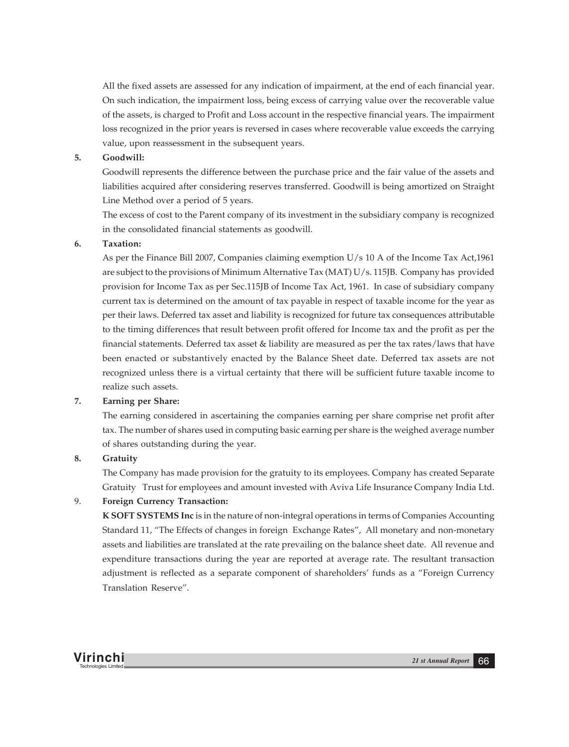All the fixed assets are assessed for any indication of impairment, at the end of each financial year. On such indication, the impairment loss, being excess of carrying value over the recoverable value of the assets, is charged to Profit and Loss account in the respective financial years. The impairment loss recognized in the prior years is reversed in cases where recoverable value exceeds the carrying value, upon reassessment in the subsequent years.

**5. Goodwill:**

Goodwill represents the difference between the purchase price and the fair value of the assets and liabilities acquired after considering reserves transferred. Goodwill is being amortized on Straight Line Method over a period of 5 years.

The excess of cost to the Parent company of its investment in the subsidiary company is recognized in the consolidated financial statements as goodwill.

**6. Taxation:**

As per the Finance Bill 2007, Companies claiming exemption U/s 10 A of the Income Tax Act,1961 are subject to the provisions of Minimum Alternative Tax (MAT) U/s. 115JB. Company has provided provision for Income Tax as per Sec.115JB of Income Tax Act, 1961. In case of subsidiary company current tax is determined on the amount of tax payable in respect of taxable income for the year as per their laws. Deferred tax asset and liability is recognized for future tax consequences attributable to the timing differences that result between profit offered for Income tax and the profit as per the financial statements. Deferred tax asset & liability are measured as per the tax rates/laws that have been enacted or substantively enacted by the Balance Sheet date. Deferred tax assets are not recognized unless there is a virtual certainty that there will be sufficient future taxable income to realize such assets.

**7. Earning per Share:**

The earning considered in ascertaining the companies earning per share comprise net profit after tax. The number of shares used in computing basic earning per share is the weighed average number of shares outstanding during the year.

**8. Gratuity**

The Company has made provision for the gratuity to its employees. Company has created Separate Gratuity Trust for employees and amount invested with Aviva Life Insurance Company India Ltd.

9. **Foreign Currency Transaction:**

**K SOFT SYSTEMS Inc** is in the nature of non-integral operations in terms of Companies Accounting Standard 11, "The Effects of changes in foreign Exchange Rates", All monetary and non-monetary assets and liabilities are translated at the rate prevailing on the balance sheet date. All revenue and expenditure transactions during the year are reported at average rate. The resultant transaction adjustment is reflected as a separate component of shareholders' funds as a "Foreign Currency Translation Reserve".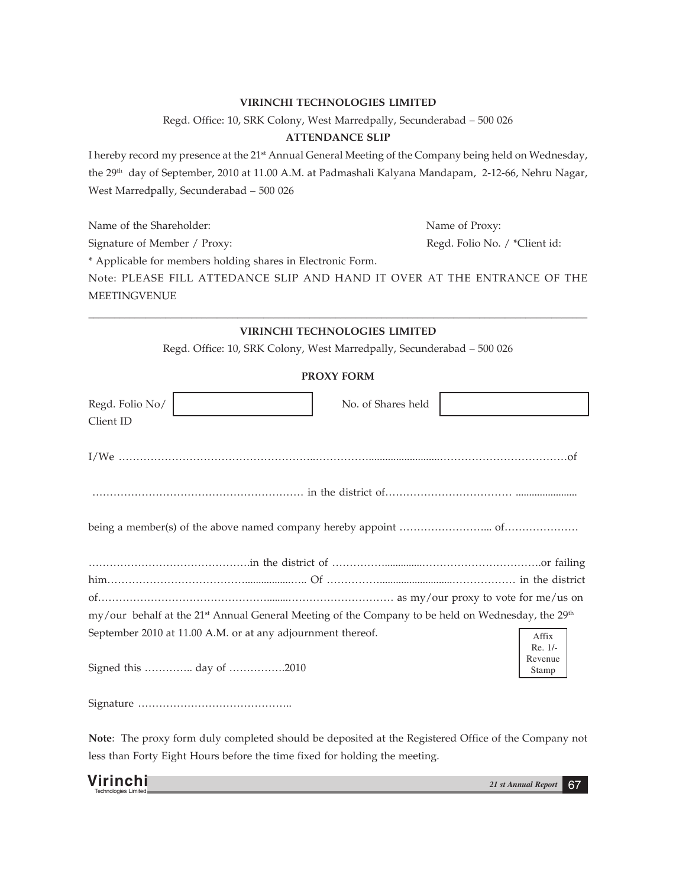**VIRINCHI TECHNOLOGIES LIMITED**

Regd. Office: 10, SRK Colony, West Marredpally, Secunderabad – 500 026

**ATTENDANCE SLIP**

I hereby record my presence at the 21st Annual General Meeting of the Company being held on Wednesday, the 29th day of September, 2010 at 11.00 A.M. at Padmashali Kalyana Mandapam, 2-12-66, Nehru Nagar, West Marredpally, Secunderabad – 500 026

Name of the Shareholder: Name of Proxy:

Signature of Member / Proxy: Regd. Folio No. / *Client id:

\* Applicable for members holding shares in Electronic Form.

Note: PLEASE FILL ATTEDANCE SLIP AND HAND IT OVER AT THE ENTRANCE OF THE MEETINGVENUE

---

**VIRINCHI TECHNOLOGIES LIMITED**

Regd. Office: 10, SRK Colony, West Marredpally, Secunderabad – 500 026

**PROXY FORM**

| Regd. Folio No/ Client ID | | No. of Shares held | |
|---|---|---|---|

I/We ……………………………………………………………………………………………………of

………………………………………………… in the district of…………………………… .....................

being a member(s) of the above named company hereby appoint …………………….. of…………………

……………………………………….in the district of …………………………………………….or failing him……………………………………….. Of ………………………………………… in the district of……………………………………………………………………… as my/our proxy to vote for me/us on my/our behalf at the 21st Annual General Meeting of the Company to be held on Wednesday, the 29th September 2010 at 11.00 A.M. or at any adjournment thereof.

Affix Re. 1/- Revenue Stamp

Signed this ………….. day of …………….2010

Signature ……………………………………..

**Note**: The proxy form duly completed should be deposited at the Registered Office of the Company not less than Forty Eight Hours before the time fixed for holding the meeting.